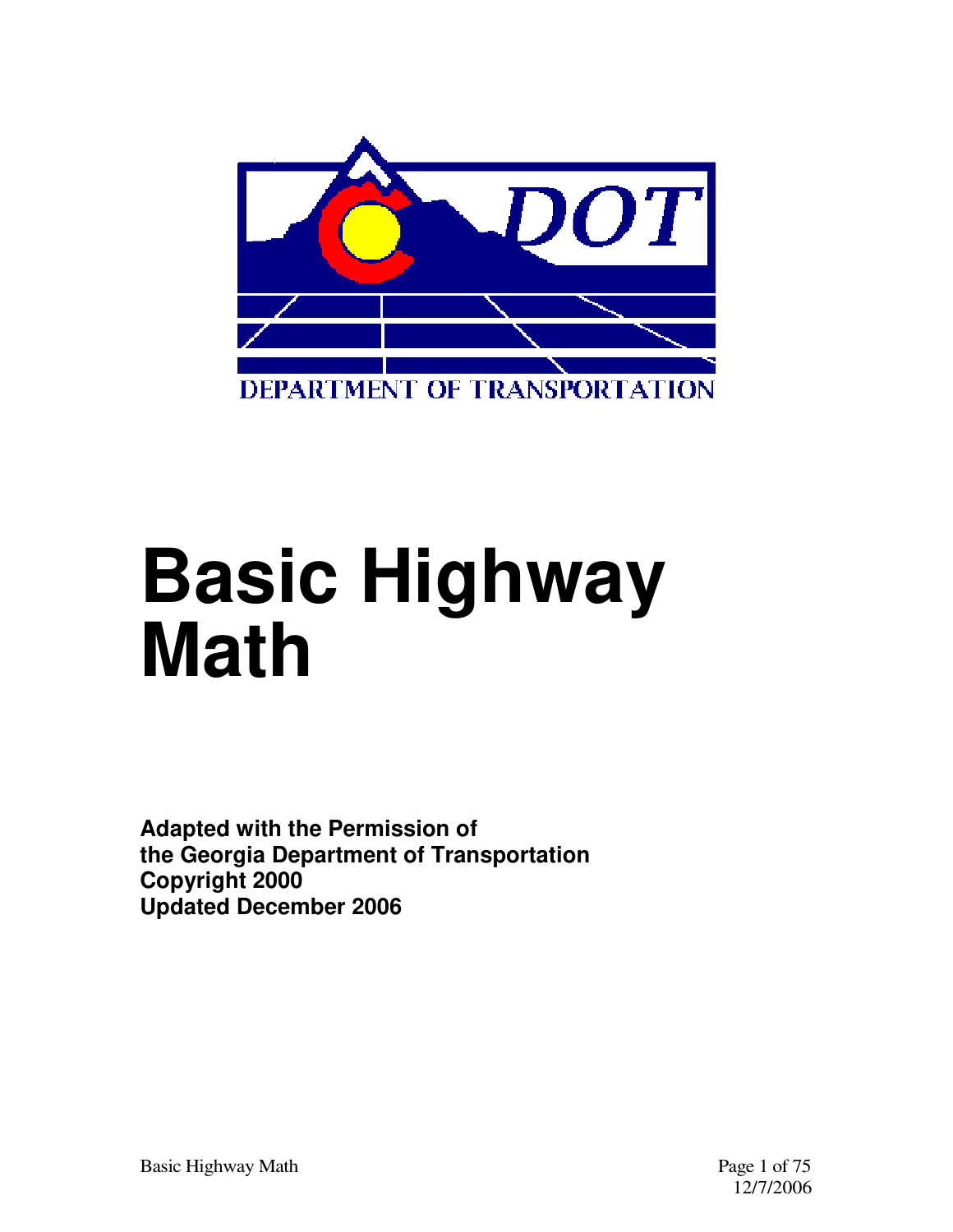DOT

DEPARTMENT OF TRANSPORTATION

# Basic Highway Math

**Adapted with the Permission of**
**the Georgia Department of Transportation**
**Copyright 2000**
**Updated December 2006**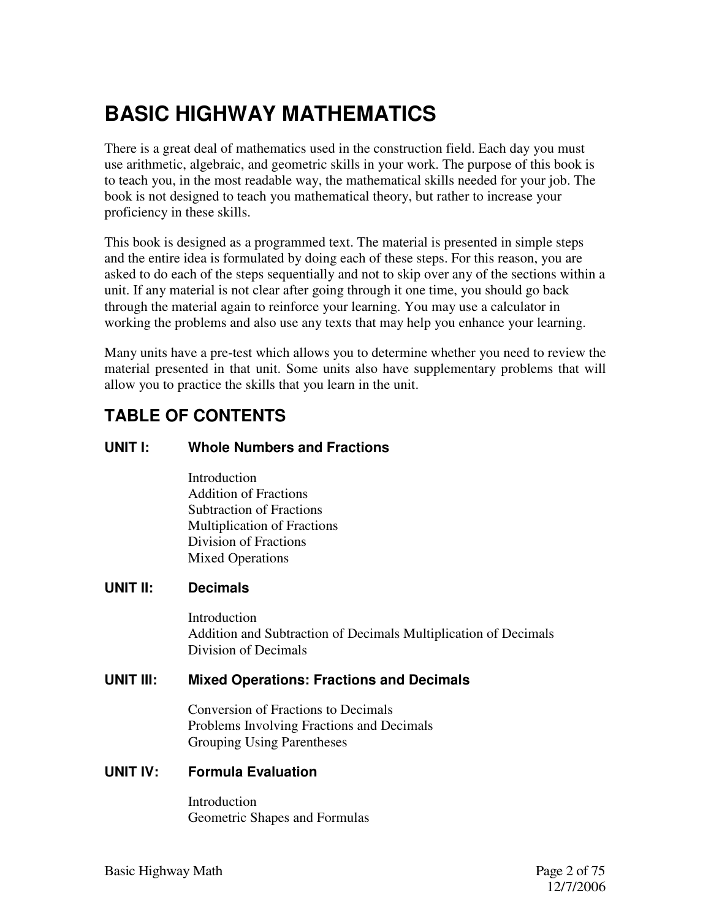# BASIC HIGHWAY MATHEMATICS

There is a great deal of mathematics used in the construction field. Each day you must use arithmetic, algebraic, and geometric skills in your work. The purpose of this book is to teach you, in the most readable way, the mathematical skills needed for your job. The book is not designed to teach you mathematical theory, but rather to increase your proficiency in these skills.

This book is designed as a programmed text. The material is presented in simple steps and the entire idea is formulated by doing each of these steps. For this reason, you are asked to do each of the steps sequentially and not to skip over any of the sections within a unit. If any material is not clear after going through it one time, you should go back through the material again to reinforce your learning. You may use a calculator in working the problems and also use any texts that may help you enhance your learning.

Many units have a pre-test which allows you to determine whether you need to review the material presented in that unit. Some units also have supplementary problems that will allow you to practice the skills that you learn in the unit.

## TABLE OF CONTENTS

### UNIT I: Whole Numbers and Fractions

Introduction
Addition of Fractions
Subtraction of Fractions
Multiplication of Fractions
Division of Fractions
Mixed Operations

### UNIT II: Decimals

Introduction
Addition and Subtraction of Decimals Multiplication of Decimals
Division of Decimals

### UNIT III: Mixed Operations: Fractions and Decimals

Conversion of Fractions to Decimals
Problems Involving Fractions and Decimals
Grouping Using Parentheses

### UNIT IV: Formula Evaluation

Introduction
Geometric Shapes and Formulas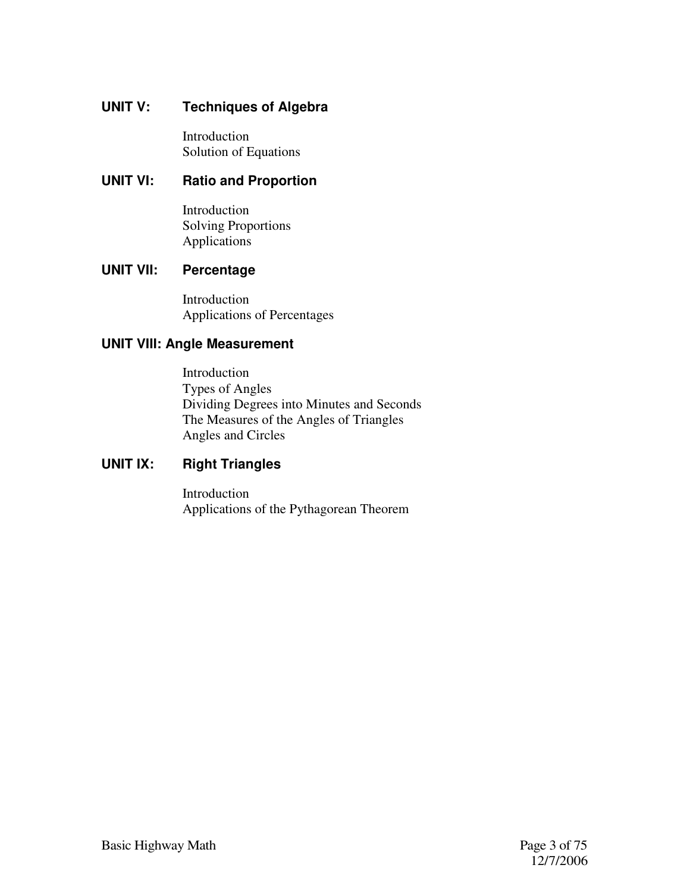## UNIT V: Techniques of Algebra

Introduction
Solution of Equations

## UNIT VI: Ratio and Proportion

Introduction
Solving Proportions
Applications

## UNIT VII: Percentage

Introduction
Applications of Percentages

## UNIT VIII: Angle Measurement

Introduction
Types of Angles
Dividing Degrees into Minutes and Seconds
The Measures of the Angles of Triangles
Angles and Circles

## UNIT IX: Right Triangles

Introduction
Applications of the Pythagorean Theorem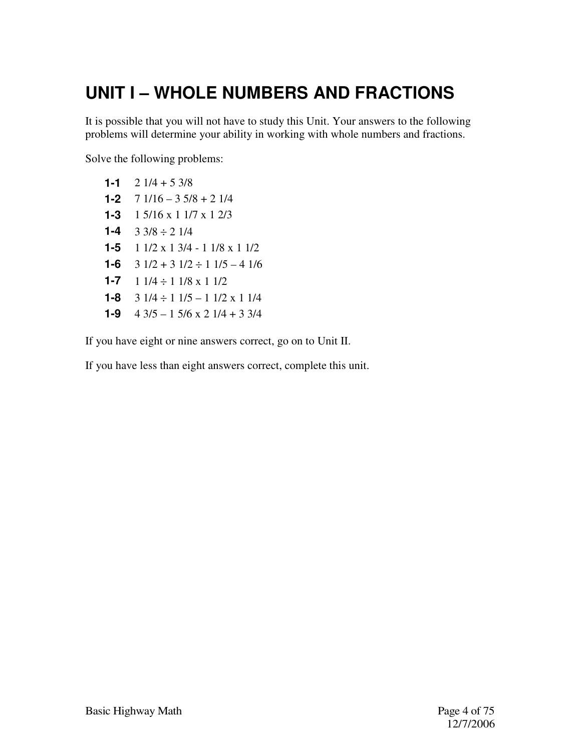# UNIT I – WHOLE NUMBERS AND FRACTIONS

It is possible that you will not have to study this Unit. Your answers to the following problems will determine your ability in working with whole numbers and fractions.

Solve the following problems:

**1-1** 2 1/4 + 5 3/8

**1-2** 7 1/16 – 3 5/8 + 2 1/4

**1-3** 1 5/16 x 1 1/7 x 1 2/3

**1-4** 3 3/8 ÷ 2 1/4

**1-5** 1 1/2 x 1 3/4 - 1 1/8 x 1 1/2

**1-6** 3 1/2 + 3 1/2 ÷ 1 1/5 – 4 1/6

**1-7** 1 1/4 ÷ 1 1/8 x 1 1/2

**1-8** 3 1/4 ÷ 1 1/5 – 1 1/2 x 1 1/4

**1-9** 4 3/5 – 1 5/6 x 2 1/4 + 3 3/4

If you have eight or nine answers correct, go on to Unit II.

If you have less than eight answers correct, complete this unit.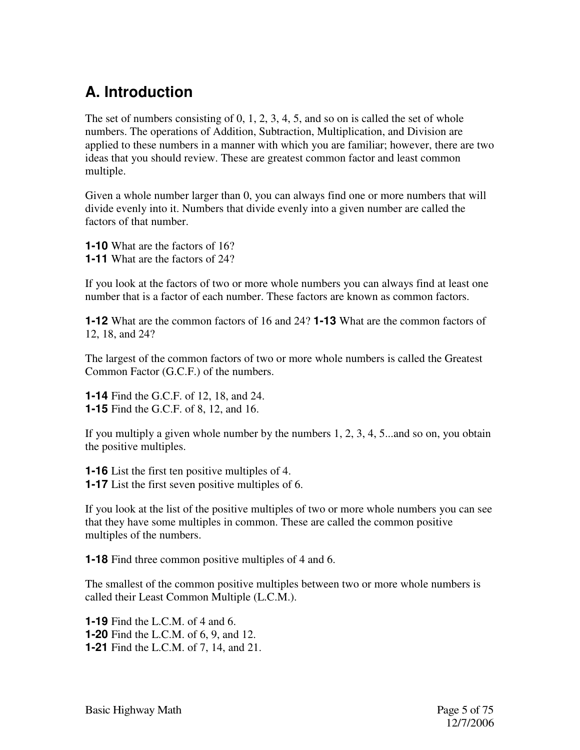## A. Introduction

The set of numbers consisting of 0, 1, 2, 3, 4, 5, and so on is called the set of whole numbers. The operations of Addition, Subtraction, Multiplication, and Division are applied to these numbers in a manner with which you are familiar; however, there are two ideas that you should review. These are greatest common factor and least common multiple.

Given a whole number larger than 0, you can always find one or more numbers that will divide evenly into it. Numbers that divide evenly into a given number are called the factors of that number.

**1-10** What are the factors of 16?
**1-11** What are the factors of 24?

If you look at the factors of two or more whole numbers you can always find at least one number that is a factor of each number. These factors are known as common factors.

**1-12** What are the common factors of 16 and 24? **1-13** What are the common factors of 12, 18, and 24?

The largest of the common factors of two or more whole numbers is called the Greatest Common Factor (G.C.F.) of the numbers.

**1-14** Find the G.C.F. of 12, 18, and 24.
**1-15** Find the G.C.F. of 8, 12, and 16.

If you multiply a given whole number by the numbers 1, 2, 3, 4, 5...and so on, you obtain the positive multiples.

**1-16** List the first ten positive multiples of 4.
**1-17** List the first seven positive multiples of 6.

If you look at the list of the positive multiples of two or more whole numbers you can see that they have some multiples in common. These are called the common positive multiples of the numbers.

**1-18** Find three common positive multiples of 4 and 6.

The smallest of the common positive multiples between two or more whole numbers is called their Least Common Multiple (L.C.M.).

**1-19** Find the L.C.M. of 4 and 6.
**1-20** Find the L.C.M. of 6, 9, and 12.
**1-21** Find the L.C.M. of 7, 14, and 21.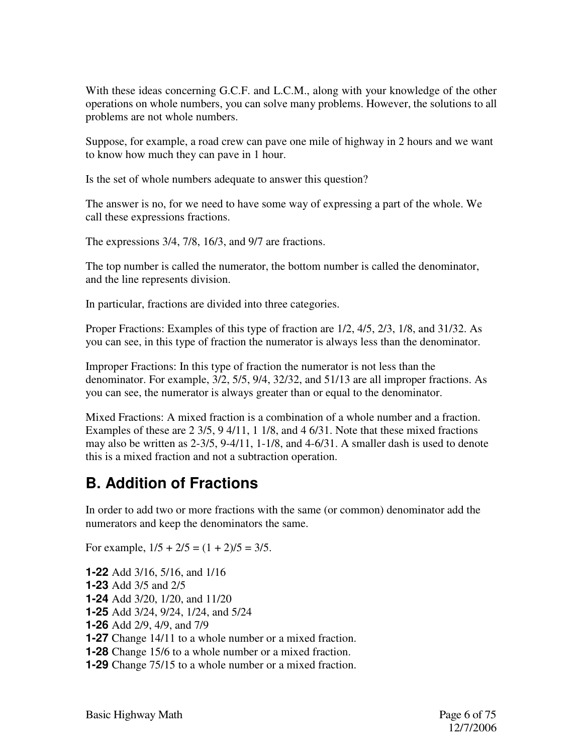With these ideas concerning G.C.F. and L.C.M., along with your knowledge of the other operations on whole numbers, you can solve many problems. However, the solutions to all problems are not whole numbers.

Suppose, for example, a road crew can pave one mile of highway in 2 hours and we want to know how much they can pave in 1 hour.

Is the set of whole numbers adequate to answer this question?

The answer is no, for we need to have some way of expressing a part of the whole. We call these expressions fractions.

The expressions 3/4, 7/8, 16/3, and 9/7 are fractions.

The top number is called the numerator, the bottom number is called the denominator, and the line represents division.

In particular, fractions are divided into three categories.

Proper Fractions: Examples of this type of fraction are 1/2, 4/5, 2/3, 1/8, and 31/32. As you can see, in this type of fraction the numerator is always less than the denominator.

Improper Fractions: In this type of fraction the numerator is not less than the denominator. For example, 3/2, 5/5, 9/4, 32/32, and 51/13 are all improper fractions. As you can see, the numerator is always greater than or equal to the denominator.

Mixed Fractions: A mixed fraction is a combination of a whole number and a fraction. Examples of these are 2 3/5, 9 4/11, 1 1/8, and 4 6/31. Note that these mixed fractions may also be written as 2-3/5, 9-4/11, 1-1/8, and 4-6/31. A smaller dash is used to denote this is a mixed fraction and not a subtraction operation.

## B. Addition of Fractions

In order to add two or more fractions with the same (or common) denominator add the numerators and keep the denominators the same.

For example, 1/5 + 2/5 = (1 + 2)/5 = 3/5.

**1-22** Add 3/16, 5/16, and 1/16  
**1-23** Add 3/5 and 2/5  
**1-24** Add 3/20, 1/20, and 11/20  
**1-25** Add 3/24, 9/24, 1/24, and 5/24  
**1-26** Add 2/9, 4/9, and 7/9  
**1-27** Change 14/11 to a whole number or a mixed fraction.  
**1-28** Change 15/6 to a whole number or a mixed fraction.  
**1-29** Change 75/15 to a whole number or a mixed fraction.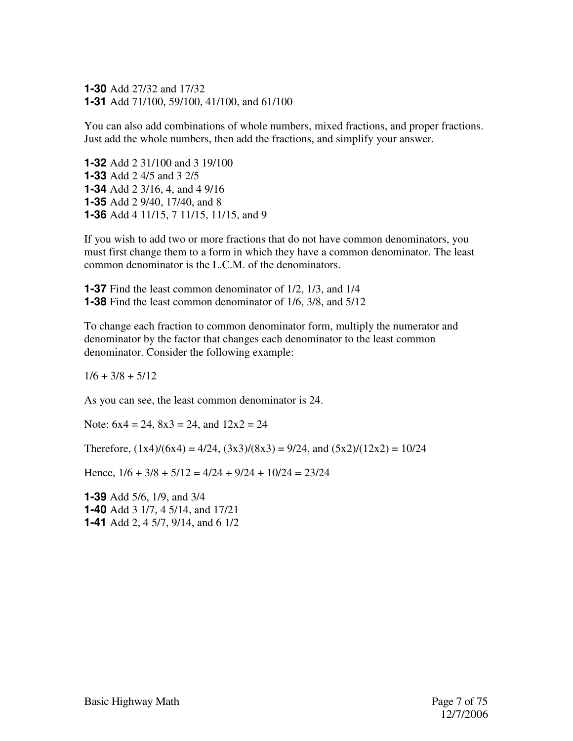**1-30** Add 27/32 and 17/32
**1-31** Add 71/100, 59/100, 41/100, and 61/100

You can also add combinations of whole numbers, mixed fractions, and proper fractions. Just add the whole numbers, then add the fractions, and simplify your answer.

**1-32** Add 2 31/100 and 3 19/100
**1-33** Add 2 4/5 and 3 2/5
**1-34** Add 2 3/16, 4, and 4 9/16
**1-35** Add 2 9/40, 17/40, and 8
**1-36** Add 4 11/15, 7 11/15, 11/15, and 9

If you wish to add two or more fractions that do not have common denominators, you must first change them to a form in which they have a common denominator. The least common denominator is the L.C.M. of the denominators.

**1-37** Find the least common denominator of 1/2, 1/3, and 1/4
**1-38** Find the least common denominator of 1/6, 3/8, and 5/12

To change each fraction to common denominator form, multiply the numerator and denominator by the factor that changes each denominator to the least common denominator. Consider the following example:

$1/6 + 3/8 + 5/12$

As you can see, the least common denominator is 24.

Note: $6 \times 4 = 24$, $8 \times 3 = 24$, and $12 \times 2 = 24$

Therefore, $(1 \times 4)/(6 \times 4) = 4/24$, $(3 \times 3)/(8 \times 3) = 9/24$, and $(5 \times 2)/(12 \times 2) = 10/24$

Hence, $1/6 + 3/8 + 5/12 = 4/24 + 9/24 + 10/24 = 23/24$

**1-39** Add 5/6, 1/9, and 3/4
**1-40** Add 3 1/7, 4 5/14, and 17/21
**1-41** Add 2, 4 5/7, 9/14, and 6 1/2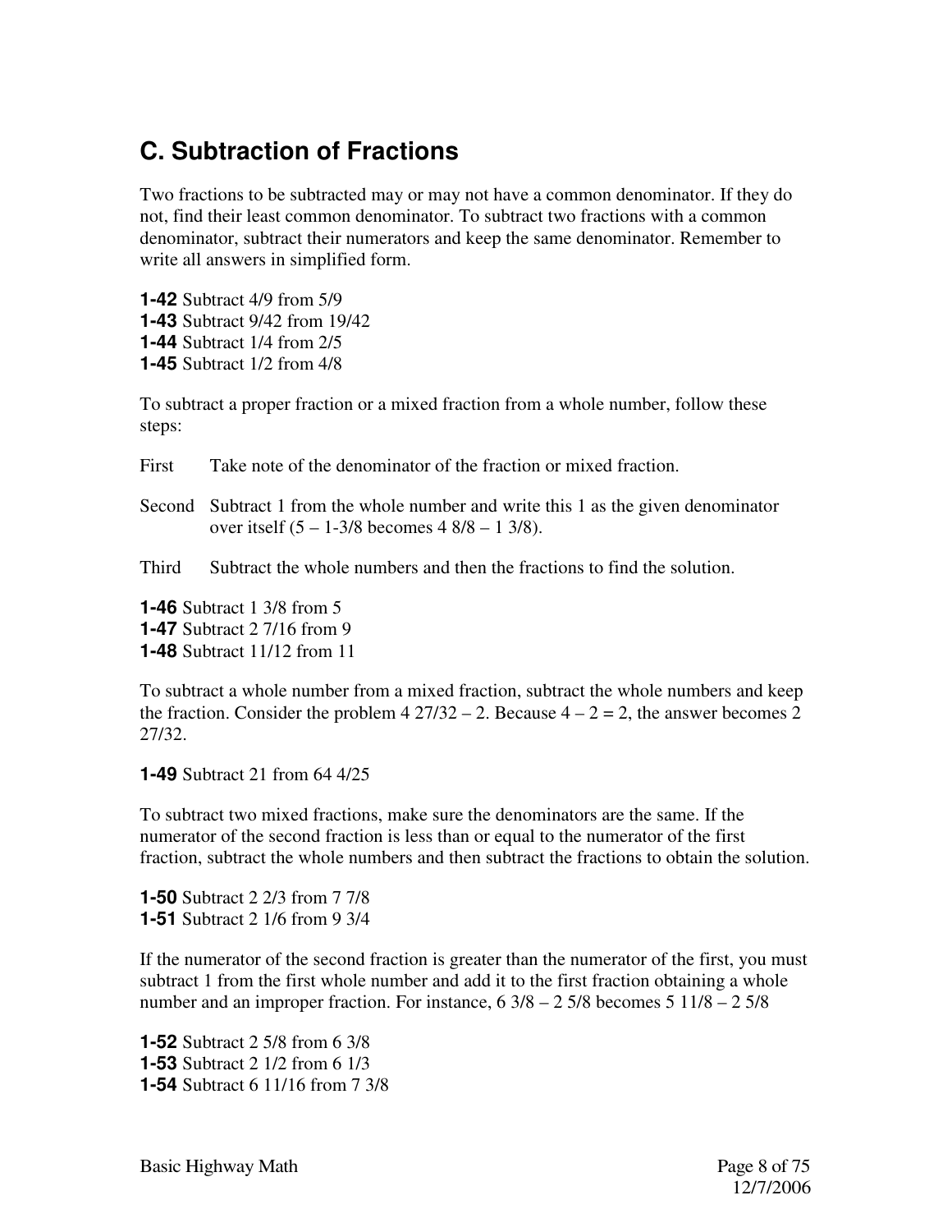## C. Subtraction of Fractions

Two fractions to be subtracted may or may not have a common denominator. If they do not, find their least common denominator. To subtract two fractions with a common denominator, subtract their numerators and keep the same denominator. Remember to write all answers in simplified form.

**1-42** Subtract 4/9 from 5/9
**1-43** Subtract 9/42 from 19/42
**1-44** Subtract 1/4 from 2/5
**1-45** Subtract 1/2 from 4/8

To subtract a proper fraction or a mixed fraction from a whole number, follow these steps:

First   Take note of the denominator of the fraction or mixed fraction.

Second   Subtract 1 from the whole number and write this 1 as the given denominator over itself (5 – 1-3/8 becomes 4 8/8 – 1 3/8).

Third   Subtract the whole numbers and then the fractions to find the solution.

**1-46** Subtract 1 3/8 from 5
**1-47** Subtract 2 7/16 from 9
**1-48** Subtract 11/12 from 11

To subtract a whole number from a mixed fraction, subtract the whole numbers and keep the fraction. Consider the problem 4 27/32 – 2. Because 4 – 2 = 2, the answer becomes 2 27/32.

**1-49** Subtract 21 from 64 4/25

To subtract two mixed fractions, make sure the denominators are the same. If the numerator of the second fraction is less than or equal to the numerator of the first fraction, subtract the whole numbers and then subtract the fractions to obtain the solution.

**1-50** Subtract 2 2/3 from 7 7/8
**1-51** Subtract 2 1/6 from 9 3/4

If the numerator of the second fraction is greater than the numerator of the first, you must subtract 1 from the first whole number and add it to the first fraction obtaining a whole number and an improper fraction. For instance, 6 3/8 – 2 5/8 becomes 5 11/8 – 2 5/8

**1-52** Subtract 2 5/8 from 6 3/8
**1-53** Subtract 2 1/2 from 6 1/3
**1-54** Subtract 6 11/16 from 7 3/8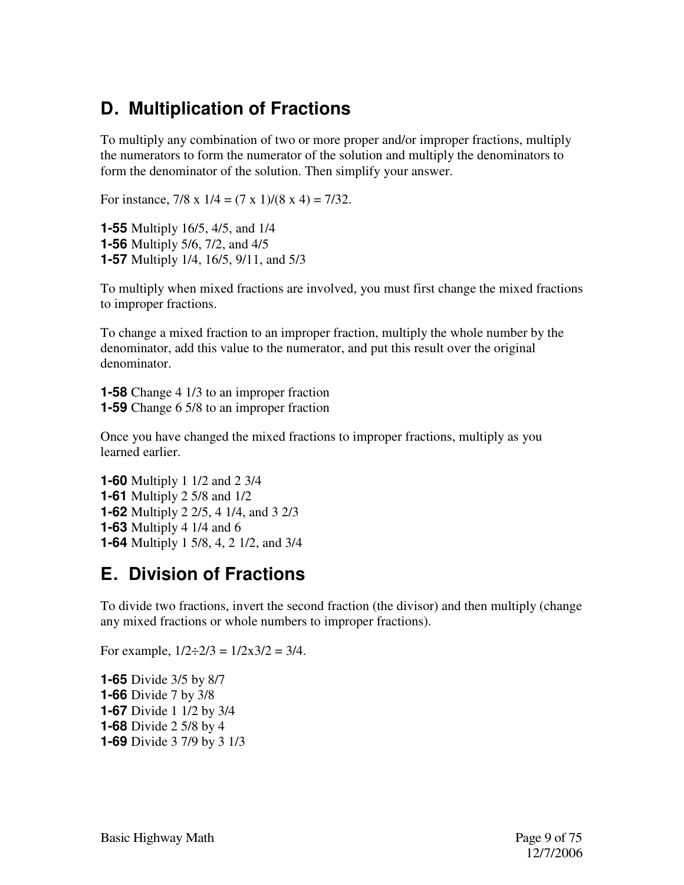## D. Multiplication of Fractions

To multiply any combination of two or more proper and/or improper fractions, multiply the numerators to form the numerator of the solution and multiply the denominators to form the denominator of the solution. Then simplify your answer.

For instance, $7/8 \times 1/4 = (7 \times 1)/(8 \times 4) = 7/32$.

**1-55** Multiply 16/5, 4/5, and 1/4
**1-56** Multiply 5/6, 7/2, and 4/5
**1-57** Multiply 1/4, 16/5, 9/11, and 5/3

To multiply when mixed fractions are involved, you must first change the mixed fractions to improper fractions.

To change a mixed fraction to an improper fraction, multiply the whole number by the denominator, add this value to the numerator, and put this result over the original denominator.

**1-58** Change 4 1/3 to an improper fraction
**1-59** Change 6 5/8 to an improper fraction

Once you have changed the mixed fractions to improper fractions, multiply as you learned earlier.

**1-60** Multiply 1 1/2 and 2 3/4
**1-61** Multiply 2 5/8 and 1/2
**1-62** Multiply 2 2/5, 4 1/4, and 3 2/3
**1-63** Multiply 4 1/4 and 6
**1-64** Multiply 1 5/8, 4, 2 1/2, and 3/4

## E. Division of Fractions

To divide two fractions, invert the second fraction (the divisor) and then multiply (change any mixed fractions or whole numbers to improper fractions).

For example, $1/2 \div 2/3 = 1/2 \times 3/2 = 3/4$.

**1-65** Divide 3/5 by 8/7
**1-66** Divide 7 by 3/8
**1-67** Divide 1 1/2 by 3/4
**1-68** Divide 2 5/8 by 4
**1-69** Divide 3 7/9 by 3 1/3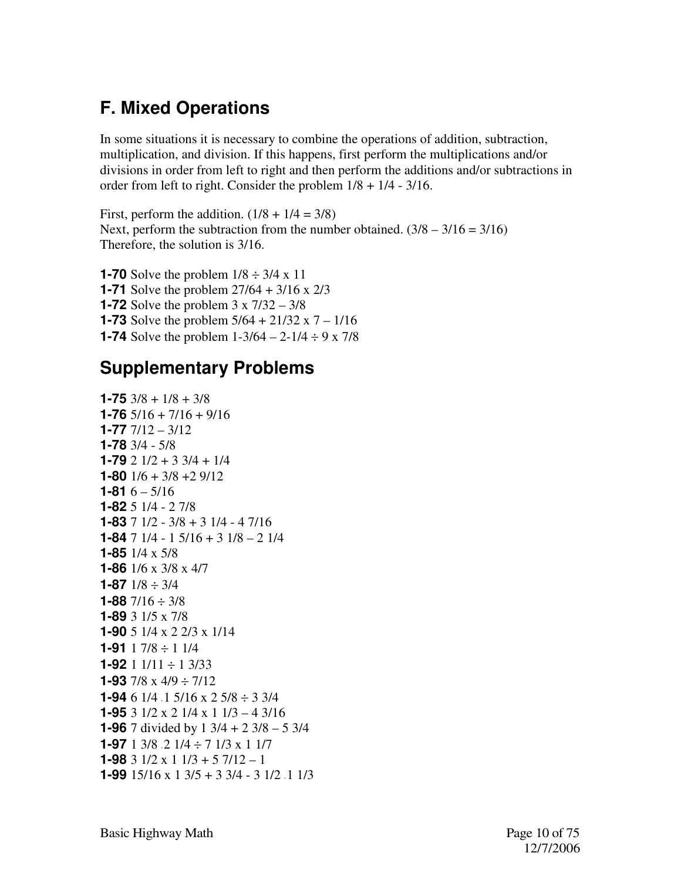## F. Mixed Operations

In some situations it is necessary to combine the operations of addition, subtraction, multiplication, and division. If this happens, first perform the multiplications and/or divisions in order from left to right and then perform the additions and/or subtractions in order from left to right. Consider the problem 1/8 + 1/4 - 3/16.

First, perform the addition. (1/8 + 1/4 = 3/8)
Next, perform the subtraction from the number obtained. (3/8 – 3/16 = 3/16)
Therefore, the solution is 3/16.

**1-70** Solve the problem 1/8 ÷ 3/4 x 11
**1-71** Solve the problem 27/64 + 3/16 x 2/3
**1-72** Solve the problem 3 x 7/32 – 3/8
**1-73** Solve the problem 5/64 + 21/32 x 7 – 1/16
**1-74** Solve the problem 1-3/64 – 2-1/4 ÷ 9 x 7/8

## Supplementary Problems

**1-75** 3/8 + 1/8 + 3/8
**1-76** 5/16 + 7/16 + 9/16
**1-77** 7/12 – 3/12
**1-78** 3/4 - 5/8
**1-79** 2 1/2 + 3 3/4 + 1/4
**1-80** 1/6 + 3/8 +2 9/12
**1-81** 6 – 5/16
**1-82** 5 1/4 - 2 7/8
**1-83** 7 1/2 - 3/8 + 3 1/4 - 4 7/16
**1-84** 7 1/4 - 1 5/16 + 3 1/8 – 2 1/4
**1-85** 1/4 x 5/8
**1-86** 1/6 x 3/8 x 4/7
**1-87** 1/8 ÷ 3/4
**1-88** 7/16 ÷ 3/8
**1-89** 3 1/5 x 7/8
**1-90** 5 1/4 x 2 2/3 x 1/14
**1-91** 1 7/8 ÷ 1 1/4
**1-92** 1 1/11 ÷ 1 3/33
**1-93** 7/8 x 4/9 ÷ 7/12
**1-94** 6 1/4 . 1 5/16 x 2 5/8 ÷ 3 3/4
**1-95** 3 1/2 x 2 1/4 x 1 1/3 – 4 3/16
**1-96** 7 divided by 1 3/4 + 2 3/8 – 5 3/4
**1-97** 1 3/8 . 2 1/4 ÷ 7 1/3 x 1 1/7
**1-98** 3 1/2 x 1 1/3 + 5 7/12 – 1
**1-99** 15/16 x 1 3/5 + 3 3/4 - 3 1/2 . 1 1/3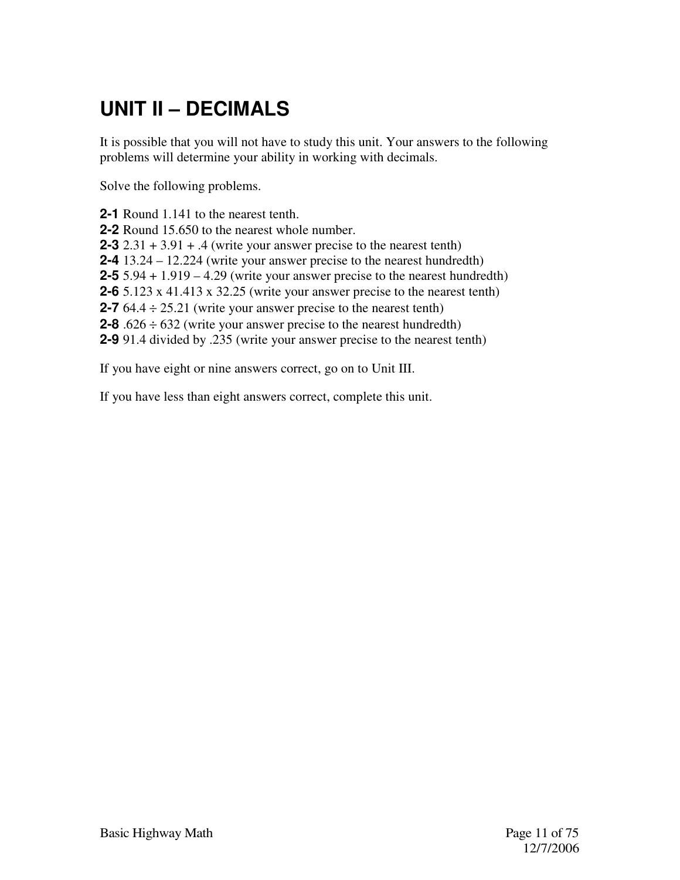# UNIT II – DECIMALS

It is possible that you will not have to study this unit. Your answers to the following problems will determine your ability in working with decimals.

Solve the following problems.

**2-1** Round 1.141 to the nearest tenth.
**2-2** Round 15.650 to the nearest whole number.
**2-3** 2.31 + 3.91 + .4 (write your answer precise to the nearest tenth)
**2-4** 13.24 – 12.224 (write your answer precise to the nearest hundredth)
**2-5** 5.94 + 1.919 – 4.29 (write your answer precise to the nearest hundredth)
**2-6** 5.123 x 41.413 x 32.25 (write your answer precise to the nearest tenth)
**2-7** 64.4 ÷ 25.21 (write your answer precise to the nearest tenth)
**2-8** .626 ÷ 632 (write your answer precise to the nearest hundredth)
**2-9** 91.4 divided by .235 (write your answer precise to the nearest tenth)

If you have eight or nine answers correct, go on to Unit III.

If you have less than eight answers correct, complete this unit.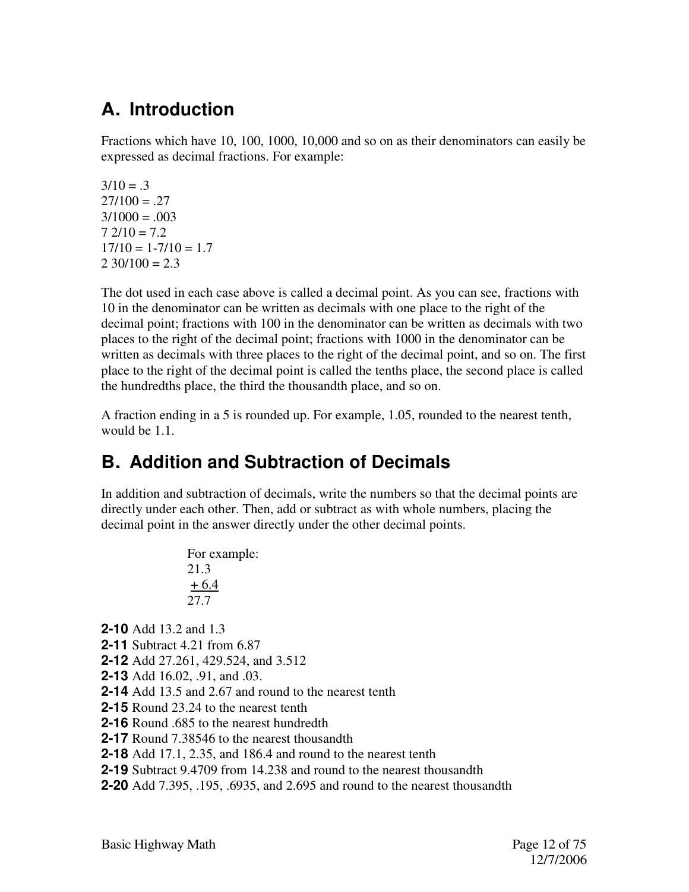## A. Introduction

Fractions which have 10, 100, 1000, 10,000 and so on as their denominators can easily be expressed as decimal fractions. For example:

3/10 = .3
27/100 = .27
3/1000 = .003
7 2/10 = 7.2
17/10 = 1-7/10 = 1.7
2 30/100 = 2.3

The dot used in each case above is called a decimal point. As you can see, fractions with 10 in the denominator can be written as decimals with one place to the right of the decimal point; fractions with 100 in the denominator can be written as decimals with two places to the right of the decimal point; fractions with 1000 in the denominator can be written as decimals with three places to the right of the decimal point, and so on. The first place to the right of the decimal point is called the tenths place, the second place is called the hundredths place, the third the thousandth place, and so on.

A fraction ending in a 5 is rounded up. For example, 1.05, rounded to the nearest tenth, would be 1.1.

## B. Addition and Subtraction of Decimals

In addition and subtraction of decimals, write the numbers so that the decimal points are directly under each other. Then, add or subtract as with whole numbers, placing the decimal point in the answer directly under the other decimal points.

For example:

```
 21.3
+ 6.4
 27.7
```

**2-10** Add 13.2 and 1.3
**2-11** Subtract 4.21 from 6.87
**2-12** Add 27.261, 429.524, and 3.512
**2-13** Add 16.02, .91, and .03.
**2-14** Add 13.5 and 2.67 and round to the nearest tenth
**2-15** Round 23.24 to the nearest tenth
**2-16** Round .685 to the nearest hundredth
**2-17** Round 7.38546 to the nearest thousandth
**2-18** Add 17.1, 2.35, and 186.4 and round to the nearest tenth
**2-19** Subtract 9.4709 from 14.238 and round to the nearest thousandth
**2-20** Add 7.395, .195, .6935, and 2.695 and round to the nearest thousandth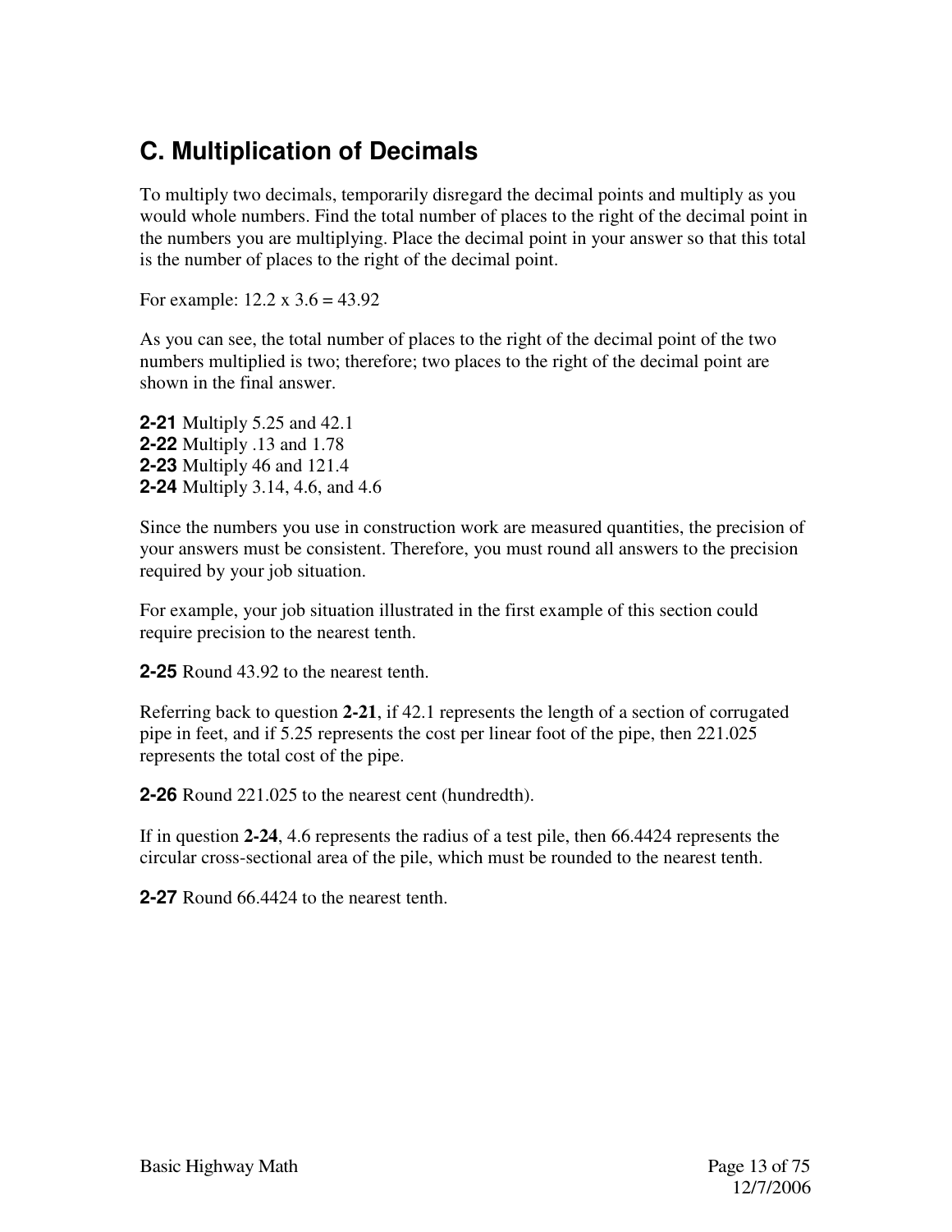## C. Multiplication of Decimals

To multiply two decimals, temporarily disregard the decimal points and multiply as you would whole numbers. Find the total number of places to the right of the decimal point in the numbers you are multiplying. Place the decimal point in your answer so that this total is the number of places to the right of the decimal point.

For example: 12.2 x 3.6 = 43.92

As you can see, the total number of places to the right of the decimal point of the two numbers multiplied is two; therefore; two places to the right of the decimal point are shown in the final answer.

**2-21** Multiply 5.25 and 42.1
**2-22** Multiply .13 and 1.78
**2-23** Multiply 46 and 121.4
**2-24** Multiply 3.14, 4.6, and 4.6

Since the numbers you use in construction work are measured quantities, the precision of your answers must be consistent. Therefore, you must round all answers to the precision required by your job situation.

For example, your job situation illustrated in the first example of this section could require precision to the nearest tenth.

**2-25** Round 43.92 to the nearest tenth.

Referring back to question **2-21**, if 42.1 represents the length of a section of corrugated pipe in feet, and if 5.25 represents the cost per linear foot of the pipe, then 221.025 represents the total cost of the pipe.

**2-26** Round 221.025 to the nearest cent (hundredth).

If in question **2-24**, 4.6 represents the radius of a test pile, then 66.4424 represents the circular cross-sectional area of the pile, which must be rounded to the nearest tenth.

**2-27** Round 66.4424 to the nearest tenth.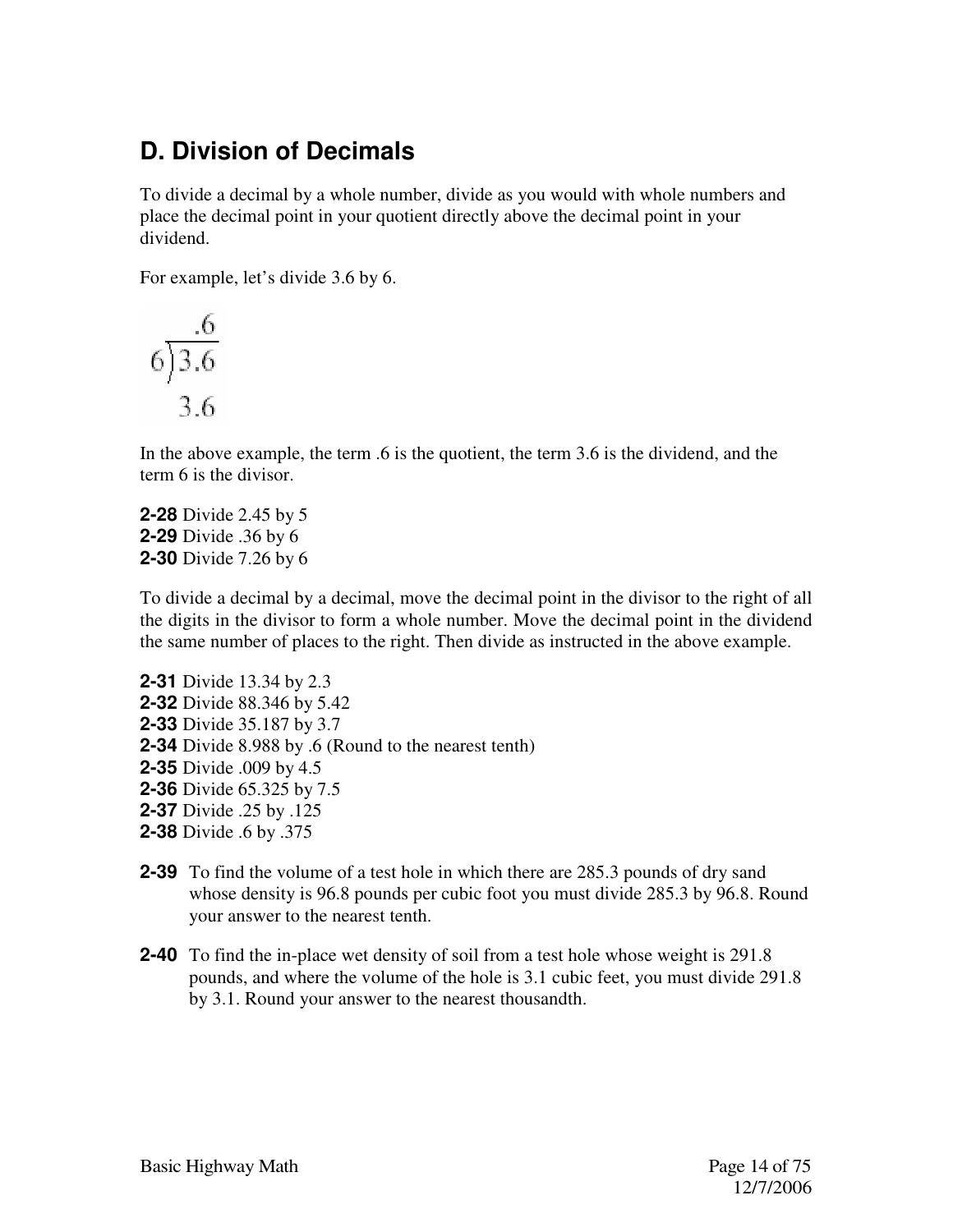## D. Division of Decimals

To divide a decimal by a whole number, divide as you would with whole numbers and place the decimal point in your quotient directly above the decimal point in your dividend.

For example, let's divide 3.6 by 6.

$$\begin{array}{r} .6 \\ 6\overline{)3.6} \\ 3.6 \end{array}$$

In the above example, the term .6 is the quotient, the term 3.6 is the dividend, and the term 6 is the divisor.

**2-28** Divide 2.45 by 5
**2-29** Divide .36 by 6
**2-30** Divide 7.26 by 6

To divide a decimal by a decimal, move the decimal point in the divisor to the right of all the digits in the divisor to form a whole number. Move the decimal point in the dividend the same number of places to the right. Then divide as instructed in the above example.

**2-31** Divide 13.34 by 2.3
**2-32** Divide 88.346 by 5.42
**2-33** Divide 35.187 by 3.7
**2-34** Divide 8.988 by .6 (Round to the nearest tenth)
**2-35** Divide .009 by 4.5
**2-36** Divide 65.325 by 7.5
**2-37** Divide .25 by .125
**2-38** Divide .6 by .375

**2-39** To find the volume of a test hole in which there are 285.3 pounds of dry sand whose density is 96.8 pounds per cubic foot you must divide 285.3 by 96.8. Round your answer to the nearest tenth.

**2-40** To find the in-place wet density of soil from a test hole whose weight is 291.8 pounds, and where the volume of the hole is 3.1 cubic feet, you must divide 291.8 by 3.1. Round your answer to the nearest thousandth.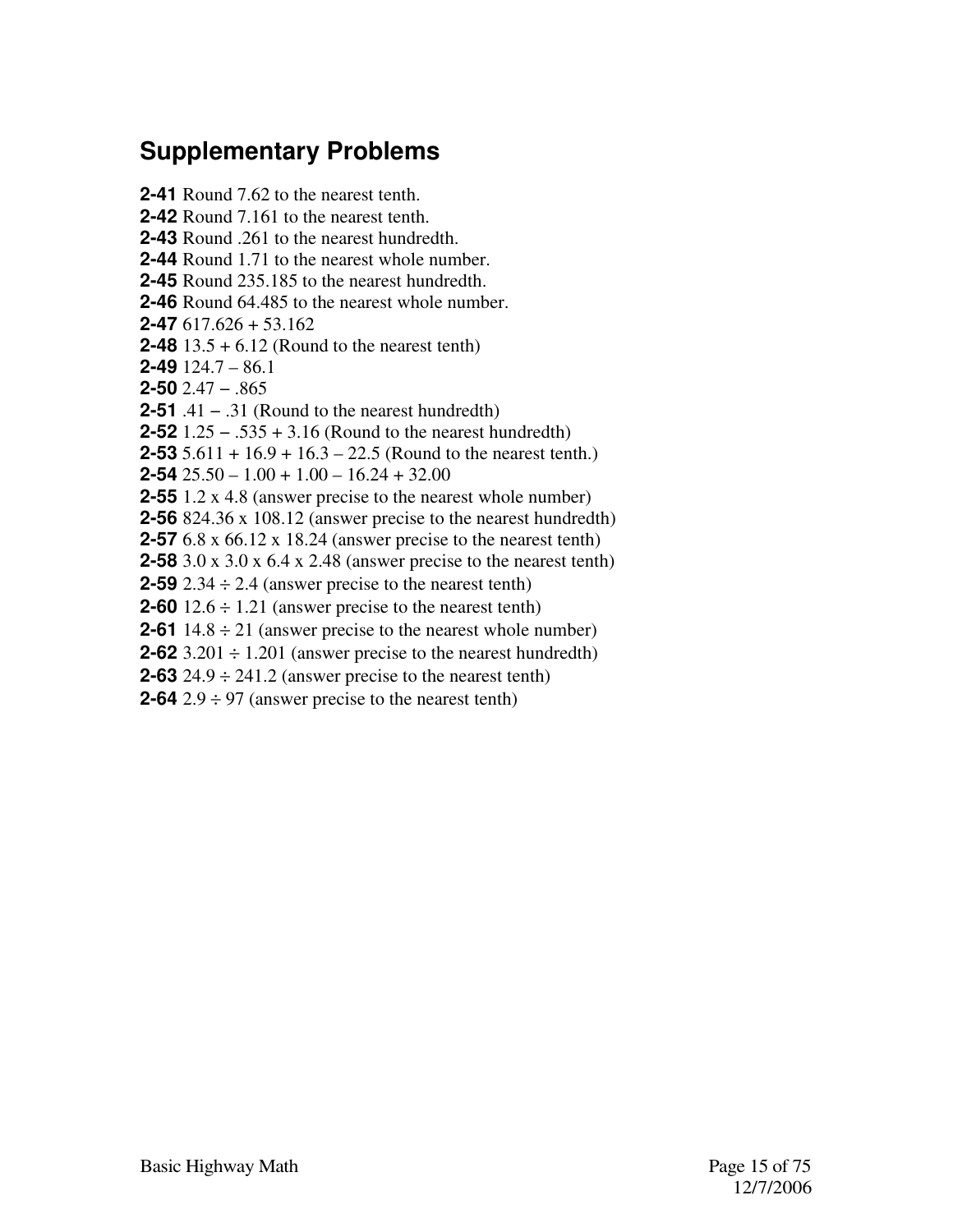## Supplementary Problems

**2-41** Round 7.62 to the nearest tenth.
**2-42** Round 7.161 to the nearest tenth.
**2-43** Round .261 to the nearest hundredth.
**2-44** Round 1.71 to the nearest whole number.
**2-45** Round 235.185 to the nearest hundredth.
**2-46** Round 64.485 to the nearest whole number.
**2-47** 617.626 + 53.162
**2-48** 13.5 + 6.12 (Round to the nearest tenth)
**2-49** 124.7 – 86.1
**2-50** 2.47 − .865
**2-51** .41 − .31 (Round to the nearest hundredth)
**2-52** 1.25 − .535 + 3.16 (Round to the nearest hundredth)
**2-53** 5.611 + 16.9 + 16.3 – 22.5 (Round to the nearest tenth.)
**2-54** 25.50 – 1.00 + 1.00 – 16.24 + 32.00
**2-55** 1.2 x 4.8 (answer precise to the nearest whole number)
**2-56** 824.36 x 108.12 (answer precise to the nearest hundredth)
**2-57** 6.8 x 66.12 x 18.24 (answer precise to the nearest tenth)
**2-58** 3.0 x 3.0 x 6.4 x 2.48 (answer precise to the nearest tenth)
**2-59** 2.34 ÷ 2.4 (answer precise to the nearest tenth)
**2-60** 12.6 ÷ 1.21 (answer precise to the nearest tenth)
**2-61** 14.8 ÷ 21 (answer precise to the nearest whole number)
**2-62** 3.201 ÷ 1.201 (answer precise to the nearest hundredth)
**2-63** 24.9 ÷ 241.2 (answer precise to the nearest tenth)
**2-64** 2.9 ÷ 97 (answer precise to the nearest tenth)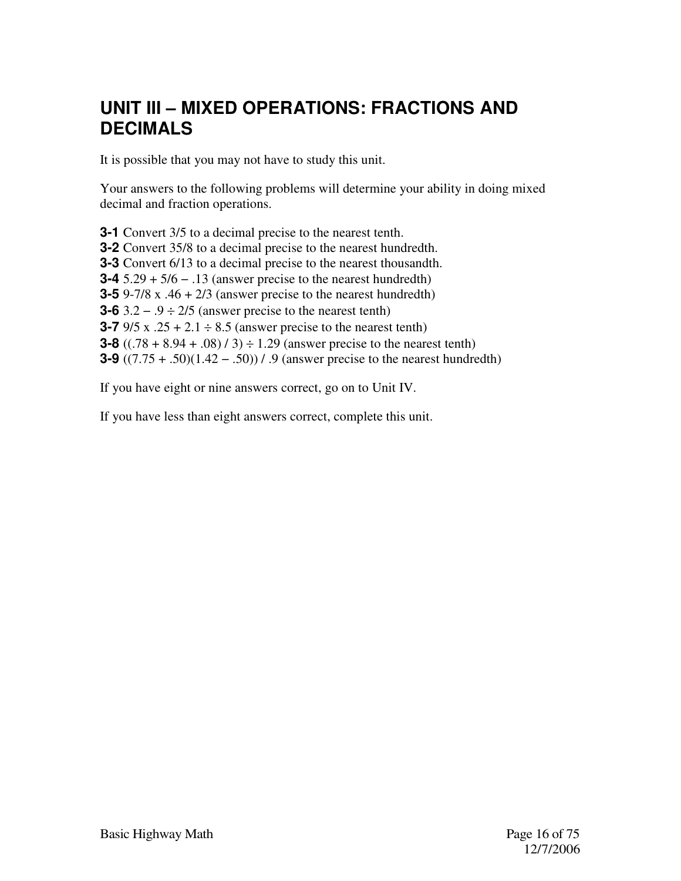# UNIT III – MIXED OPERATIONS: FRACTIONS AND DECIMALS

It is possible that you may not have to study this unit.

Your answers to the following problems will determine your ability in doing mixed decimal and fraction operations.

**3-1** Convert 3/5 to a decimal precise to the nearest tenth.
**3-2** Convert 35/8 to a decimal precise to the nearest hundredth.
**3-3** Convert 6/13 to a decimal precise to the nearest thousandth.
**3-4** 5.29 + 5/6 − .13 (answer precise to the nearest hundredth)
**3-5** 9-7/8 x .46 + 2/3 (answer precise to the nearest hundredth)
**3-6** 3.2 − .9 ÷ 2/5 (answer precise to the nearest tenth)
**3-7** 9/5 x .25 + 2.1 ÷ 8.5 (answer precise to the nearest tenth)
**3-8** ((.78 + 8.94 + .08) / 3) ÷ 1.29 (answer precise to the nearest tenth)
**3-9** ((7.75 + .50)(1.42 − .50)) / .9 (answer precise to the nearest hundredth)

If you have eight or nine answers correct, go on to Unit IV.

If you have less than eight answers correct, complete this unit.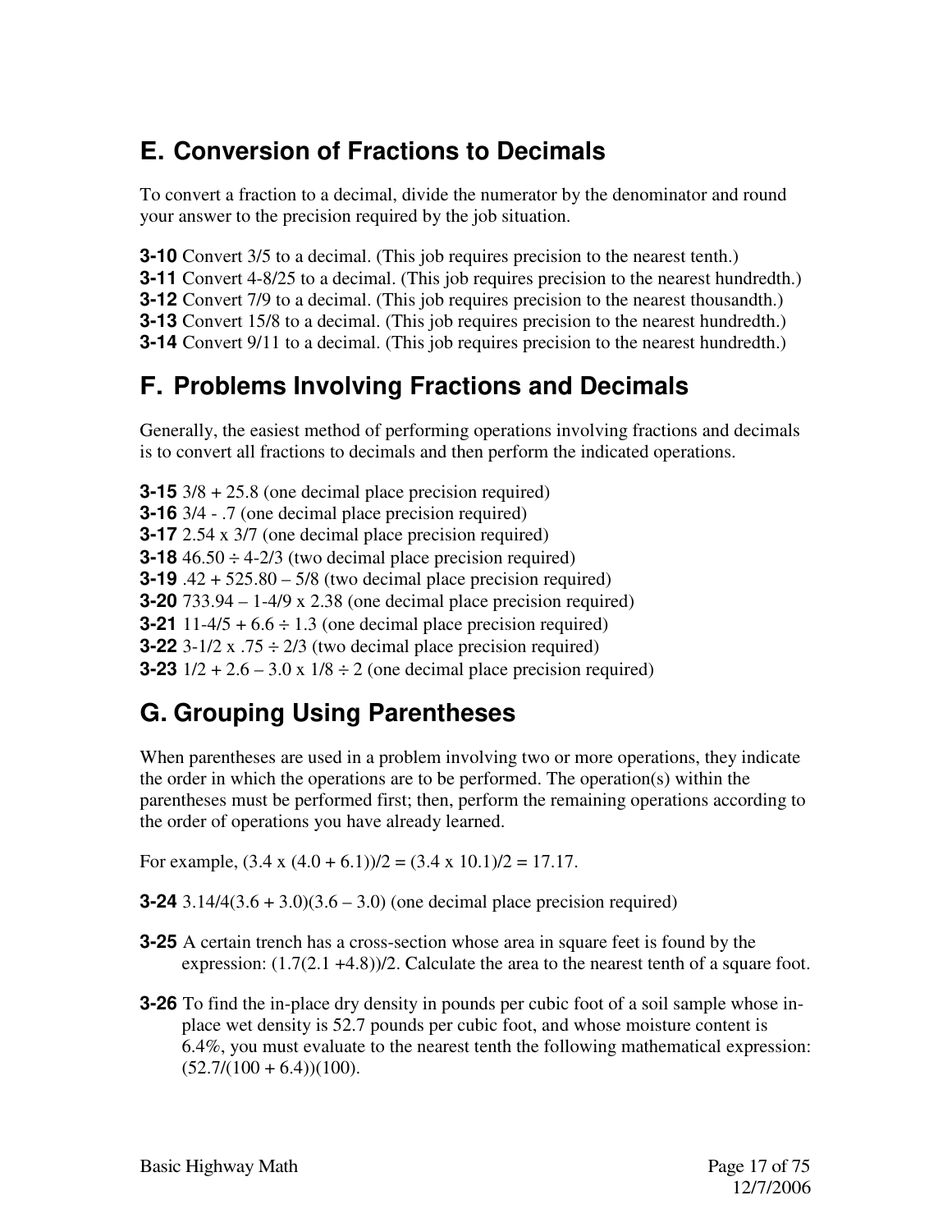## E. Conversion of Fractions to Decimals

To convert a fraction to a decimal, divide the numerator by the denominator and round your answer to the precision required by the job situation.

**3-10** Convert 3/5 to a decimal. (This job requires precision to the nearest tenth.)
**3-11** Convert 4-8/25 to a decimal. (This job requires precision to the nearest hundredth.)
**3-12** Convert 7/9 to a decimal. (This job requires precision to the nearest thousandth.)
**3-13** Convert 15/8 to a decimal. (This job requires precision to the nearest hundredth.)
**3-14** Convert 9/11 to a decimal. (This job requires precision to the nearest hundredth.)

## F. Problems Involving Fractions and Decimals

Generally, the easiest method of performing operations involving fractions and decimals is to convert all fractions to decimals and then perform the indicated operations.

**3-15** 3/8 + 25.8 (one decimal place precision required)
**3-16** 3/4 - .7 (one decimal place precision required)
**3-17** 2.54 x 3/7 (one decimal place precision required)
**3-18** 46.50 ÷ 4-2/3 (two decimal place precision required)
**3-19** .42 + 525.80 – 5/8 (two decimal place precision required)
**3-20** 733.94 – 1-4/9 x 2.38 (one decimal place precision required)
**3-21** 11-4/5 + 6.6 ÷ 1.3 (one decimal place precision required)
**3-22** 3-1/2 x .75 ÷ 2/3 (two decimal place precision required)
**3-23** 1/2 + 2.6 – 3.0 x 1/8 ÷ 2 (one decimal place precision required)

## G. Grouping Using Parentheses

When parentheses are used in a problem involving two or more operations, they indicate the order in which the operations are to be performed. The operation(s) within the parentheses must be performed first; then, perform the remaining operations according to the order of operations you have already learned.

For example, (3.4 x (4.0 + 6.1))/2 = (3.4 x 10.1)/2 = 17.17.

**3-24** 3.14/4(3.6 + 3.0)(3.6 – 3.0) (one decimal place precision required)

**3-25** A certain trench has a cross-section whose area in square feet is found by the expression: (1.7(2.1 +4.8))/2. Calculate the area to the nearest tenth of a square foot.

**3-26** To find the in-place dry density in pounds per cubic foot of a soil sample whose in-place wet density is 52.7 pounds per cubic foot, and whose moisture content is 6.4%, you must evaluate to the nearest tenth the following mathematical expression: (52.7/(100 + 6.4))(100).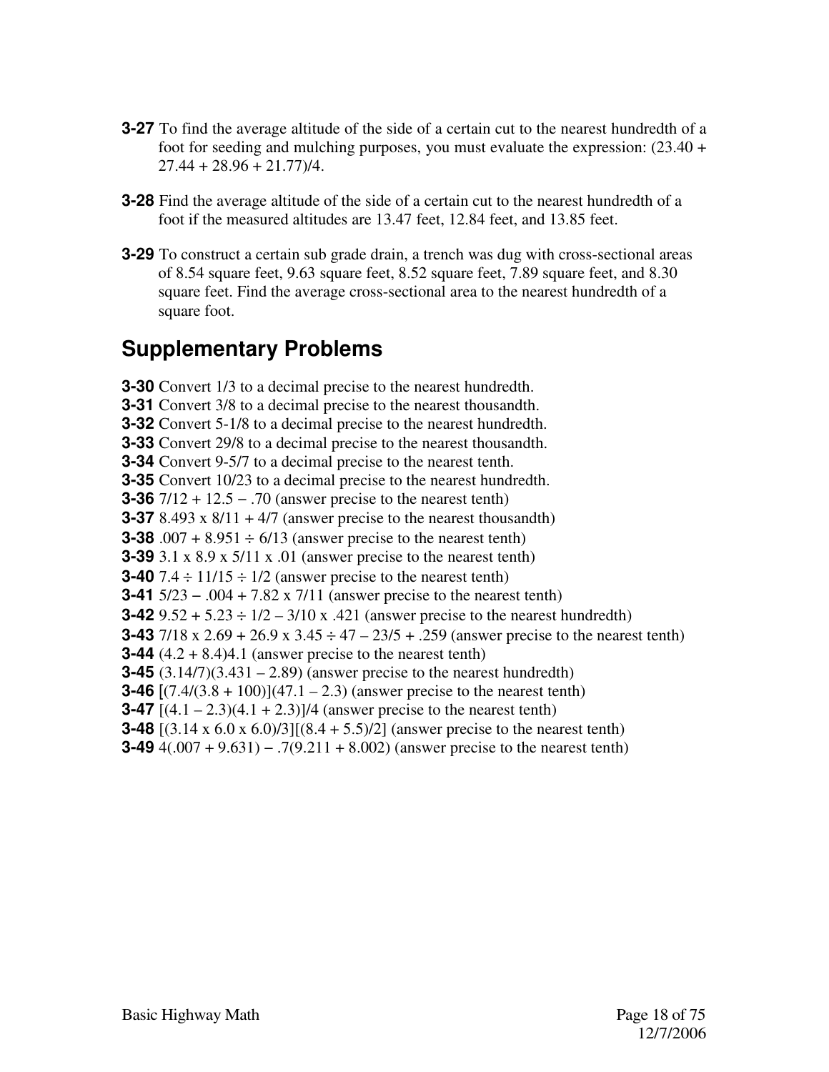**3-27** To find the average altitude of the side of a certain cut to the nearest hundredth of a foot for seeding and mulching purposes, you must evaluate the expression: $(23.40 + 27.44 + 28.96 + 21.77)/4$.

**3-28** Find the average altitude of the side of a certain cut to the nearest hundredth of a foot if the measured altitudes are 13.47 feet, 12.84 feet, and 13.85 feet.

**3-29** To construct a certain sub grade drain, a trench was dug with cross-sectional areas of 8.54 square feet, 9.63 square feet, 8.52 square feet, 7.89 square feet, and 8.30 square feet. Find the average cross-sectional area to the nearest hundredth of a square foot.

## Supplementary Problems

**3-30** Convert 1/3 to a decimal precise to the nearest hundredth.
**3-31** Convert 3/8 to a decimal precise to the nearest thousandth.
**3-32** Convert 5-1/8 to a decimal precise to the nearest hundredth.
**3-33** Convert 29/8 to a decimal precise to the nearest thousandth.
**3-34** Convert 9-5/7 to a decimal precise to the nearest tenth.
**3-35** Convert 10/23 to a decimal precise to the nearest hundredth.
**3-36** $7/12 + 12.5 - .70$ (answer precise to the nearest tenth)
**3-37** $8.493 \times 8/11 + 4/7$ (answer precise to the nearest thousandth)
**3-38** $.007 + 8.951 \div 6/13$ (answer precise to the nearest tenth)
**3-39** $3.1 \times 8.9 \times 5/11 \times .01$ (answer precise to the nearest tenth)
**3-40** $7.4 \div 11/15 \div 1/2$ (answer precise to the nearest tenth)
**3-41** $5/23 - .004 + 7.82 \times 7/11$ (answer precise to the nearest tenth)
**3-42** $9.52 + 5.23 \div 1/2 - 3/10 \times .421$ (answer precise to the nearest hundredth)
**3-43** $7/18 \times 2.69 + 26.9 \times 3.45 \div 47 - 23/5 + .259$ (answer precise to the nearest tenth)
**3-44** $(4.2 + 8.4)4.1$ (answer precise to the nearest tenth)
**3-45** $(3.14/7)(3.431 - 2.89)$ (answer precise to the nearest hundredth)
**3-46** $[(7.4/(3.8 + 100)](47.1 - 2.3)$ (answer precise to the nearest tenth)
**3-47** $[(4.1 - 2.3)(4.1 + 2.3)]/4$ (answer precise to the nearest tenth)
**3-48** $[(3.14 \times 6.0 \times 6.0)/3][(8.4 + 5.5)/2]$ (answer precise to the nearest tenth)
**3-49** $4(.007 + 9.631) - .7(9.211 + 8.002)$ (answer precise to the nearest tenth)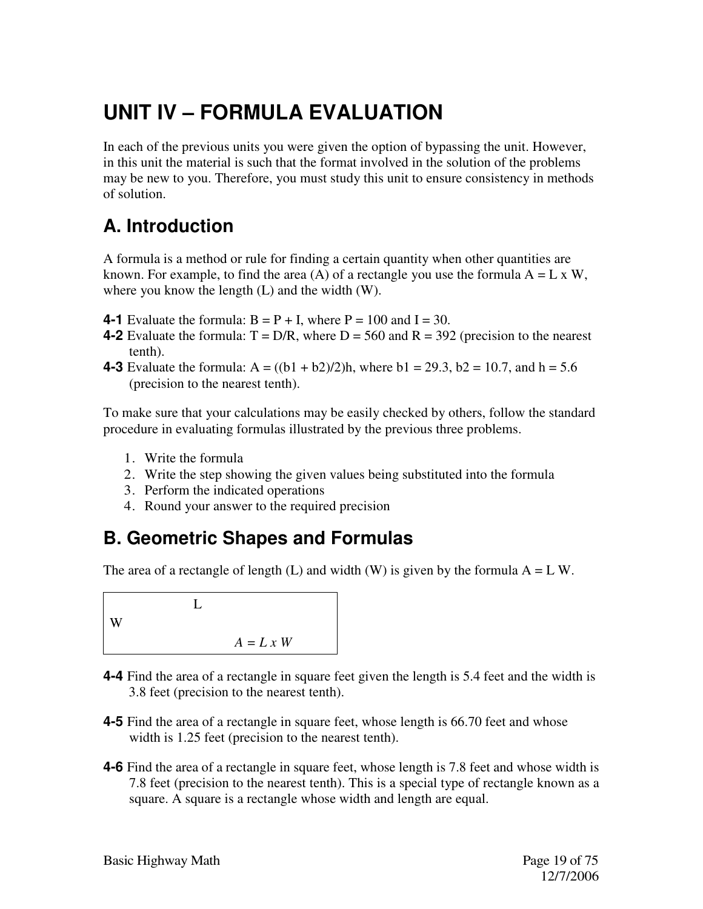# UNIT IV – FORMULA EVALUATION

In each of the previous units you were given the option of bypassing the unit. However, in this unit the material is such that the format involved in the solution of the problems may be new to you. Therefore, you must study this unit to ensure consistency in methods of solution.

## A. Introduction

A formula is a method or rule for finding a certain quantity when other quantities are known. For example, to find the area (A) of a rectangle you use the formula A = L x W, where you know the length (L) and the width (W).

**4-1** Evaluate the formula: B = P + I, where P = 100 and I = 30.
**4-2** Evaluate the formula: T = D/R, where D = 560 and R = 392 (precision to the nearest tenth).
**4-3** Evaluate the formula: A = ((b1 + b2)/2)h, where b1 = 29.3, b2 = 10.7, and h = 5.6 (precision to the nearest tenth).

To make sure that your calculations may be easily checked by others, follow the standard procedure in evaluating formulas illustrated by the previous three problems.

1. Write the formula
2. Write the step showing the given values being substituted into the formula
3. Perform the indicated operations
4. Round your answer to the required precision

## B. Geometric Shapes and Formulas

The area of a rectangle of length (L) and width (W) is given by the formula A = L W.

| | L | |
|---|---|---|
| W | | |
| | | *A = L x W* |

**4-4** Find the area of a rectangle in square feet given the length is 5.4 feet and the width is 3.8 feet (precision to the nearest tenth).

**4-5** Find the area of a rectangle in square feet, whose length is 66.70 feet and whose width is 1.25 feet (precision to the nearest tenth).

**4-6** Find the area of a rectangle in square feet, whose length is 7.8 feet and whose width is 7.8 feet (precision to the nearest tenth). This is a special type of rectangle known as a square. A square is a rectangle whose width and length are equal.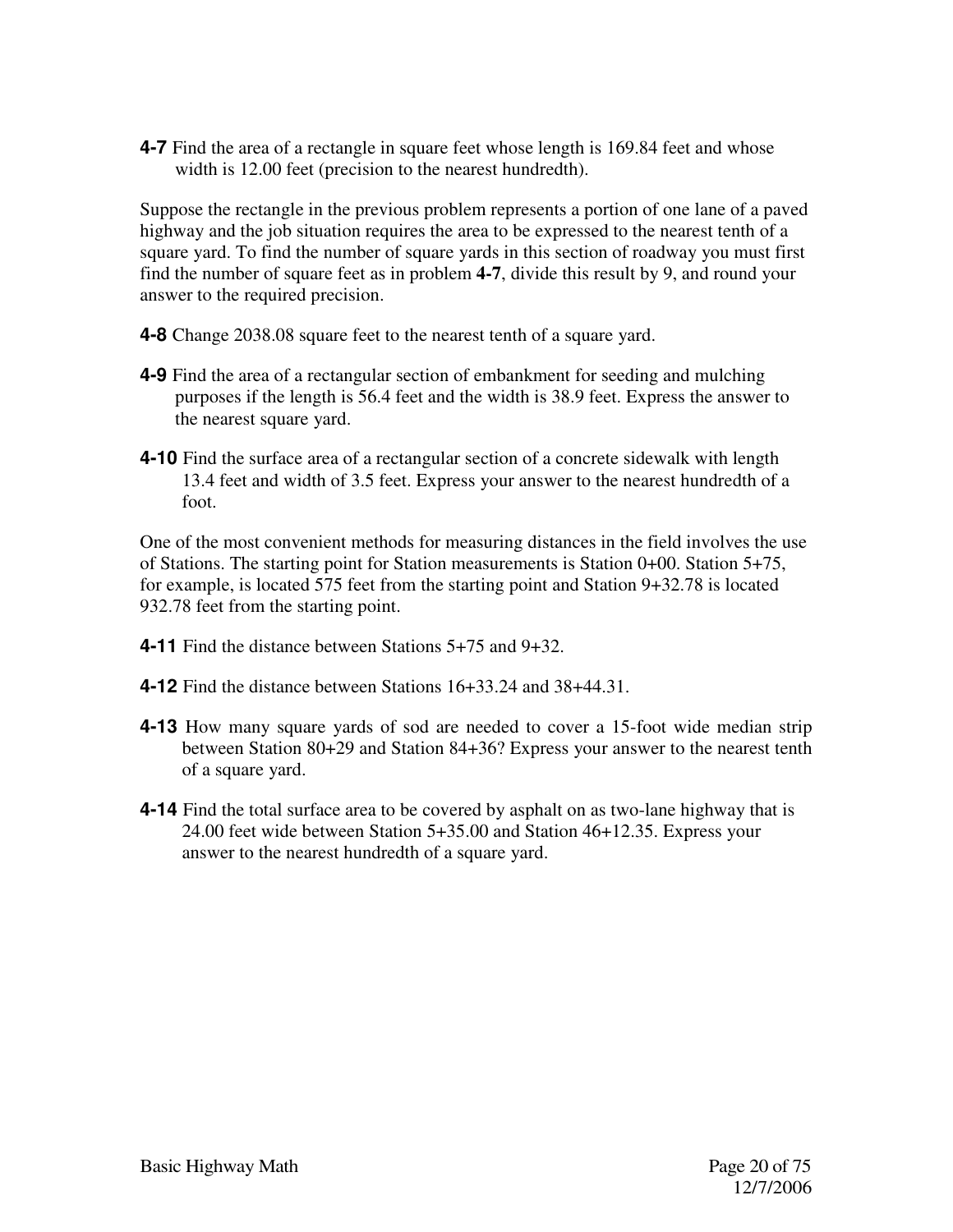**4-7** Find the area of a rectangle in square feet whose length is 169.84 feet and whose width is 12.00 feet (precision to the nearest hundredth).

Suppose the rectangle in the previous problem represents a portion of one lane of a paved highway and the job situation requires the area to be expressed to the nearest tenth of a square yard. To find the number of square yards in this section of roadway you must first find the number of square feet as in problem **4-7**, divide this result by 9, and round your answer to the required precision.

**4-8** Change 2038.08 square feet to the nearest tenth of a square yard.

**4-9** Find the area of a rectangular section of embankment for seeding and mulching purposes if the length is 56.4 feet and the width is 38.9 feet. Express the answer to the nearest square yard.

**4-10** Find the surface area of a rectangular section of a concrete sidewalk with length 13.4 feet and width of 3.5 feet. Express your answer to the nearest hundredth of a foot.

One of the most convenient methods for measuring distances in the field involves the use of Stations. The starting point for Station measurements is Station 0+00. Station 5+75, for example, is located 575 feet from the starting point and Station 9+32.78 is located 932.78 feet from the starting point.

**4-11** Find the distance between Stations 5+75 and 9+32.

**4-12** Find the distance between Stations 16+33.24 and 38+44.31.

**4-13** How many square yards of sod are needed to cover a 15-foot wide median strip between Station 80+29 and Station 84+36? Express your answer to the nearest tenth of a square yard.

**4-14** Find the total surface area to be covered by asphalt on as two-lane highway that is 24.00 feet wide between Station 5+35.00 and Station 46+12.35. Express your answer to the nearest hundredth of a square yard.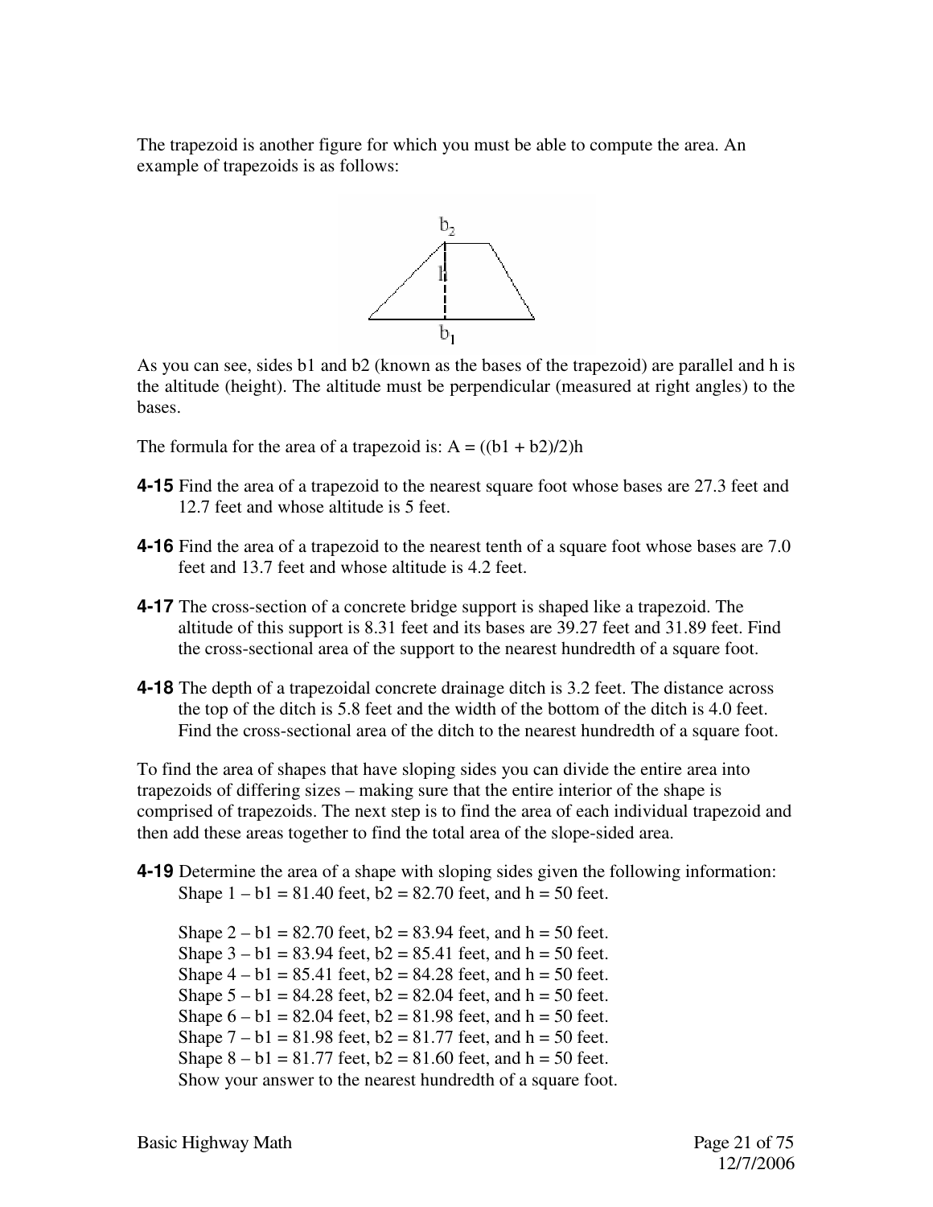The trapezoid is another figure for which you must be able to compute the area. An example of trapezoids is as follows:

As you can see, sides b1 and b2 (known as the bases of the trapezoid) are parallel and h is the altitude (height). The altitude must be perpendicular (measured at right angles) to the bases.

The formula for the area of a trapezoid is: $A = ((b1 + b2)/2)h$

**4-15** Find the area of a trapezoid to the nearest square foot whose bases are 27.3 feet and 12.7 feet and whose altitude is 5 feet.

**4-16** Find the area of a trapezoid to the nearest tenth of a square foot whose bases are 7.0 feet and 13.7 feet and whose altitude is 4.2 feet.

**4-17** The cross-section of a concrete bridge support is shaped like a trapezoid. The altitude of this support is 8.31 feet and its bases are 39.27 feet and 31.89 feet. Find the cross-sectional area of the support to the nearest hundredth of a square foot.

**4-18** The depth of a trapezoidal concrete drainage ditch is 3.2 feet. The distance across the top of the ditch is 5.8 feet and the width of the bottom of the ditch is 4.0 feet. Find the cross-sectional area of the ditch to the nearest hundredth of a square foot.

To find the area of shapes that have sloping sides you can divide the entire area into trapezoids of differing sizes – making sure that the entire interior of the shape is comprised of trapezoids. The next step is to find the area of each individual trapezoid and then add these areas together to find the total area of the slope-sided area.

**4-19** Determine the area of a shape with sloping sides given the following information:
Shape 1 – b1 = 81.40 feet, b2 = 82.70 feet, and h = 50 feet.

Shape 2 – b1 = 82.70 feet, b2 = 83.94 feet, and h = 50 feet.
Shape 3 – b1 = 83.94 feet, b2 = 85.41 feet, and h = 50 feet.
Shape 4 – b1 = 85.41 feet, b2 = 84.28 feet, and h = 50 feet.
Shape 5 – b1 = 84.28 feet, b2 = 82.04 feet, and h = 50 feet.
Shape 6 – b1 = 82.04 feet, b2 = 81.98 feet, and h = 50 feet.
Shape 7 – b1 = 81.98 feet, b2 = 81.77 feet, and h = 50 feet.
Shape 8 – b1 = 81.77 feet, b2 = 81.60 feet, and h = 50 feet.
Show your answer to the nearest hundredth of a square foot.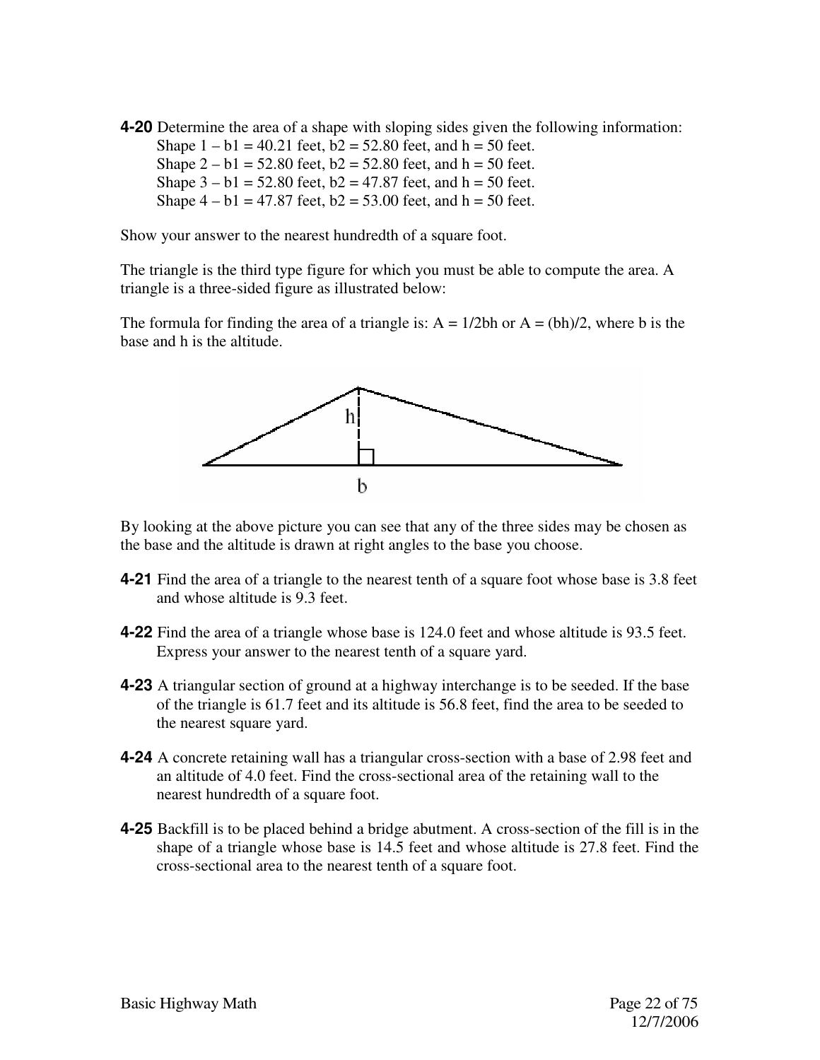**4-20** Determine the area of a shape with sloping sides given the following information:

Shape 1 – b1 = 40.21 feet, b2 = 52.80 feet, and h = 50 feet.
Shape 2 – b1 = 52.80 feet, b2 = 52.80 feet, and h = 50 feet.
Shape 3 – b1 = 52.80 feet, b2 = 47.87 feet, and h = 50 feet.
Shape 4 – b1 = 47.87 feet, b2 = 53.00 feet, and h = 50 feet.

Show your answer to the nearest hundredth of a square foot.

The triangle is the third type figure for which you must be able to compute the area. A triangle is a three-sided figure as illustrated below:

The formula for finding the area of a triangle is: $A = 1/2bh$ or $A = (bh)/2$, where b is the base and h is the altitude.

By looking at the above picture you can see that any of the three sides may be chosen as the base and the altitude is drawn at right angles to the base you choose.

**4-21** Find the area of a triangle to the nearest tenth of a square foot whose base is 3.8 feet and whose altitude is 9.3 feet.

**4-22** Find the area of a triangle whose base is 124.0 feet and whose altitude is 93.5 feet. Express your answer to the nearest tenth of a square yard.

**4-23** A triangular section of ground at a highway interchange is to be seeded. If the base of the triangle is 61.7 feet and its altitude is 56.8 feet, find the area to be seeded to the nearest square yard.

**4-24** A concrete retaining wall has a triangular cross-section with a base of 2.98 feet and an altitude of 4.0 feet. Find the cross-sectional area of the retaining wall to the nearest hundredth of a square foot.

**4-25** Backfill is to be placed behind a bridge abutment. A cross-section of the fill is in the shape of a triangle whose base is 14.5 feet and whose altitude is 27.8 feet. Find the cross-sectional area to the nearest tenth of a square foot.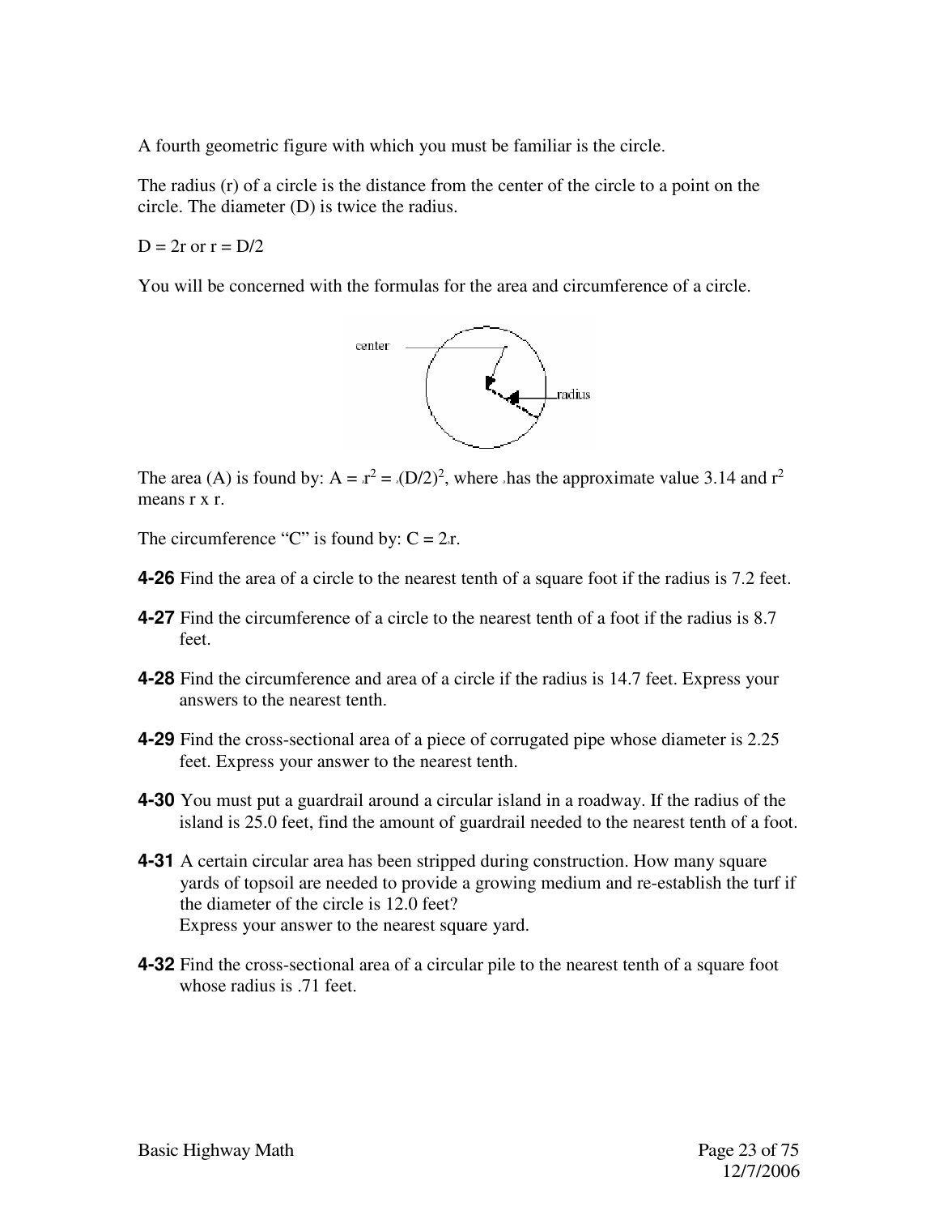A fourth geometric figure with which you must be familiar is the circle.

The radius (r) of a circle is the distance from the center of the circle to a point on the circle. The diameter (D) is twice the radius.

$D = 2r$ or $r = D/2$

You will be concerned with the formulas for the area and circumference of a circle.

The area (A) is found by: $A = \pi r^2 = \pi (D/2)^2$, where $\pi$ has the approximate value 3.14 and $r^2$ means r x r.

The circumference "C" is found by: $C = 2\pi r$.

**4-26** Find the area of a circle to the nearest tenth of a square foot if the radius is 7.2 feet.

**4-27** Find the circumference of a circle to the nearest tenth of a foot if the radius is 8.7 feet.

**4-28** Find the circumference and area of a circle if the radius is 14.7 feet. Express your answers to the nearest tenth.

**4-29** Find the cross-sectional area of a piece of corrugated pipe whose diameter is 2.25 feet. Express your answer to the nearest tenth.

**4-30** You must put a guardrail around a circular island in a roadway. If the radius of the island is 25.0 feet, find the amount of guardrail needed to the nearest tenth of a foot.

**4-31** A certain circular area has been stripped during construction. How many square yards of topsoil are needed to provide a growing medium and re-establish the turf if the diameter of the circle is 12.0 feet?
Express your answer to the nearest square yard.

**4-32** Find the cross-sectional area of a circular pile to the nearest tenth of a square foot whose radius is .71 feet.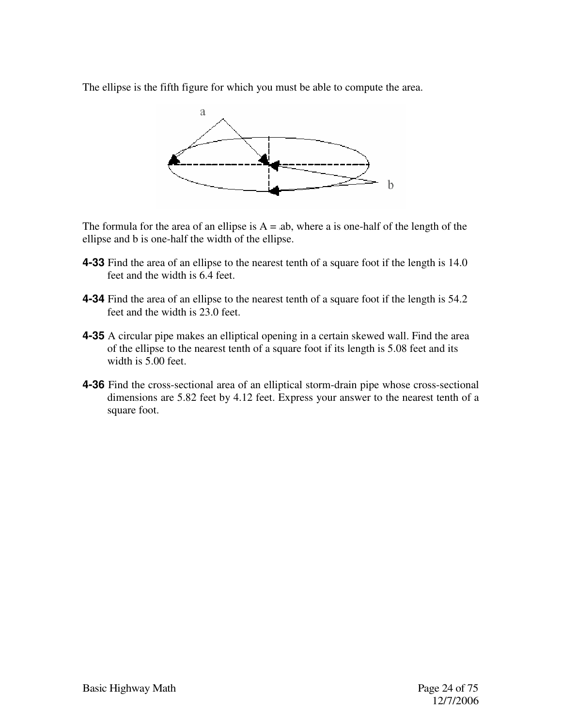The ellipse is the fifth figure for which you must be able to compute the area.

The formula for the area of an ellipse is $A = \pi ab$, where a is one-half of the length of the ellipse and b is one-half the width of the ellipse.

**4-33** Find the area of an ellipse to the nearest tenth of a square foot if the length is 14.0 feet and the width is 6.4 feet.

**4-34** Find the area of an ellipse to the nearest tenth of a square foot if the length is 54.2 feet and the width is 23.0 feet.

**4-35** A circular pipe makes an elliptical opening in a certain skewed wall. Find the area of the ellipse to the nearest tenth of a square foot if its length is 5.08 feet and its width is 5.00 feet.

**4-36** Find the cross-sectional area of an elliptical storm-drain pipe whose cross-sectional dimensions are 5.82 feet by 4.12 feet. Express your answer to the nearest tenth of a square foot.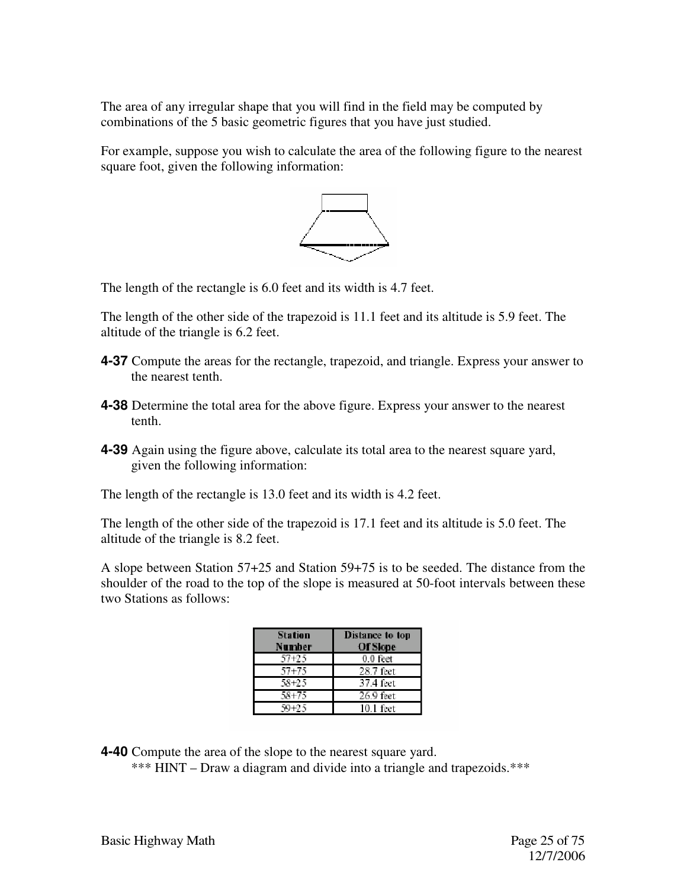The area of any irregular shape that you will find in the field may be computed by combinations of the 5 basic geometric figures that you have just studied.

For example, suppose you wish to calculate the area of the following figure to the nearest square foot, given the following information:

The length of the rectangle is 6.0 feet and its width is 4.7 feet.

The length of the other side of the trapezoid is 11.1 feet and its altitude is 5.9 feet. The altitude of the triangle is 6.2 feet.

**4-37** Compute the areas for the rectangle, trapezoid, and triangle. Express your answer to the nearest tenth.

**4-38** Determine the total area for the above figure. Express your answer to the nearest tenth.

**4-39** Again using the figure above, calculate its total area to the nearest square yard, given the following information:

The length of the rectangle is 13.0 feet and its width is 4.2 feet.

The length of the other side of the trapezoid is 17.1 feet and its altitude is 5.0 feet. The altitude of the triangle is 8.2 feet.

A slope between Station 57+25 and Station 59+75 is to be seeded. The distance from the shoulder of the road to the top of the slope is measured at 50-foot intervals between these two Stations as follows:

| Station Number | Distance to top Of Slope |
|---|---|
| 57+25 | 0.0 feet |
| 57+75 | 28.7 feet |
| 58+25 | 37.4 feet |
| 58+75 | 26.9 feet |
| 59+25 | 10.1 feet |

**4-40** Compute the area of the slope to the nearest square yard.
*** HINT – Draw a diagram and divide into a triangle and trapezoids.***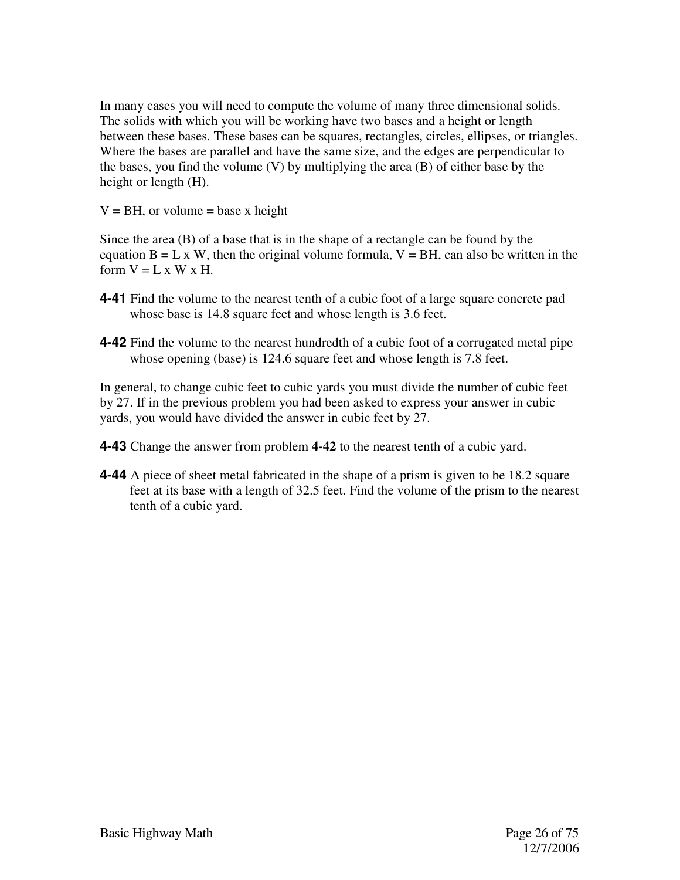In many cases you will need to compute the volume of many three dimensional solids. The solids with which you will be working have two bases and a height or length between these bases. These bases can be squares, rectangles, circles, ellipses, or triangles. Where the bases are parallel and have the same size, and the edges are perpendicular to the bases, you find the volume (V) by multiplying the area (B) of either base by the height or length (H).

$V = BH$, or volume = base x height

Since the area (B) of a base that is in the shape of a rectangle can be found by the equation $B = L \times W$, then the original volume formula, $V = BH$, can also be written in the form $V = L \times W \times H$.

**4-41** Find the volume to the nearest tenth of a cubic foot of a large square concrete pad whose base is 14.8 square feet and whose length is 3.6 feet.

**4-42** Find the volume to the nearest hundredth of a cubic foot of a corrugated metal pipe whose opening (base) is 124.6 square feet and whose length is 7.8 feet.

In general, to change cubic feet to cubic yards you must divide the number of cubic feet by 27. If in the previous problem you had been asked to express your answer in cubic yards, you would have divided the answer in cubic feet by 27.

**4-43** Change the answer from problem **4-42** to the nearest tenth of a cubic yard.

**4-44** A piece of sheet metal fabricated in the shape of a prism is given to be 18.2 square feet at its base with a length of 32.5 feet. Find the volume of the prism to the nearest tenth of a cubic yard.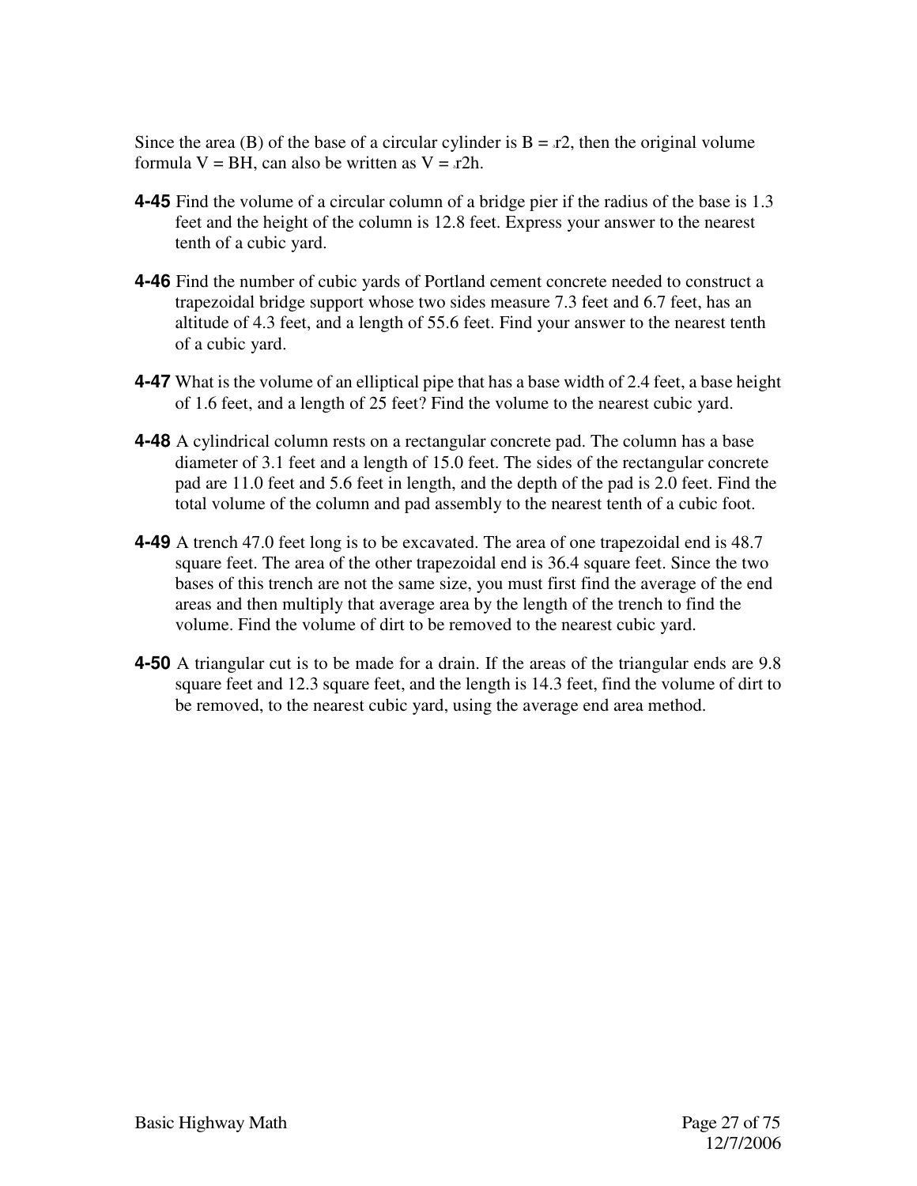Since the area (B) of the base of a circular cylinder is $B = \pi r^2$, then the original volume formula $V = BH$, can also be written as $V = \pi r^2 h$.

**4-45** Find the volume of a circular column of a bridge pier if the radius of the base is 1.3 feet and the height of the column is 12.8 feet. Express your answer to the nearest tenth of a cubic yard.

**4-46** Find the number of cubic yards of Portland cement concrete needed to construct a trapezoidal bridge support whose two sides measure 7.3 feet and 6.7 feet, has an altitude of 4.3 feet, and a length of 55.6 feet. Find your answer to the nearest tenth of a cubic yard.

**4-47** What is the volume of an elliptical pipe that has a base width of 2.4 feet, a base height of 1.6 feet, and a length of 25 feet? Find the volume to the nearest cubic yard.

**4-48** A cylindrical column rests on a rectangular concrete pad. The column has a base diameter of 3.1 feet and a length of 15.0 feet. The sides of the rectangular concrete pad are 11.0 feet and 5.6 feet in length, and the depth of the pad is 2.0 feet. Find the total volume of the column and pad assembly to the nearest tenth of a cubic foot.

**4-49** A trench 47.0 feet long is to be excavated. The area of one trapezoidal end is 48.7 square feet. The area of the other trapezoidal end is 36.4 square feet. Since the two bases of this trench are not the same size, you must first find the average of the end areas and then multiply that average area by the length of the trench to find the volume. Find the volume of dirt to be removed to the nearest cubic yard.

**4-50** A triangular cut is to be made for a drain. If the areas of the triangular ends are 9.8 square feet and 12.3 square feet, and the length is 14.3 feet, find the volume of dirt to be removed, to the nearest cubic yard, using the average end area method.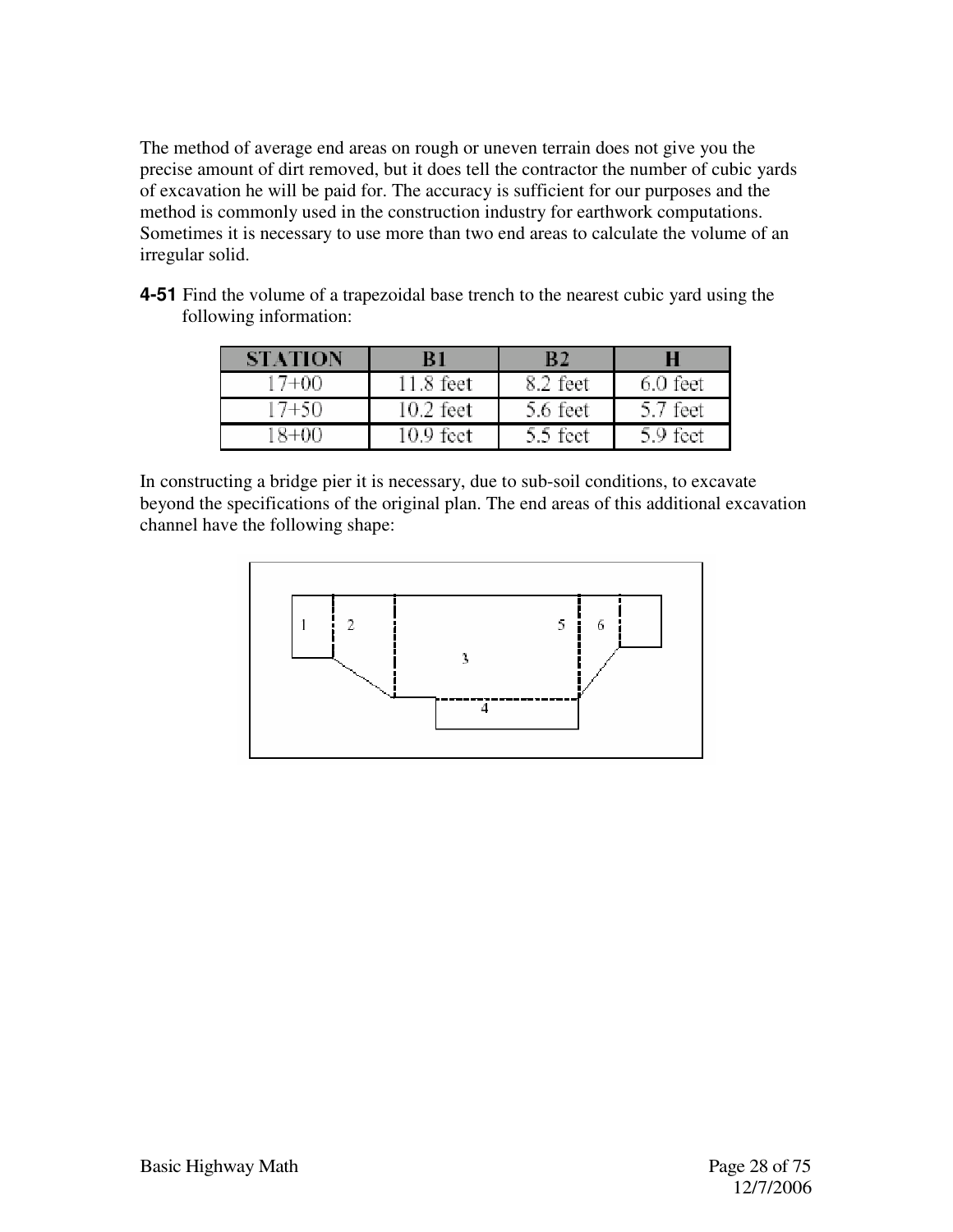The method of average end areas on rough or uneven terrain does not give you the precise amount of dirt removed, but it does tell the contractor the number of cubic yards of excavation he will be paid for. The accuracy is sufficient for our purposes and the method is commonly used in the construction industry for earthwork computations. Sometimes it is necessary to use more than two end areas to calculate the volume of an irregular solid.

**4-51** Find the volume of a trapezoidal base trench to the nearest cubic yard using the following information:

| STATION | B1 | B2 | H |
|---|---|---|---|
| 17+00 | 11.8 feet | 8.2 feet | 6.0 feet |
| 17+50 | 10.2 feet | 5.6 feet | 5.7 feet |
| 18+00 | 10.9 feet | 5.5 feet | 5.9 feet |

In constructing a bridge pier it is necessary, due to sub-soil conditions, to excavate beyond the specifications of the original plan. The end areas of this additional excavation channel have the following shape:

1 2 5 6

3

4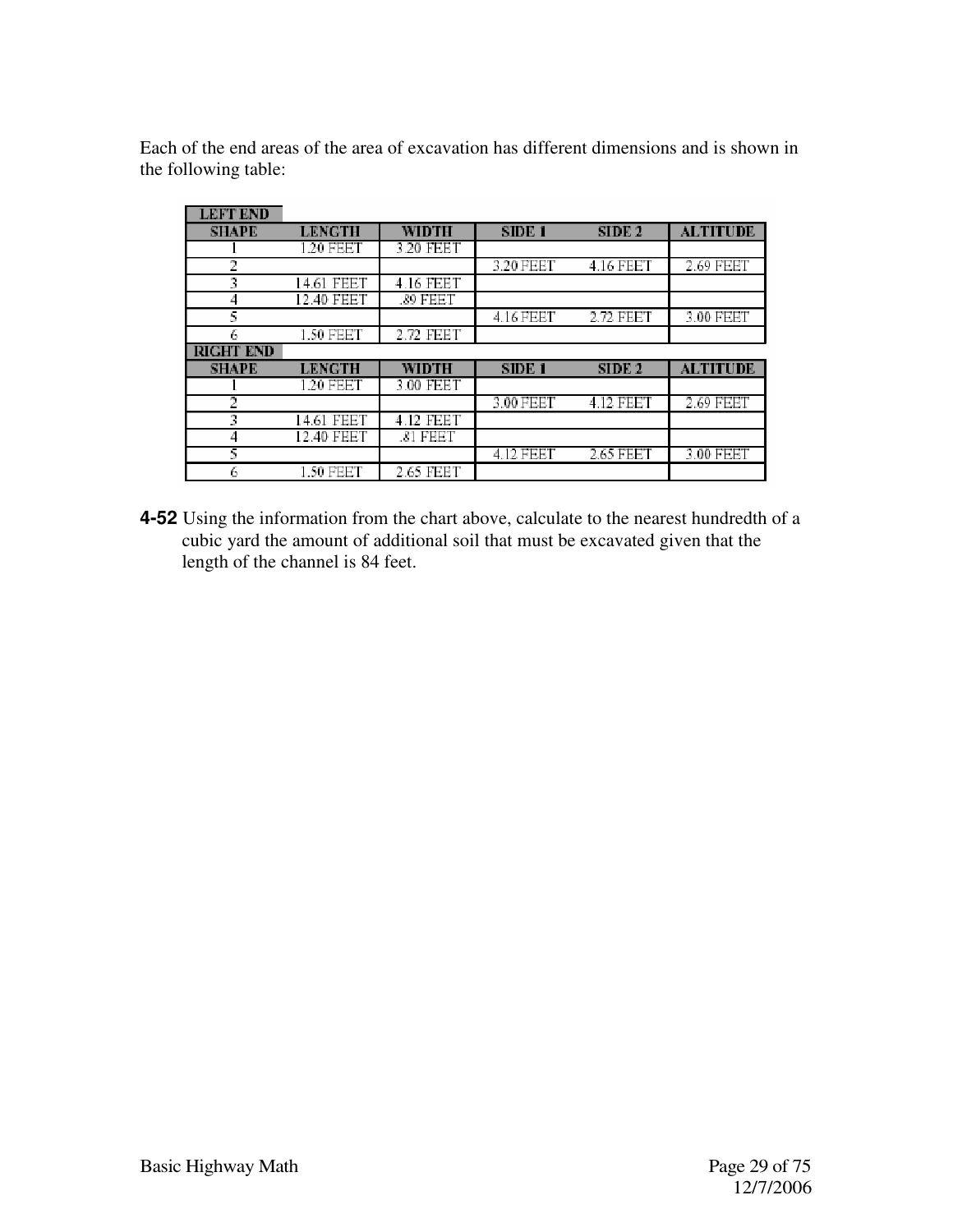Each of the end areas of the area of excavation has different dimensions and is shown in the following table:

| SHAPE | LENGTH | WIDTH | SIDE 1 | SIDE 2 | ALTITUDE |
|---|---|---|---|---|---|
| **LEFT END** | | | | | |
| 1 | 1.20 FEET | 3.20 FEET | | | |
| 2 | | | 3.20 FEET | 4.16 FEET | 2.69 FEET |
| 3 | 14.61 FEET | 4.16 FEET | | | |
| 4 | 12.40 FEET | .89 FEET | | | |
| 5 | | | 4.16 FEET | 2.72 FEET | 3.00 FEET |
| 6 | 1.50 FEET | 2.72 FEET | | | |
| **RIGHT END** | | | | | |
| **SHAPE** | **LENGTH** | **WIDTH** | **SIDE 1** | **SIDE 2** | **ALTITUDE** |
| 1 | 1.20 FEET | 3.00 FEET | | | |
| 2 | | | 3.00 FEET | 4.12 FEET | 2.69 FEET |
| 3 | 14.61 FEET | 4.12 FEET | | | |
| 4 | 12.40 FEET | .81 FEET | | | |
| 5 | | | 4.12 FEET | 2.65 FEET | 3.00 FEET |
| 6 | 1.50 FEET | 2.65 FEET | | | |

**4-52** Using the information from the chart above, calculate to the nearest hundredth of a cubic yard the amount of additional soil that must be excavated given that the length of the channel is 84 feet.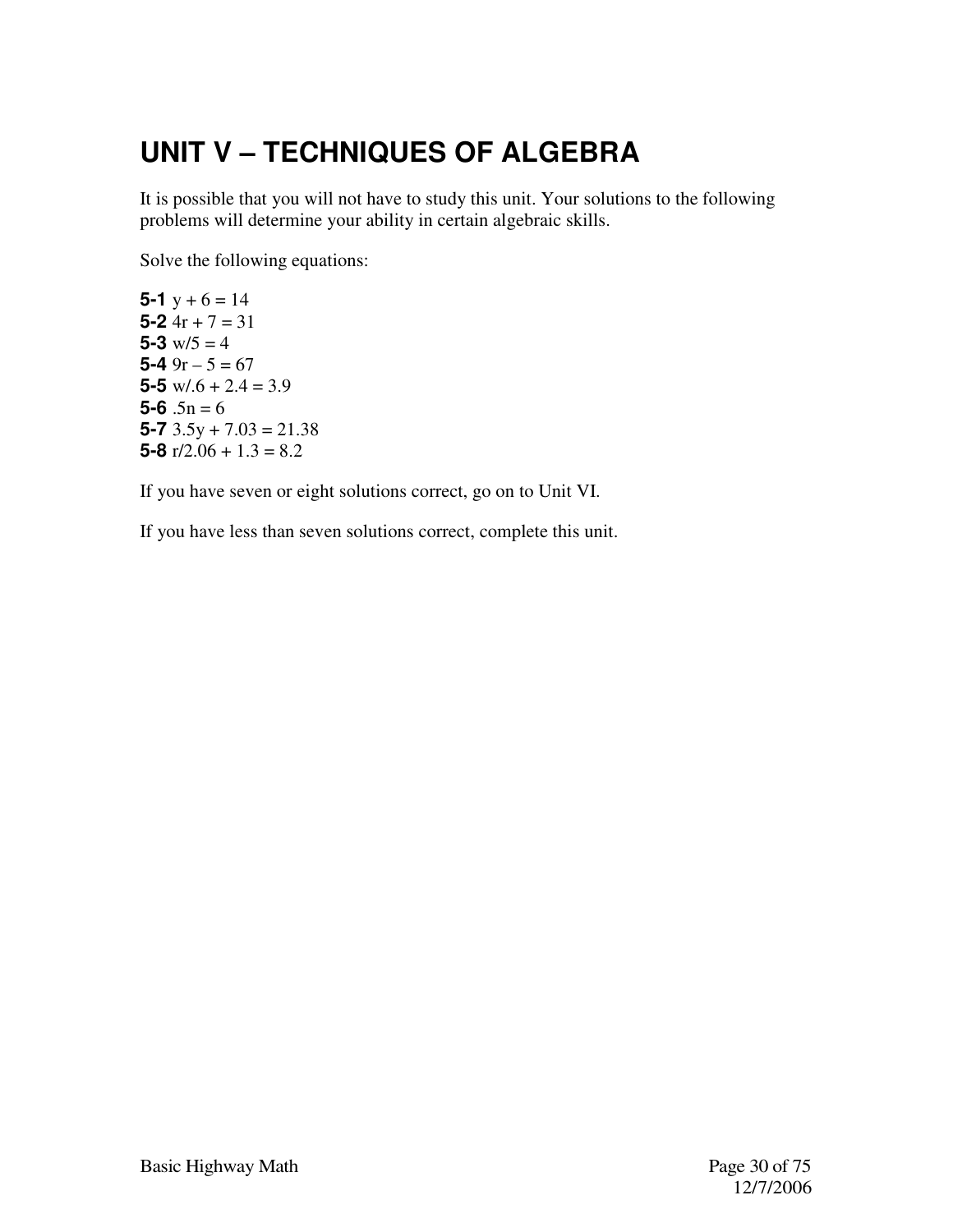# UNIT V – TECHNIQUES OF ALGEBRA

It is possible that you will not have to study this unit. Your solutions to the following problems will determine your ability in certain algebraic skills.

Solve the following equations:

**5-1** $y + 6 = 14$
**5-2** $4r + 7 = 31$
**5-3** $w/5 = 4$
**5-4** $9r - 5 = 67$
**5-5** $w/.6 + 2.4 = 3.9$
**5-6** $.5n = 6$
**5-7** $3.5y + 7.03 = 21.38$
**5-8** $r/2.06 + 1.3 = 8.2$

If you have seven or eight solutions correct, go on to Unit VI.

If you have less than seven solutions correct, complete this unit.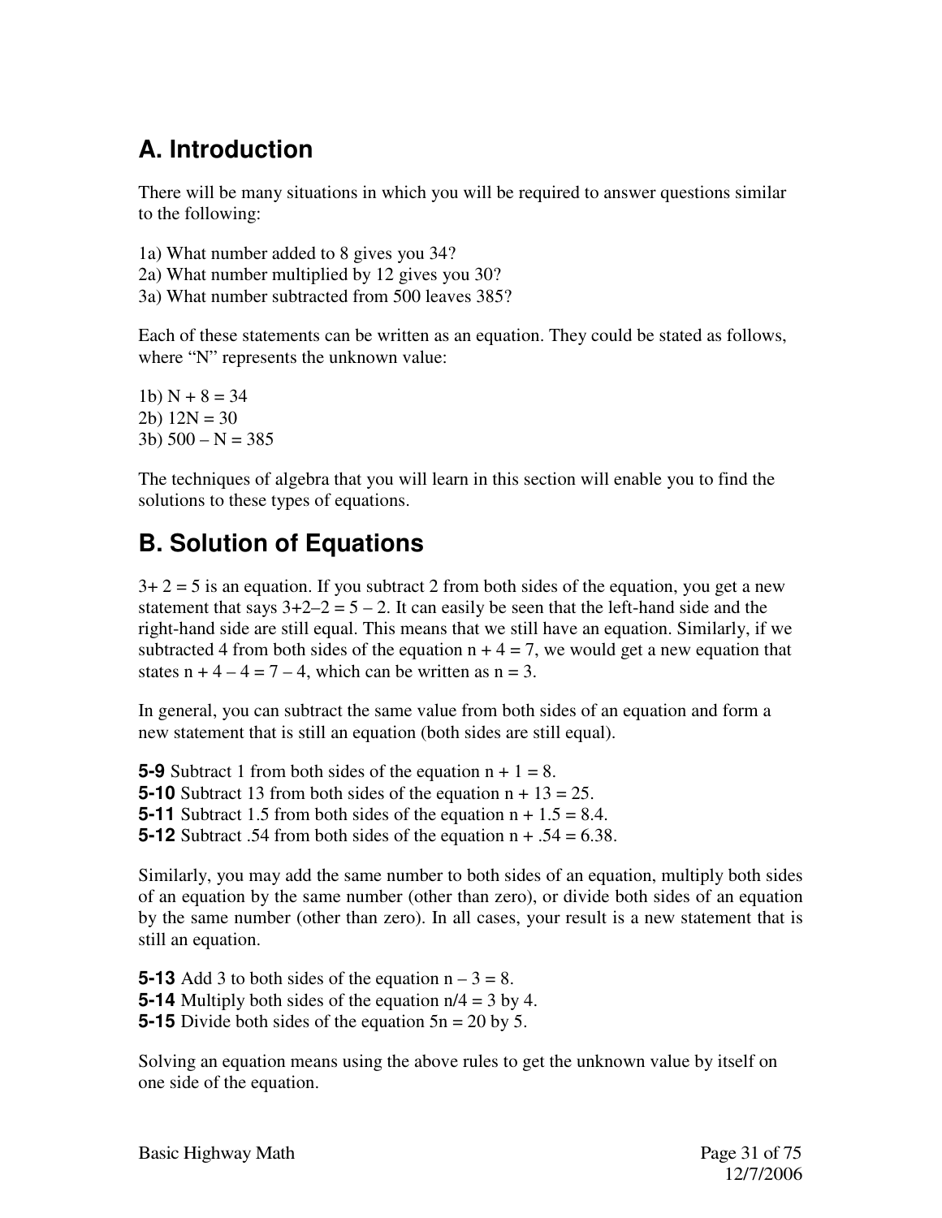## A. Introduction

There will be many situations in which you will be required to answer questions similar to the following:

1a) What number added to 8 gives you 34?
2a) What number multiplied by 12 gives you 30?
3a) What number subtracted from 500 leaves 385?

Each of these statements can be written as an equation. They could be stated as follows, where "N" represents the unknown value:

1b) $N + 8 = 34$
2b) $12N = 30$
3b) $500 – N = 385$

The techniques of algebra that you will learn in this section will enable you to find the solutions to these types of equations.

## B. Solution of Equations

$3+ 2 = 5$ is an equation. If you subtract 2 from both sides of the equation, you get a new statement that says $3+2–2 = 5 – 2$. It can easily be seen that the left-hand side and the right-hand side are still equal. This means that we still have an equation. Similarly, if we subtracted 4 from both sides of the equation $n + 4 = 7$, we would get a new equation that states $n + 4 – 4 = 7 – 4$, which can be written as $n = 3$.

In general, you can subtract the same value from both sides of an equation and form a new statement that is still an equation (both sides are still equal).

**5-9** Subtract 1 from both sides of the equation $n + 1 = 8$.
**5-10** Subtract 13 from both sides of the equation $n + 13 = 25$.
**5-11** Subtract 1.5 from both sides of the equation $n + 1.5 = 8.4$.
**5-12** Subtract .54 from both sides of the equation $n + .54 = 6.38$.

Similarly, you may add the same number to both sides of an equation, multiply both sides of an equation by the same number (other than zero), or divide both sides of an equation by the same number (other than zero). In all cases, your result is a new statement that is still an equation.

**5-13** Add 3 to both sides of the equation $n – 3 = 8$.
**5-14** Multiply both sides of the equation $n/4 = 3$ by 4.
**5-15** Divide both sides of the equation $5n = 20$ by 5.

Solving an equation means using the above rules to get the unknown value by itself on one side of the equation.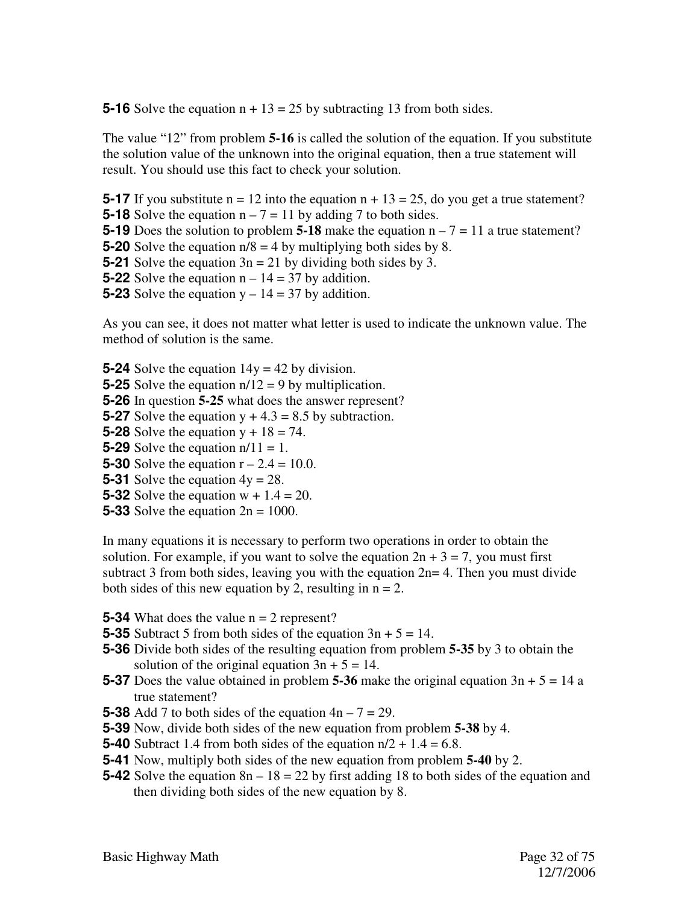**5-16** Solve the equation $n + 13 = 25$ by subtracting 13 from both sides.

The value "12" from problem **5-16** is called the solution of the equation. If you substitute the solution value of the unknown into the original equation, then a true statement will result. You should use this fact to check your solution.

**5-17** If you substitute $n = 12$ into the equation $n + 13 = 25$, do you get a true statement?
**5-18** Solve the equation $n – 7 = 11$ by adding 7 to both sides.
**5-19** Does the solution to problem **5-18** make the equation $n – 7 = 11$ a true statement?
**5-20** Solve the equation $n/8 = 4$ by multiplying both sides by 8.
**5-21** Solve the equation $3n = 21$ by dividing both sides by 3.
**5-22** Solve the equation $n – 14 = 37$ by addition.
**5-23** Solve the equation $y – 14 = 37$ by addition.

As you can see, it does not matter what letter is used to indicate the unknown value. The method of solution is the same.

**5-24** Solve the equation $14y = 42$ by division.
**5-25** Solve the equation $n/12 = 9$ by multiplication.
**5-26** In question **5-25** what does the answer represent?
**5-27** Solve the equation $y + 4.3 = 8.5$ by subtraction.
**5-28** Solve the equation $y + 18 = 74$.
**5-29** Solve the equation $n/11 = 1$.
**5-30** Solve the equation $r – 2.4 = 10.0$.
**5-31** Solve the equation $4y = 28$.
**5-32** Solve the equation $w + 1.4 = 20$.
**5-33** Solve the equation $2n = 1000$.

In many equations it is necessary to perform two operations in order to obtain the solution. For example, if you want to solve the equation $2n + 3 = 7$, you must first subtract 3 from both sides, leaving you with the equation $2n= 4$. Then you must divide both sides of this new equation by 2, resulting in $n = 2$.

**5-34** What does the value $n = 2$ represent?
**5-35** Subtract 5 from both sides of the equation $3n + 5 = 14$.
**5-36** Divide both sides of the resulting equation from problem **5-35** by 3 to obtain the solution of the original equation $3n + 5 = 14$.
**5-37** Does the value obtained in problem **5-36** make the original equation $3n + 5 = 14$ a true statement?
**5-38** Add 7 to both sides of the equation $4n – 7 = 29$.
**5-39** Now, divide both sides of the new equation from problem **5-38** by 4.
**5-40** Subtract 1.4 from both sides of the equation $n/2 + 1.4 = 6.8$.
**5-41** Now, multiply both sides of the new equation from problem **5-40** by 2.
**5-42** Solve the equation $8n – 18 = 22$ by first adding 18 to both sides of the equation and then dividing both sides of the new equation by 8.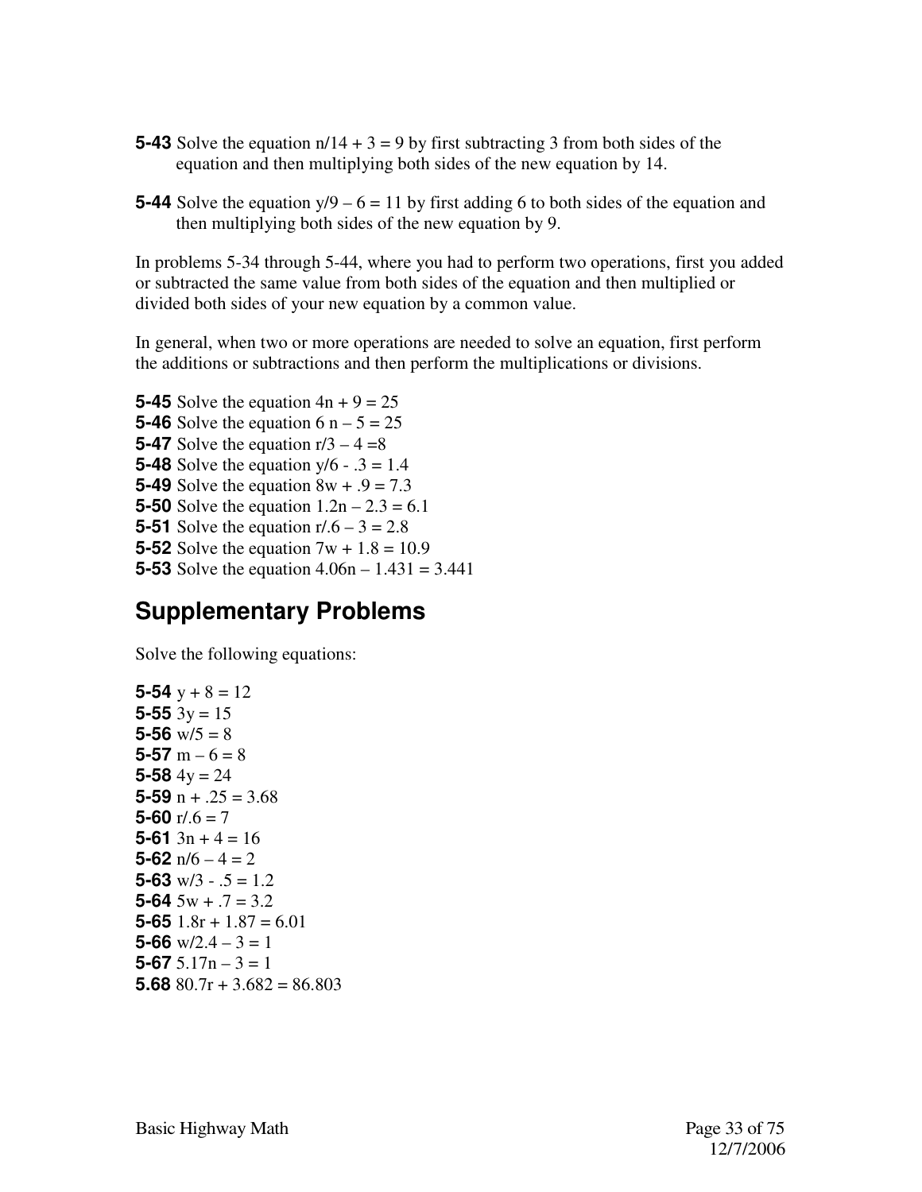**5-43** Solve the equation $n/14 + 3 = 9$ by first subtracting 3 from both sides of the equation and then multiplying both sides of the new equation by 14.

**5-44** Solve the equation $y/9 – 6 = 11$ by first adding 6 to both sides of the equation and then multiplying both sides of the new equation by 9.

In problems 5-34 through 5-44, where you had to perform two operations, first you added or subtracted the same value from both sides of the equation and then multiplied or divided both sides of your new equation by a common value.

In general, when two or more operations are needed to solve an equation, first perform the additions or subtractions and then perform the multiplications or divisions.

**5-45** Solve the equation $4n + 9 = 25$
**5-46** Solve the equation $6 n – 5 = 25$
**5-47** Solve the equation $r/3 – 4 =8$
**5-48** Solve the equation $y/6 - .3 = 1.4$
**5-49** Solve the equation $8w + .9 = 7.3$
**5-50** Solve the equation $1.2n – 2.3 = 6.1$
**5-51** Solve the equation $r/.6 – 3 = 2.8$
**5-52** Solve the equation $7w + 1.8 = 10.9$
**5-53** Solve the equation $4.06n – 1.431 = 3.441$

## Supplementary Problems

Solve the following equations:

**5-54** $y + 8 = 12$
**5-55** $3y = 15$
**5-56** $w/5 = 8$
**5-57** $m – 6 = 8$
**5-58** $4y = 24$
**5-59** $n + .25 = 3.68$
**5-60** $r/.6 = 7$
**5-61** $3n + 4 = 16$
**5-62** $n/6 – 4 = 2$
**5-63** $w/3 - .5 = 1.2$
**5-64** $5w + .7 = 3.2$
**5-65** $1.8r + 1.87 = 6.01$
**5-66** $w/2.4 – 3 = 1$
**5-67** $5.17n – 3 = 1$
**5.68** $80.7r + 3.682 = 86.803$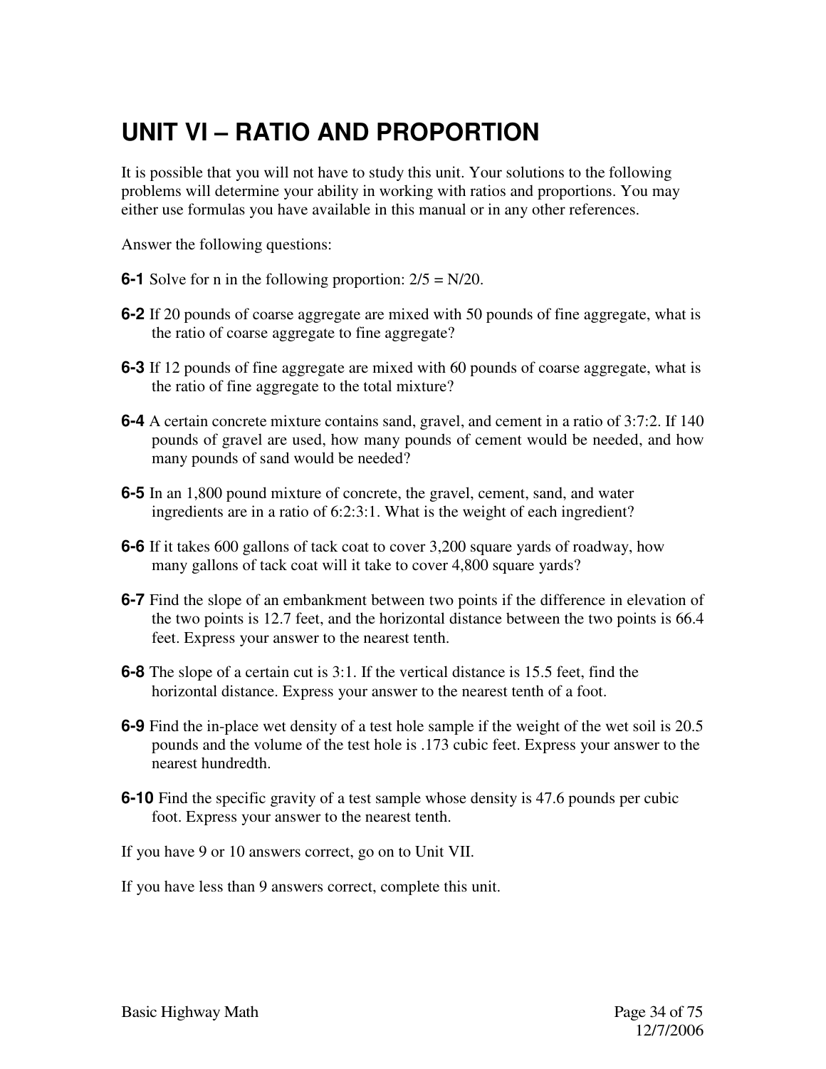# UNIT VI – RATIO AND PROPORTION

It is possible that you will not have to study this unit. Your solutions to the following problems will determine your ability in working with ratios and proportions. You may either use formulas you have available in this manual or in any other references.

Answer the following questions:

**6-1** Solve for n in the following proportion: 2/5 = N/20.

**6-2** If 20 pounds of coarse aggregate are mixed with 50 pounds of fine aggregate, what is the ratio of coarse aggregate to fine aggregate?

**6-3** If 12 pounds of fine aggregate are mixed with 60 pounds of coarse aggregate, what is the ratio of fine aggregate to the total mixture?

**6-4** A certain concrete mixture contains sand, gravel, and cement in a ratio of 3:7:2. If 140 pounds of gravel are used, how many pounds of cement would be needed, and how many pounds of sand would be needed?

**6-5** In an 1,800 pound mixture of concrete, the gravel, cement, sand, and water ingredients are in a ratio of 6:2:3:1. What is the weight of each ingredient?

**6-6** If it takes 600 gallons of tack coat to cover 3,200 square yards of roadway, how many gallons of tack coat will it take to cover 4,800 square yards?

**6-7** Find the slope of an embankment between two points if the difference in elevation of the two points is 12.7 feet, and the horizontal distance between the two points is 66.4 feet. Express your answer to the nearest tenth.

**6-8** The slope of a certain cut is 3:1. If the vertical distance is 15.5 feet, find the horizontal distance. Express your answer to the nearest tenth of a foot.

**6-9** Find the in-place wet density of a test hole sample if the weight of the wet soil is 20.5 pounds and the volume of the test hole is .173 cubic feet. Express your answer to the nearest hundredth.

**6-10** Find the specific gravity of a test sample whose density is 47.6 pounds per cubic foot. Express your answer to the nearest tenth.

If you have 9 or 10 answers correct, go on to Unit VII.

If you have less than 9 answers correct, complete this unit.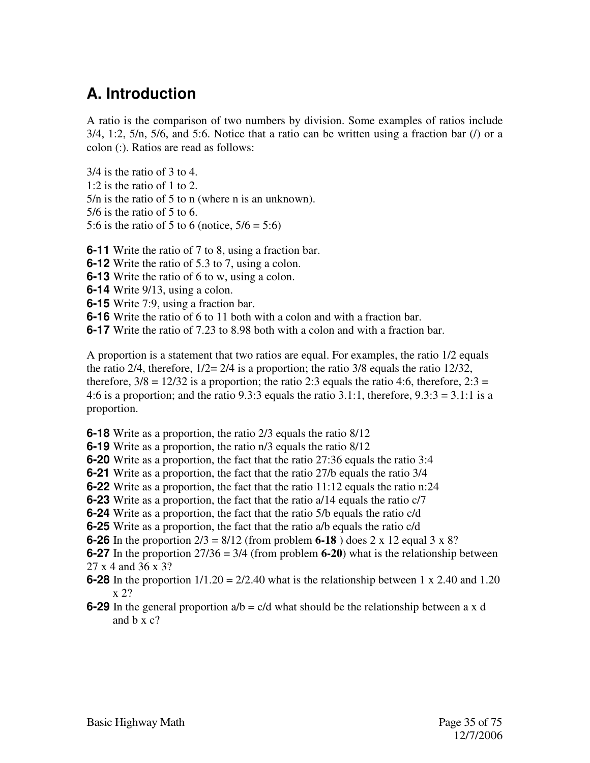## A. Introduction

A ratio is the comparison of two numbers by division. Some examples of ratios include 3/4, 1:2, 5/n, 5/6, and 5:6. Notice that a ratio can be written using a fraction bar (/) or a colon (:). Ratios are read as follows:

3/4 is the ratio of 3 to 4.
1:2 is the ratio of 1 to 2.
5/n is the ratio of 5 to n (where n is an unknown).
5/6 is the ratio of 5 to 6.
5:6 is the ratio of 5 to 6 (notice, 5/6 = 5:6)

**6-11** Write the ratio of 7 to 8, using a fraction bar.
**6-12** Write the ratio of 5.3 to 7, using a colon.
**6-13** Write the ratio of 6 to w, using a colon.
**6-14** Write 9/13, using a colon.
**6-15** Write 7:9, using a fraction bar.
**6-16** Write the ratio of 6 to 11 both with a colon and with a fraction bar.
**6-17** Write the ratio of 7.23 to 8.98 both with a colon and with a fraction bar.

A proportion is a statement that two ratios are equal. For examples, the ratio 1/2 equals the ratio 2/4, therefore, 1/2= 2/4 is a proportion; the ratio 3/8 equals the ratio 12/32, therefore, 3/8 = 12/32 is a proportion; the ratio 2:3 equals the ratio 4:6, therefore, 2:3 = 4:6 is a proportion; and the ratio 9.3:3 equals the ratio 3.1:1, therefore, 9.3:3 = 3.1:1 is a proportion.

**6-18** Write as a proportion, the ratio 2/3 equals the ratio 8/12
**6-19** Write as a proportion, the ratio n/3 equals the ratio 8/12
**6-20** Write as a proportion, the fact that the ratio 27:36 equals the ratio 3:4
**6-21** Write as a proportion, the fact that the ratio 27/b equals the ratio 3/4
**6-22** Write as a proportion, the fact that the ratio 11:12 equals the ratio n:24
**6-23** Write as a proportion, the fact that the ratio a/14 equals the ratio c/7
**6-24** Write as a proportion, the fact that the ratio 5/b equals the ratio c/d
**6-25** Write as a proportion, the fact that the ratio a/b equals the ratio c/d
**6-26** In the proportion 2/3 = 8/12 (from problem **6-18** ) does 2 x 12 equal 3 x 8?
**6-27** In the proportion 27/36 = 3/4 (from problem **6-20**) what is the relationship between 27 x 4 and 36 x 3?
**6-28** In the proportion 1/1.20 = 2/2.40 what is the relationship between 1 x 2.40 and 1.20 x 2?
**6-29** In the general proportion a/b = c/d what should be the relationship between a x d and b x c?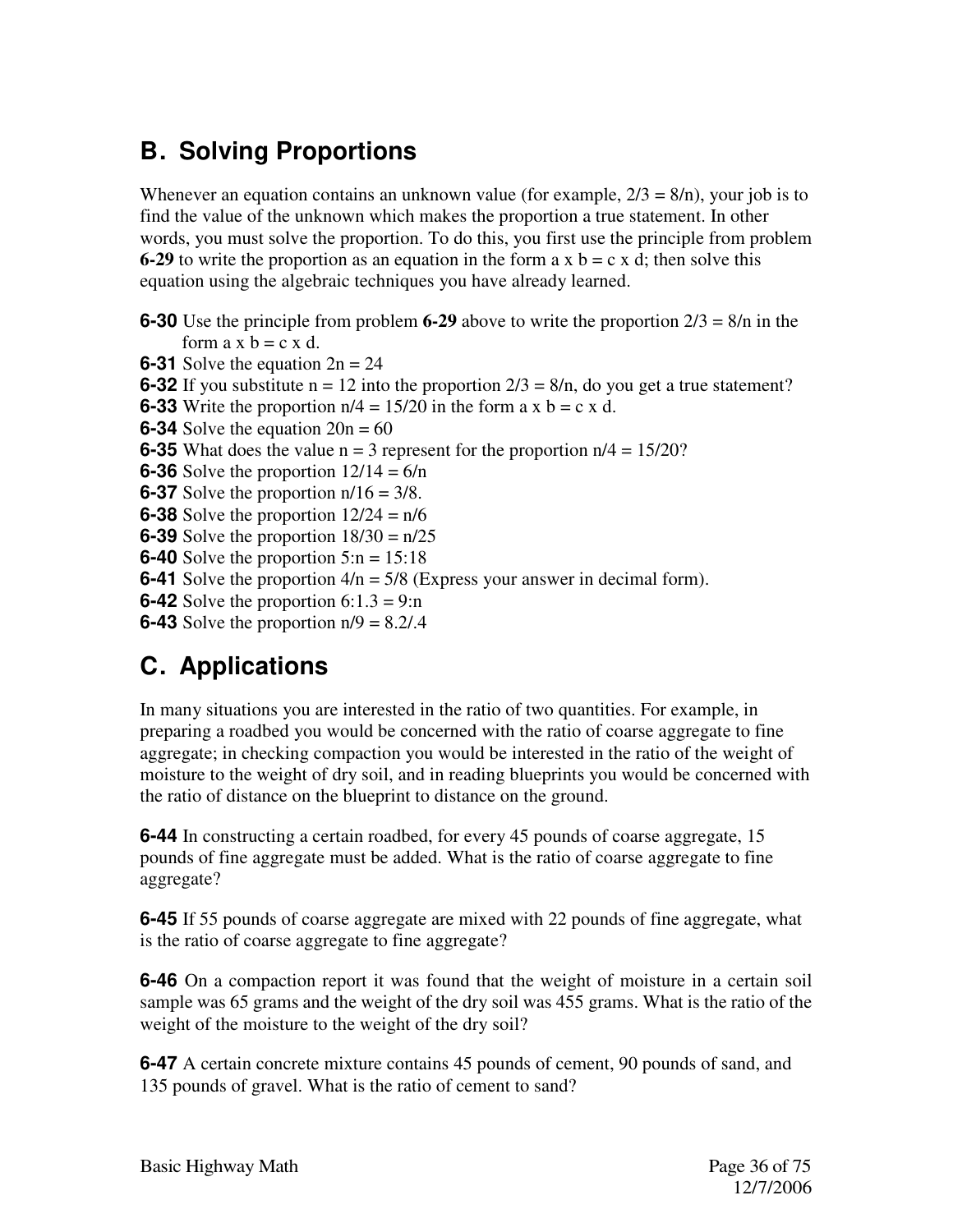## B. Solving Proportions

Whenever an equation contains an unknown value (for example, $2/3 = 8/n$), your job is to find the value of the unknown which makes the proportion a true statement. In other words, you must solve the proportion. To do this, you first use the principle from problem **6-29** to write the proportion as an equation in the form a x b = c x d; then solve this equation using the algebraic techniques you have already learned.

**6-30** Use the principle from problem **6-29** above to write the proportion $2/3 = 8/n$ in the form a x b = c x d.
**6-31** Solve the equation $2n = 24$
**6-32** If you substitute $n = 12$ into the proportion $2/3 = 8/n$, do you get a true statement?
**6-33** Write the proportion $n/4 = 15/20$ in the form a x b = c x d.
**6-34** Solve the equation $20n = 60$
**6-35** What does the value $n = 3$ represent for the proportion $n/4 = 15/20$?
**6-36** Solve the proportion $12/14 = 6/n$
**6-37** Solve the proportion $n/16 = 3/8$.
**6-38** Solve the proportion $12/24 = n/6$
**6-39** Solve the proportion $18/30 = n/25$
**6-40** Solve the proportion $5:n = 15:18$
**6-41** Solve the proportion $4/n = 5/8$ (Express your answer in decimal form).
**6-42** Solve the proportion $6:1.3 = 9:n$
**6-43** Solve the proportion $n/9 = 8.2/.4$

## C. Applications

In many situations you are interested in the ratio of two quantities. For example, in preparing a roadbed you would be concerned with the ratio of coarse aggregate to fine aggregate; in checking compaction you would be interested in the ratio of the weight of moisture to the weight of dry soil, and in reading blueprints you would be concerned with the ratio of distance on the blueprint to distance on the ground.

**6-44** In constructing a certain roadbed, for every 45 pounds of coarse aggregate, 15 pounds of fine aggregate must be added. What is the ratio of coarse aggregate to fine aggregate?

**6-45** If 55 pounds of coarse aggregate are mixed with 22 pounds of fine aggregate, what is the ratio of coarse aggregate to fine aggregate?

**6-46** On a compaction report it was found that the weight of moisture in a certain soil sample was 65 grams and the weight of the dry soil was 455 grams. What is the ratio of the weight of the moisture to the weight of the dry soil?

**6-47** A certain concrete mixture contains 45 pounds of cement, 90 pounds of sand, and 135 pounds of gravel. What is the ratio of cement to sand?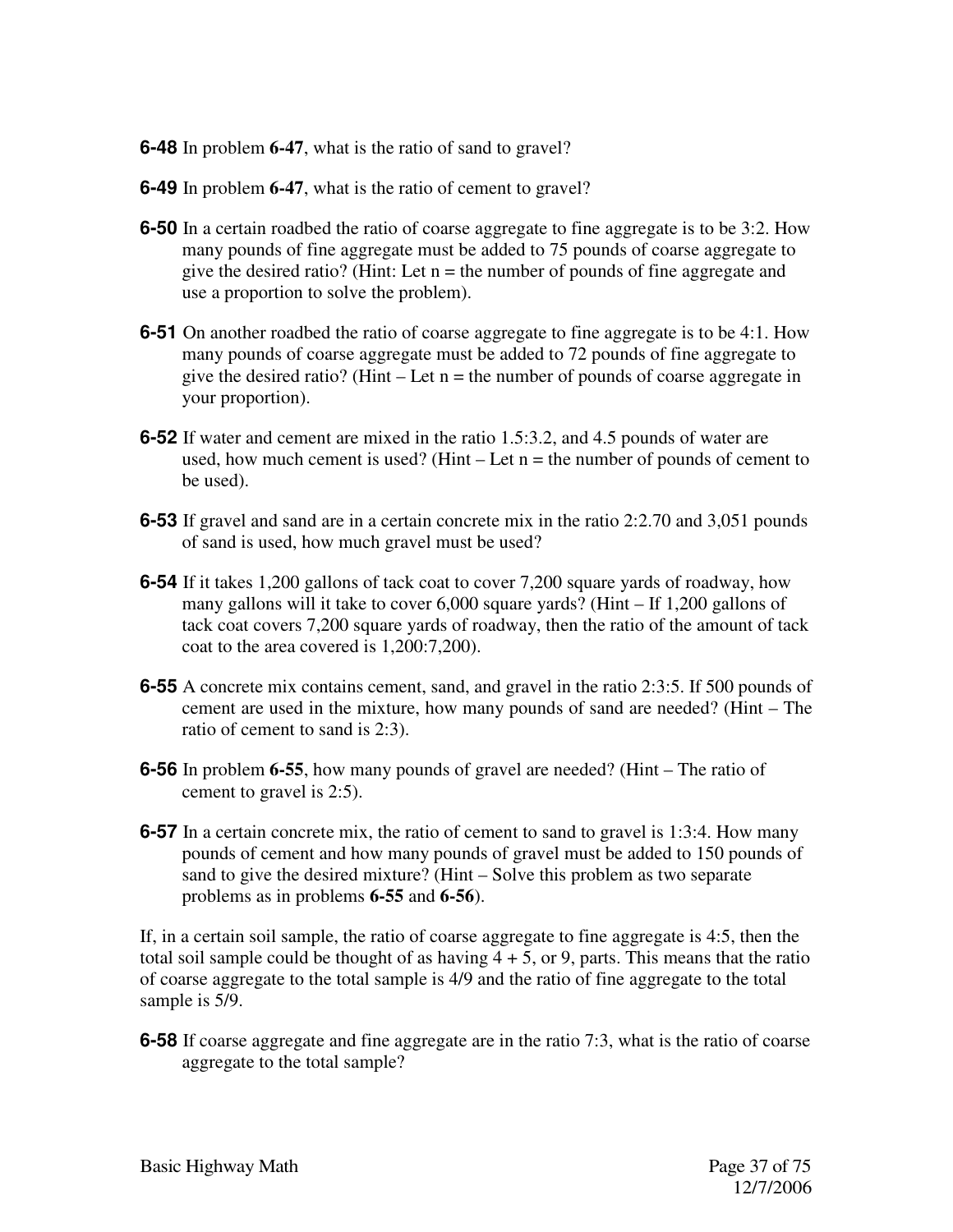**6-48** In problem **6-47**, what is the ratio of sand to gravel?

**6-49** In problem **6-47**, what is the ratio of cement to gravel?

**6-50** In a certain roadbed the ratio of coarse aggregate to fine aggregate is to be 3:2. How many pounds of fine aggregate must be added to 75 pounds of coarse aggregate to give the desired ratio? (Hint: Let n = the number of pounds of fine aggregate and use a proportion to solve the problem).

**6-51** On another roadbed the ratio of coarse aggregate to fine aggregate is to be 4:1. How many pounds of coarse aggregate must be added to 72 pounds of fine aggregate to give the desired ratio? (Hint – Let n = the number of pounds of coarse aggregate in your proportion).

**6-52** If water and cement are mixed in the ratio 1.5:3.2, and 4.5 pounds of water are used, how much cement is used? (Hint – Let n = the number of pounds of cement to be used).

**6-53** If gravel and sand are in a certain concrete mix in the ratio 2:2.70 and 3,051 pounds of sand is used, how much gravel must be used?

**6-54** If it takes 1,200 gallons of tack coat to cover 7,200 square yards of roadway, how many gallons will it take to cover 6,000 square yards? (Hint – If 1,200 gallons of tack coat covers 7,200 square yards of roadway, then the ratio of the amount of tack coat to the area covered is 1,200:7,200).

**6-55** A concrete mix contains cement, sand, and gravel in the ratio 2:3:5. If 500 pounds of cement are used in the mixture, how many pounds of sand are needed? (Hint – The ratio of cement to sand is 2:3).

**6-56** In problem **6-55**, how many pounds of gravel are needed? (Hint – The ratio of cement to gravel is 2:5).

**6-57** In a certain concrete mix, the ratio of cement to sand to gravel is 1:3:4. How many pounds of cement and how many pounds of gravel must be added to 150 pounds of sand to give the desired mixture? (Hint – Solve this problem as two separate problems as in problems **6-55** and **6-56**).

If, in a certain soil sample, the ratio of coarse aggregate to fine aggregate is 4:5, then the total soil sample could be thought of as having 4 + 5, or 9, parts. This means that the ratio of coarse aggregate to the total sample is 4/9 and the ratio of fine aggregate to the total sample is 5/9.

**6-58** If coarse aggregate and fine aggregate are in the ratio 7:3, what is the ratio of coarse aggregate to the total sample?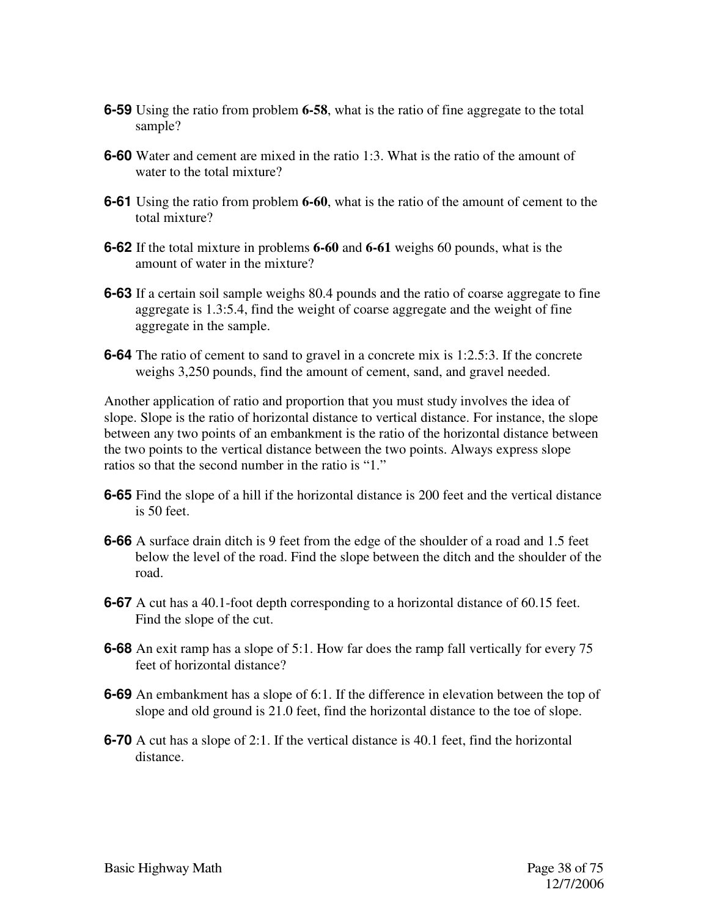**6-59** Using the ratio from problem **6-58**, what is the ratio of fine aggregate to the total sample?

**6-60** Water and cement are mixed in the ratio 1:3. What is the ratio of the amount of water to the total mixture?

**6-61** Using the ratio from problem **6-60**, what is the ratio of the amount of cement to the total mixture?

**6-62** If the total mixture in problems **6-60** and **6-61** weighs 60 pounds, what is the amount of water in the mixture?

**6-63** If a certain soil sample weighs 80.4 pounds and the ratio of coarse aggregate to fine aggregate is 1.3:5.4, find the weight of coarse aggregate and the weight of fine aggregate in the sample.

**6-64** The ratio of cement to sand to gravel in a concrete mix is 1:2.5:3. If the concrete weighs 3,250 pounds, find the amount of cement, sand, and gravel needed.

Another application of ratio and proportion that you must study involves the idea of slope. Slope is the ratio of horizontal distance to vertical distance. For instance, the slope between any two points of an embankment is the ratio of the horizontal distance between the two points to the vertical distance between the two points. Always express slope ratios so that the second number in the ratio is "1."

**6-65** Find the slope of a hill if the horizontal distance is 200 feet and the vertical distance is 50 feet.

**6-66** A surface drain ditch is 9 feet from the edge of the shoulder of a road and 1.5 feet below the level of the road. Find the slope between the ditch and the shoulder of the road.

**6-67** A cut has a 40.1-foot depth corresponding to a horizontal distance of 60.15 feet. Find the slope of the cut.

**6-68** An exit ramp has a slope of 5:1. How far does the ramp fall vertically for every 75 feet of horizontal distance?

**6-69** An embankment has a slope of 6:1. If the difference in elevation between the top of slope and old ground is 21.0 feet, find the horizontal distance to the toe of slope.

**6-70** A cut has a slope of 2:1. If the vertical distance is 40.1 feet, find the horizontal distance.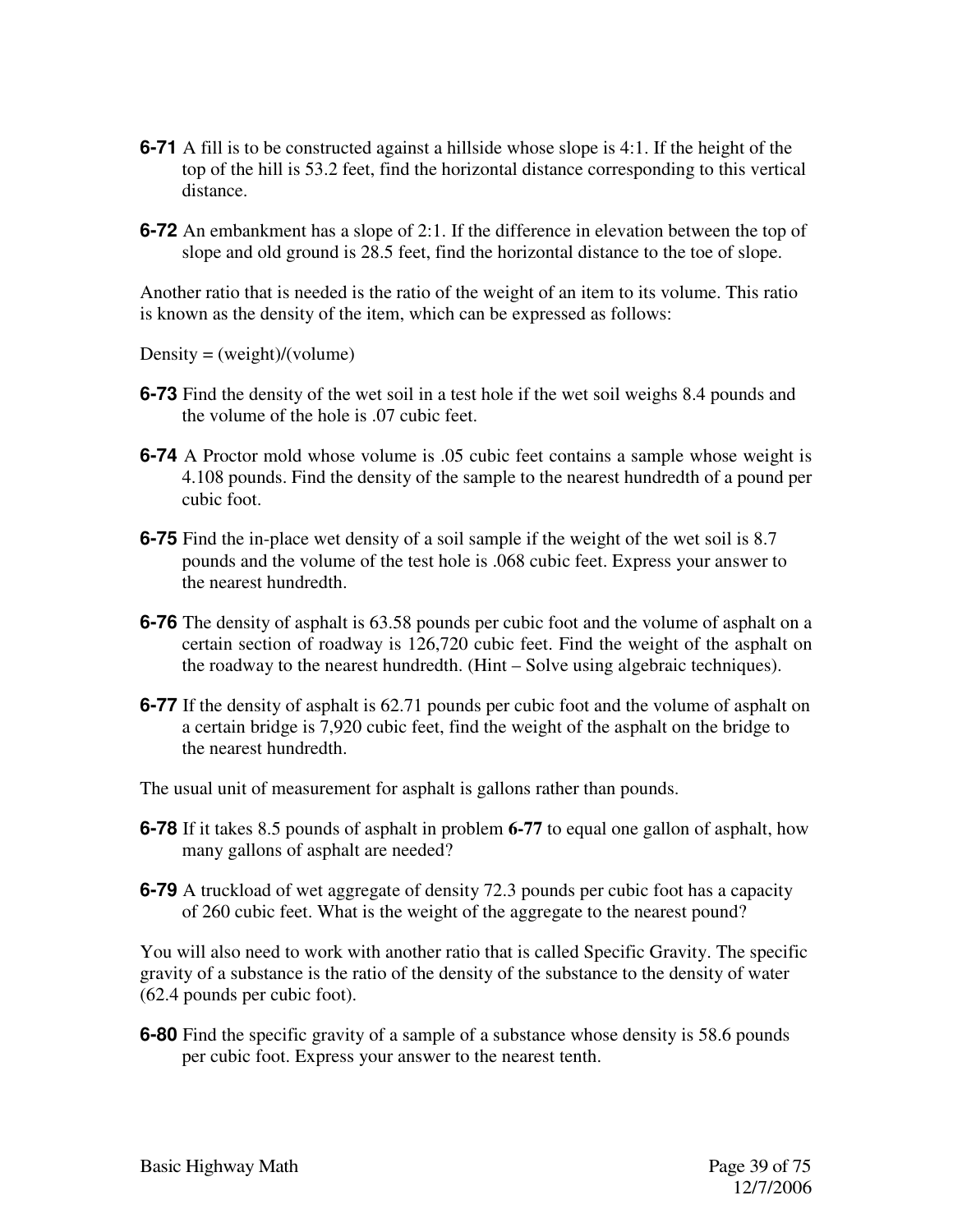**6-71** A fill is to be constructed against a hillside whose slope is 4:1. If the height of the top of the hill is 53.2 feet, find the horizontal distance corresponding to this vertical distance.

**6-72** An embankment has a slope of 2:1. If the difference in elevation between the top of slope and old ground is 28.5 feet, find the horizontal distance to the toe of slope.

Another ratio that is needed is the ratio of the weight of an item to its volume. This ratio is known as the density of the item, which can be expressed as follows:

Density = (weight)/(volume)

**6-73** Find the density of the wet soil in a test hole if the wet soil weighs 8.4 pounds and the volume of the hole is .07 cubic feet.

**6-74** A Proctor mold whose volume is .05 cubic feet contains a sample whose weight is 4.108 pounds. Find the density of the sample to the nearest hundredth of a pound per cubic foot.

**6-75** Find the in-place wet density of a soil sample if the weight of the wet soil is 8.7 pounds and the volume of the test hole is .068 cubic feet. Express your answer to the nearest hundredth.

**6-76** The density of asphalt is 63.58 pounds per cubic foot and the volume of asphalt on a certain section of roadway is 126,720 cubic feet. Find the weight of the asphalt on the roadway to the nearest hundredth. (Hint – Solve using algebraic techniques).

**6-77** If the density of asphalt is 62.71 pounds per cubic foot and the volume of asphalt on a certain bridge is 7,920 cubic feet, find the weight of the asphalt on the bridge to the nearest hundredth.

The usual unit of measurement for asphalt is gallons rather than pounds.

**6-78** If it takes 8.5 pounds of asphalt in problem **6-77** to equal one gallon of asphalt, how many gallons of asphalt are needed?

**6-79** A truckload of wet aggregate of density 72.3 pounds per cubic foot has a capacity of 260 cubic feet. What is the weight of the aggregate to the nearest pound?

You will also need to work with another ratio that is called Specific Gravity. The specific gravity of a substance is the ratio of the density of the substance to the density of water (62.4 pounds per cubic foot).

**6-80** Find the specific gravity of a sample of a substance whose density is 58.6 pounds per cubic foot. Express your answer to the nearest tenth.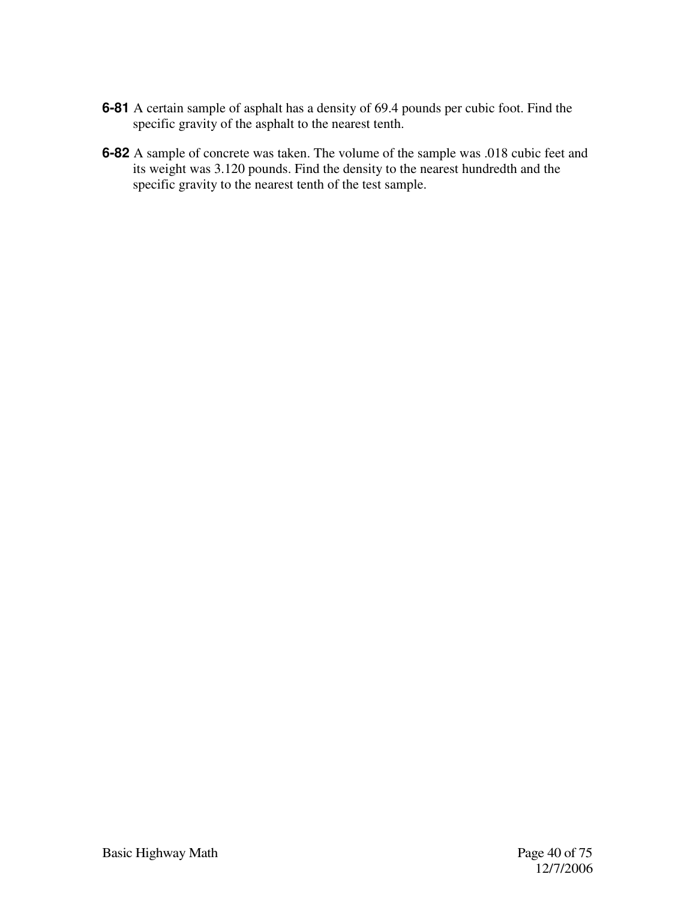**6-81** A certain sample of asphalt has a density of 69.4 pounds per cubic foot. Find the specific gravity of the asphalt to the nearest tenth.

**6-82** A sample of concrete was taken. The volume of the sample was .018 cubic feet and its weight was 3.120 pounds. Find the density to the nearest hundredth and the specific gravity to the nearest tenth of the test sample.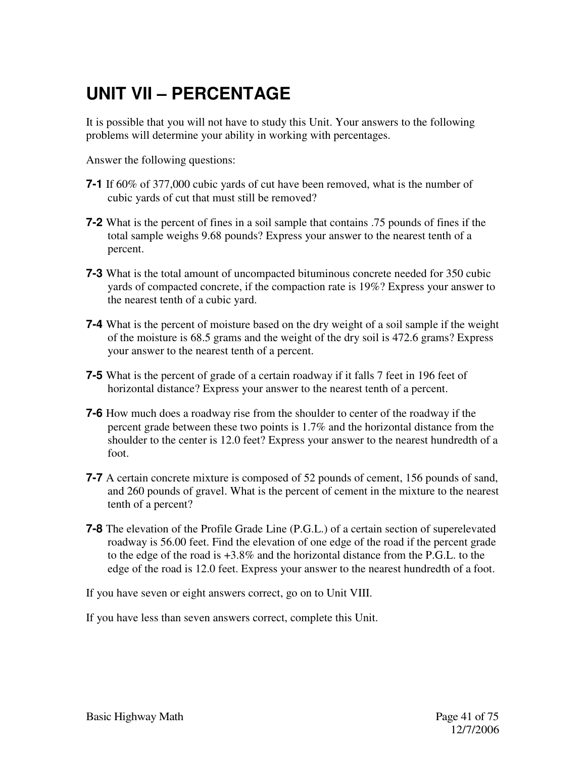# UNIT VII – PERCENTAGE

It is possible that you will not have to study this Unit. Your answers to the following problems will determine your ability in working with percentages.

Answer the following questions:

**7-1** If 60% of 377,000 cubic yards of cut have been removed, what is the number of cubic yards of cut that must still be removed?

**7-2** What is the percent of fines in a soil sample that contains .75 pounds of fines if the total sample weighs 9.68 pounds? Express your answer to the nearest tenth of a percent.

**7-3** What is the total amount of uncompacted bituminous concrete needed for 350 cubic yards of compacted concrete, if the compaction rate is 19%? Express your answer to the nearest tenth of a cubic yard.

**7-4** What is the percent of moisture based on the dry weight of a soil sample if the weight of the moisture is 68.5 grams and the weight of the dry soil is 472.6 grams? Express your answer to the nearest tenth of a percent.

**7-5** What is the percent of grade of a certain roadway if it falls 7 feet in 196 feet of horizontal distance? Express your answer to the nearest tenth of a percent.

**7-6** How much does a roadway rise from the shoulder to center of the roadway if the percent grade between these two points is 1.7% and the horizontal distance from the shoulder to the center is 12.0 feet? Express your answer to the nearest hundredth of a foot.

**7-7** A certain concrete mixture is composed of 52 pounds of cement, 156 pounds of sand, and 260 pounds of gravel. What is the percent of cement in the mixture to the nearest tenth of a percent?

**7-8** The elevation of the Profile Grade Line (P.G.L.) of a certain section of superelevated roadway is 56.00 feet. Find the elevation of one edge of the road if the percent grade to the edge of the road is +3.8% and the horizontal distance from the P.G.L. to the edge of the road is 12.0 feet. Express your answer to the nearest hundredth of a foot.

If you have seven or eight answers correct, go on to Unit VIII.

If you have less than seven answers correct, complete this Unit.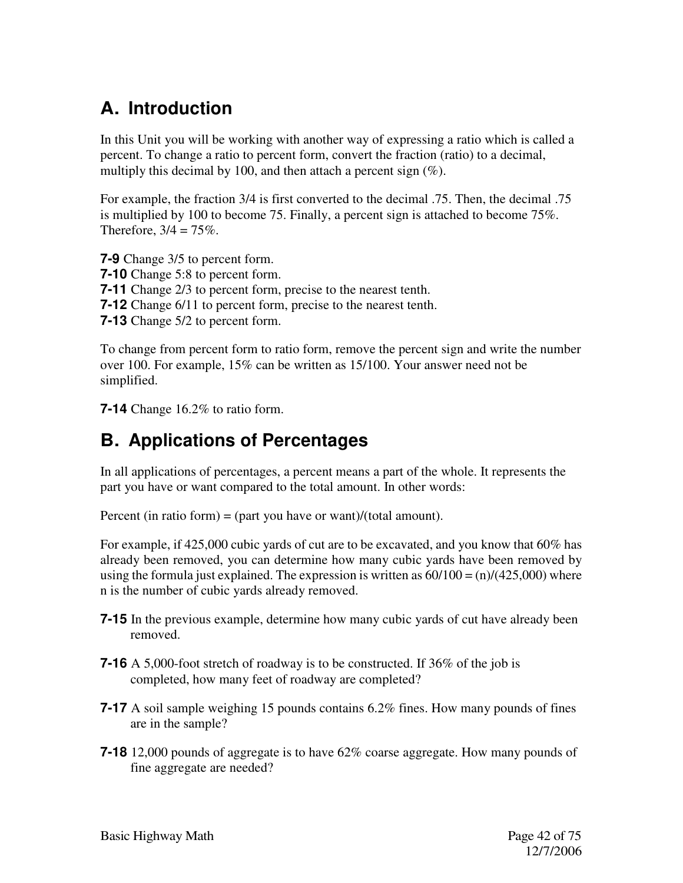## A. Introduction

In this Unit you will be working with another way of expressing a ratio which is called a percent. To change a ratio to percent form, convert the fraction (ratio) to a decimal, multiply this decimal by 100, and then attach a percent sign (%).

For example, the fraction 3/4 is first converted to the decimal .75. Then, the decimal .75 is multiplied by 100 to become 75. Finally, a percent sign is attached to become 75%. Therefore, 3/4 = 75%.

**7-9** Change 3/5 to percent form.
**7-10** Change 5:8 to percent form.
**7-11** Change 2/3 to percent form, precise to the nearest tenth.
**7-12** Change 6/11 to percent form, precise to the nearest tenth.
**7-13** Change 5/2 to percent form.

To change from percent form to ratio form, remove the percent sign and write the number over 100. For example, 15% can be written as 15/100. Your answer need not be simplified.

**7-14** Change 16.2% to ratio form.

## B. Applications of Percentages

In all applications of percentages, a percent means a part of the whole. It represents the part you have or want compared to the total amount. In other words:

Percent (in ratio form) = (part you have or want)/(total amount).

For example, if 425,000 cubic yards of cut are to be excavated, and you know that 60% has already been removed, you can determine how many cubic yards have been removed by using the formula just explained. The expression is written as 60/100 = (n)/(425,000) where n is the number of cubic yards already removed.

**7-15** In the previous example, determine how many cubic yards of cut have already been removed.

**7-16** A 5,000-foot stretch of roadway is to be constructed. If 36% of the job is completed, how many feet of roadway are completed?

**7-17** A soil sample weighing 15 pounds contains 6.2% fines. How many pounds of fines are in the sample?

**7-18** 12,000 pounds of aggregate is to have 62% coarse aggregate. How many pounds of fine aggregate are needed?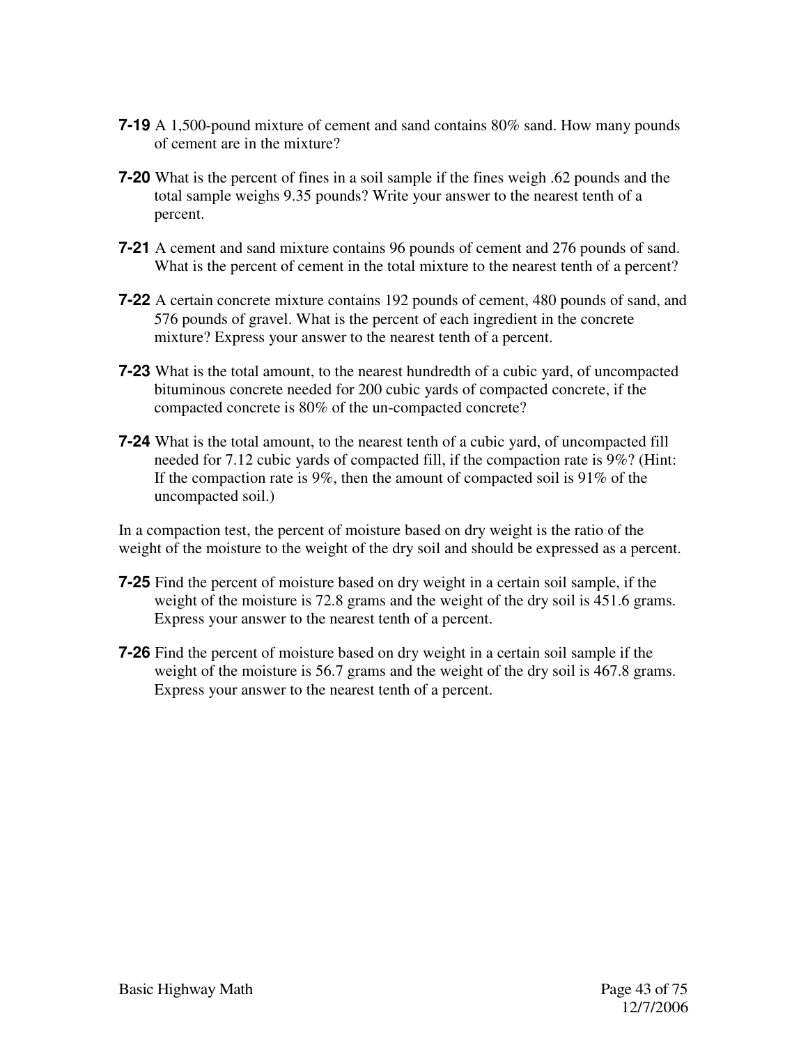**7-19** A 1,500-pound mixture of cement and sand contains 80% sand. How many pounds of cement are in the mixture?

**7-20** What is the percent of fines in a soil sample if the fines weigh .62 pounds and the total sample weighs 9.35 pounds? Write your answer to the nearest tenth of a percent.

**7-21** A cement and sand mixture contains 96 pounds of cement and 276 pounds of sand. What is the percent of cement in the total mixture to the nearest tenth of a percent?

**7-22** A certain concrete mixture contains 192 pounds of cement, 480 pounds of sand, and 576 pounds of gravel. What is the percent of each ingredient in the concrete mixture? Express your answer to the nearest tenth of a percent.

**7-23** What is the total amount, to the nearest hundredth of a cubic yard, of uncompacted bituminous concrete needed for 200 cubic yards of compacted concrete, if the compacted concrete is 80% of the un-compacted concrete?

**7-24** What is the total amount, to the nearest tenth of a cubic yard, of uncompacted fill needed for 7.12 cubic yards of compacted fill, if the compaction rate is 9%? (Hint: If the compaction rate is 9%, then the amount of compacted soil is 91% of the uncompacted soil.)

In a compaction test, the percent of moisture based on dry weight is the ratio of the weight of the moisture to the weight of the dry soil and should be expressed as a percent.

**7-25** Find the percent of moisture based on dry weight in a certain soil sample, if the weight of the moisture is 72.8 grams and the weight of the dry soil is 451.6 grams. Express your answer to the nearest tenth of a percent.

**7-26** Find the percent of moisture based on dry weight in a certain soil sample if the weight of the moisture is 56.7 grams and the weight of the dry soil is 467.8 grams. Express your answer to the nearest tenth of a percent.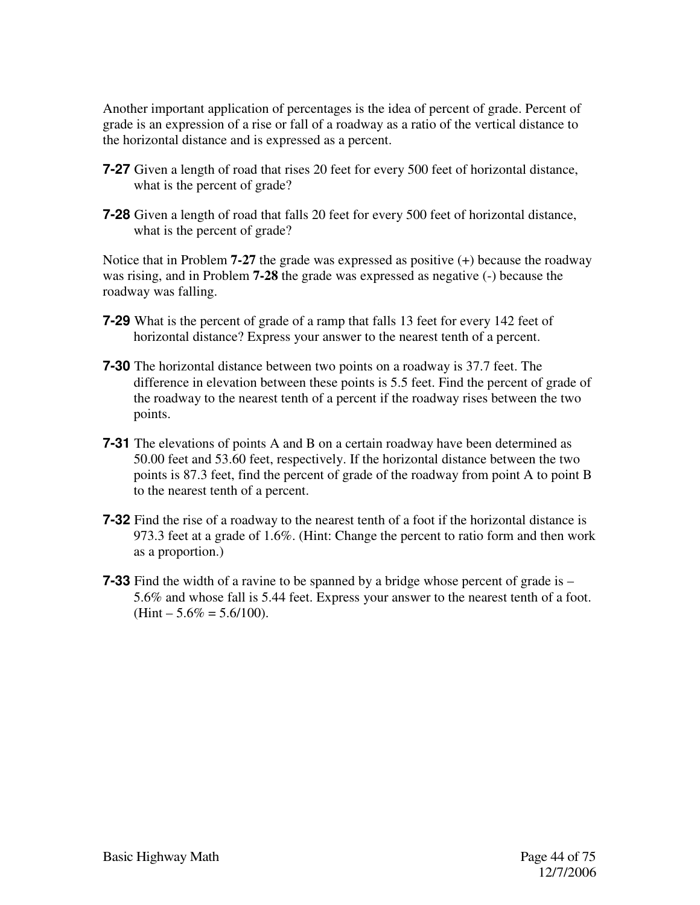Another important application of percentages is the idea of percent of grade. Percent of grade is an expression of a rise or fall of a roadway as a ratio of the vertical distance to the horizontal distance and is expressed as a percent.

**7-27** Given a length of road that rises 20 feet for every 500 feet of horizontal distance, what is the percent of grade?

**7-28** Given a length of road that falls 20 feet for every 500 feet of horizontal distance, what is the percent of grade?

Notice that in Problem **7-27** the grade was expressed as positive (+) because the roadway was rising, and in Problem **7-28** the grade was expressed as negative (-) because the roadway was falling.

**7-29** What is the percent of grade of a ramp that falls 13 feet for every 142 feet of horizontal distance? Express your answer to the nearest tenth of a percent.

**7-30** The horizontal distance between two points on a roadway is 37.7 feet. The difference in elevation between these points is 5.5 feet. Find the percent of grade of the roadway to the nearest tenth of a percent if the roadway rises between the two points.

**7-31** The elevations of points A and B on a certain roadway have been determined as 50.00 feet and 53.60 feet, respectively. If the horizontal distance between the two points is 87.3 feet, find the percent of grade of the roadway from point A to point B to the nearest tenth of a percent.

**7-32** Find the rise of a roadway to the nearest tenth of a foot if the horizontal distance is 973.3 feet at a grade of 1.6%. (Hint: Change the percent to ratio form and then work as a proportion.)

**7-33** Find the width of a ravine to be spanned by a bridge whose percent of grade is – 5.6% and whose fall is 5.44 feet. Express your answer to the nearest tenth of a foot. (Hint – 5.6% = 5.6/100).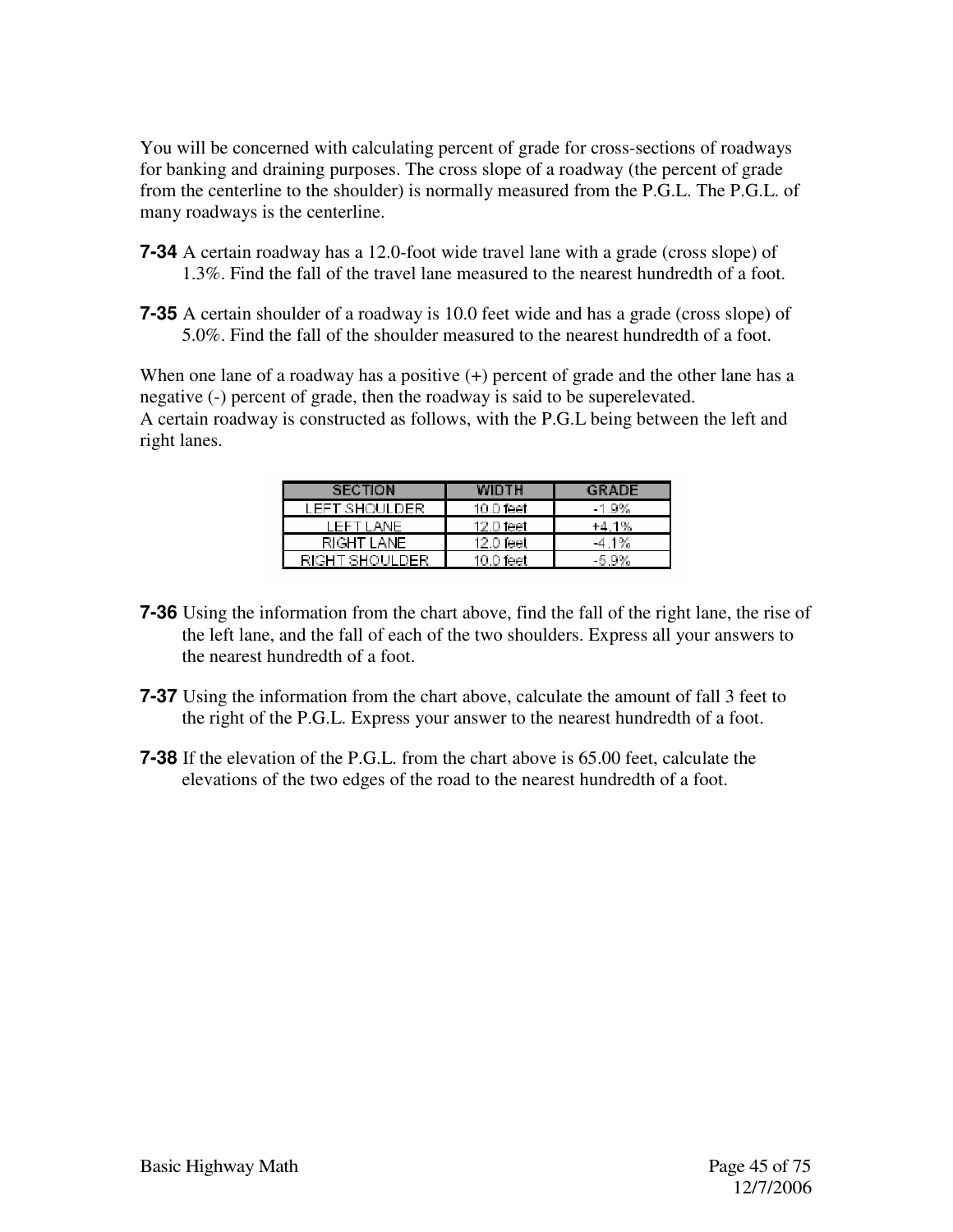You will be concerned with calculating percent of grade for cross-sections of roadways for banking and draining purposes. The cross slope of a roadway (the percent of grade from the centerline to the shoulder) is normally measured from the P.G.L. The P.G.L. of many roadways is the centerline.

**7-34** A certain roadway has a 12.0-foot wide travel lane with a grade (cross slope) of 1.3%. Find the fall of the travel lane measured to the nearest hundredth of a foot.

**7-35** A certain shoulder of a roadway is 10.0 feet wide and has a grade (cross slope) of 5.0%. Find the fall of the shoulder measured to the nearest hundredth of a foot.

When one lane of a roadway has a positive (+) percent of grade and the other lane has a negative (-) percent of grade, then the roadway is said to be superelevated.
A certain roadway is constructed as follows, with the P.G.L being between the left and right lanes.

| SECTION | WIDTH | GRADE |
|---|---|---|
| LEFT SHOULDER | 10.0 feet | -1.9% |
| LEFT LANE | 12.0 feet | +4.1% |
| RIGHT LANE | 12.0 feet | -4.1% |
| RIGHT SHOULDER | 10.0 feet | -5.9% |

**7-36** Using the information from the chart above, find the fall of the right lane, the rise of the left lane, and the fall of each of the two shoulders. Express all your answers to the nearest hundredth of a foot.

**7-37** Using the information from the chart above, calculate the amount of fall 3 feet to the right of the P.G.L. Express your answer to the nearest hundredth of a foot.

**7-38** If the elevation of the P.G.L. from the chart above is 65.00 feet, calculate the elevations of the two edges of the road to the nearest hundredth of a foot.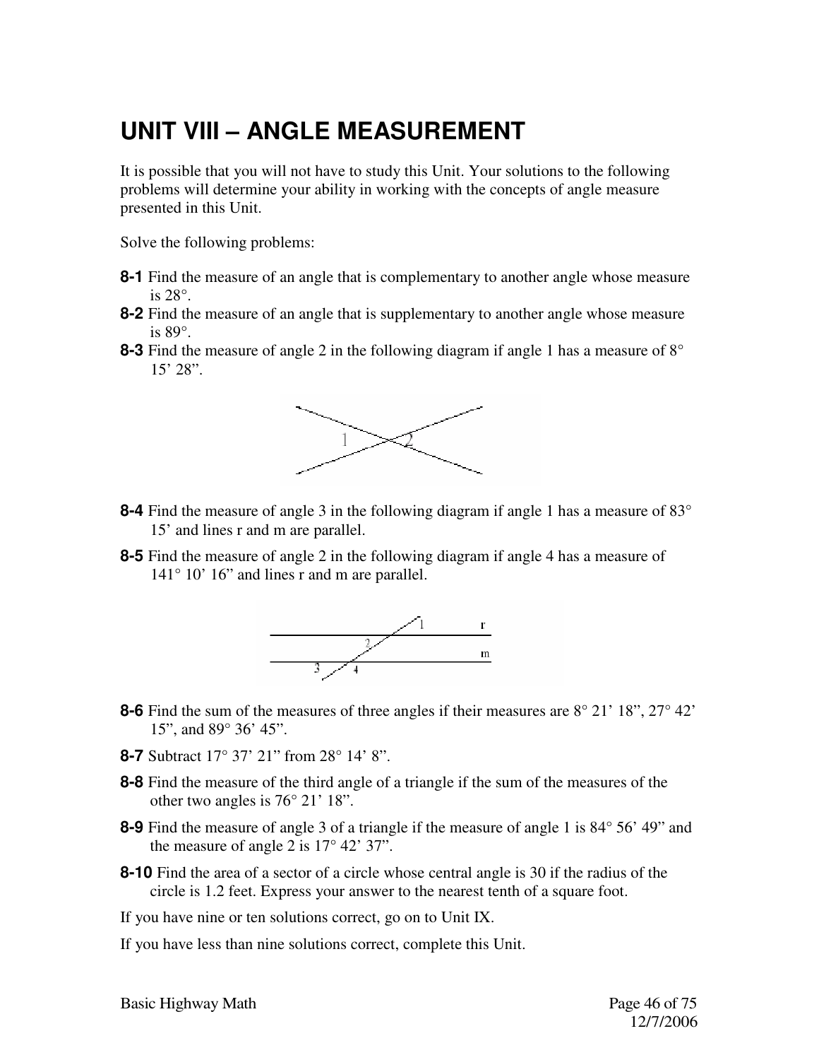# UNIT VIII – ANGLE MEASUREMENT

It is possible that you will not have to study this Unit. Your solutions to the following problems will determine your ability in working with the concepts of angle measure presented in this Unit.

Solve the following problems:

**8-1** Find the measure of an angle that is complementary to another angle whose measure is 28°.

**8-2** Find the measure of an angle that is supplementary to another angle whose measure is 89°.

**8-3** Find the measure of angle 2 in the following diagram if angle 1 has a measure of 8° 15’ 28”.

**8-4** Find the measure of angle 3 in the following diagram if angle 1 has a measure of 83° 15’ and lines r and m are parallel.

**8-5** Find the measure of angle 2 in the following diagram if angle 4 has a measure of 141° 10’ 16” and lines r and m are parallel.

**8-6** Find the sum of the measures of three angles if their measures are 8° 21’ 18”, 27° 42’ 15”, and 89° 36’ 45”.

**8-7** Subtract 17° 37’ 21” from 28° 14’ 8”.

**8-8** Find the measure of the third angle of a triangle if the sum of the measures of the other two angles is 76° 21’ 18”.

**8-9** Find the measure of angle 3 of a triangle if the measure of angle 1 is 84° 56’ 49” and the measure of angle 2 is 17° 42’ 37”.

**8-10** Find the area of a sector of a circle whose central angle is 30 if the radius of the circle is 1.2 feet. Express your answer to the nearest tenth of a square foot.

If you have nine or ten solutions correct, go on to Unit IX.

If you have less than nine solutions correct, complete this Unit.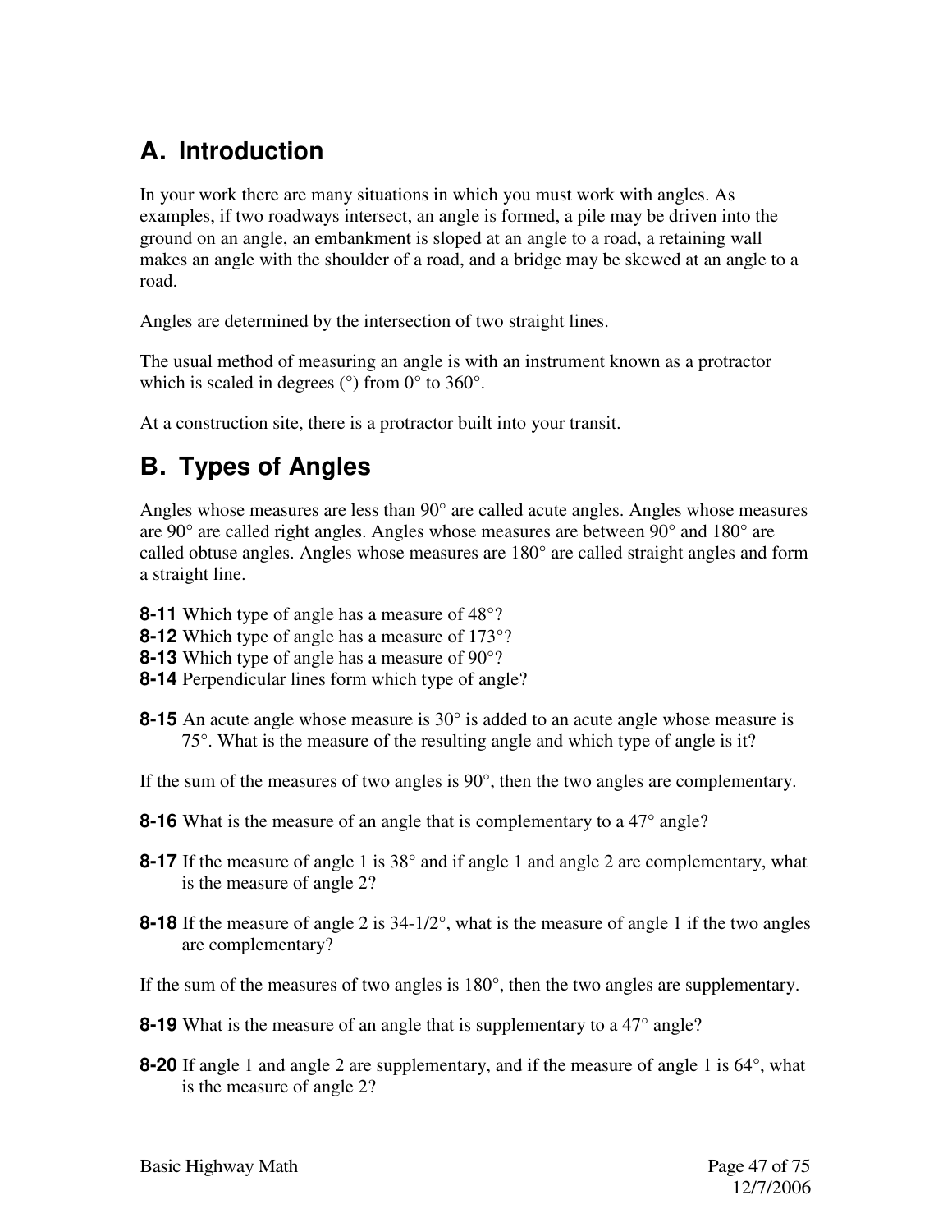## A. Introduction

In your work there are many situations in which you must work with angles. As examples, if two roadways intersect, an angle is formed, a pile may be driven into the ground on an angle, an embankment is sloped at an angle to a road, a retaining wall makes an angle with the shoulder of a road, and a bridge may be skewed at an angle to a road.

Angles are determined by the intersection of two straight lines.

The usual method of measuring an angle is with an instrument known as a protractor which is scaled in degrees (°) from 0° to 360°.

At a construction site, there is a protractor built into your transit.

## B. Types of Angles

Angles whose measures are less than 90° are called acute angles. Angles whose measures are 90° are called right angles. Angles whose measures are between 90° and 180° are called obtuse angles. Angles whose measures are 180° are called straight angles and form a straight line.

**8-11** Which type of angle has a measure of 48°?
**8-12** Which type of angle has a measure of 173°?
**8-13** Which type of angle has a measure of 90°?
**8-14** Perpendicular lines form which type of angle?

**8-15** An acute angle whose measure is 30° is added to an acute angle whose measure is 75°. What is the measure of the resulting angle and which type of angle is it?

If the sum of the measures of two angles is 90°, then the two angles are complementary.

**8-16** What is the measure of an angle that is complementary to a 47° angle?

**8-17** If the measure of angle 1 is 38° and if angle 1 and angle 2 are complementary, what is the measure of angle 2?

**8-18** If the measure of angle 2 is 34-1/2°, what is the measure of angle 1 if the two angles are complementary?

If the sum of the measures of two angles is 180°, then the two angles are supplementary.

**8-19** What is the measure of an angle that is supplementary to a 47° angle?

**8-20** If angle 1 and angle 2 are supplementary, and if the measure of angle 1 is 64°, what is the measure of angle 2?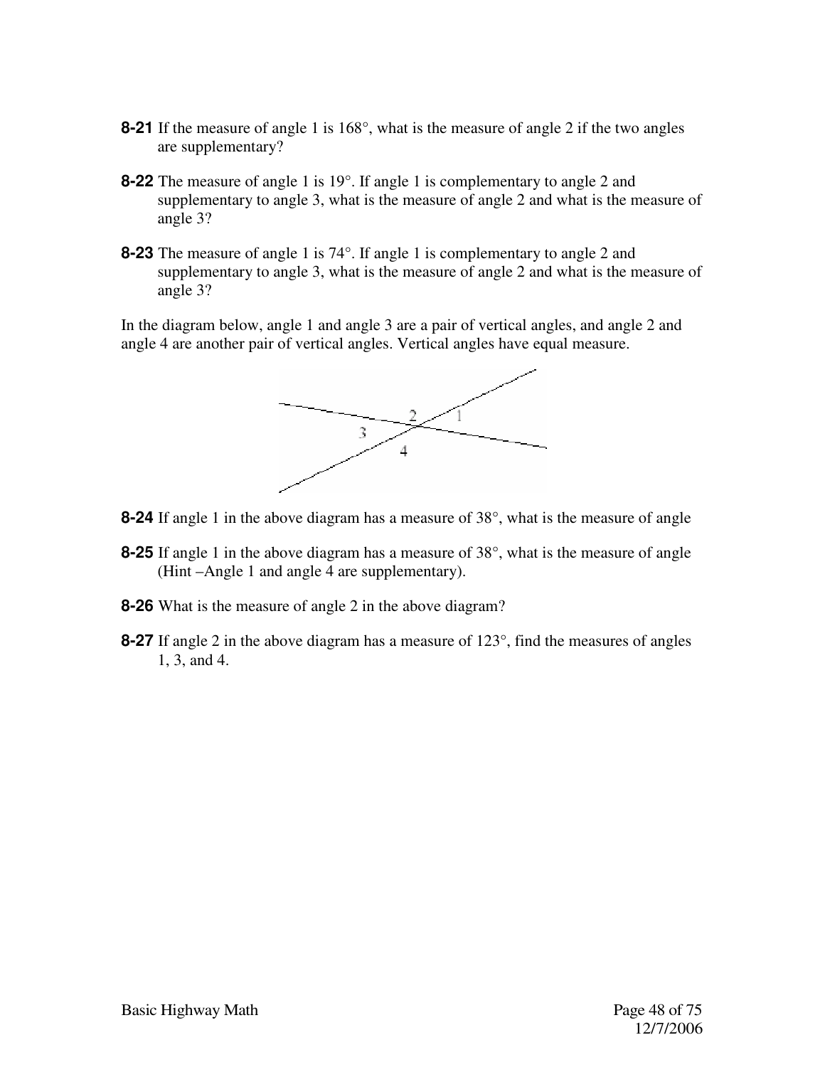**8-21** If the measure of angle 1 is 168°, what is the measure of angle 2 if the two angles are supplementary?

**8-22** The measure of angle 1 is 19°. If angle 1 is complementary to angle 2 and supplementary to angle 3, what is the measure of angle 2 and what is the measure of angle 3?

**8-23** The measure of angle 1 is 74°. If angle 1 is complementary to angle 2 and supplementary to angle 3, what is the measure of angle 2 and what is the measure of angle 3?

In the diagram below, angle 1 and angle 3 are a pair of vertical angles, and angle 2 and angle 4 are another pair of vertical angles. Vertical angles have equal measure.

**8-24** If angle 1 in the above diagram has a measure of 38°, what is the measure of angle

**8-25** If angle 1 in the above diagram has a measure of 38°, what is the measure of angle (Hint –Angle 1 and angle 4 are supplementary).

**8-26** What is the measure of angle 2 in the above diagram?

**8-27** If angle 2 in the above diagram has a measure of 123°, find the measures of angles 1, 3, and 4.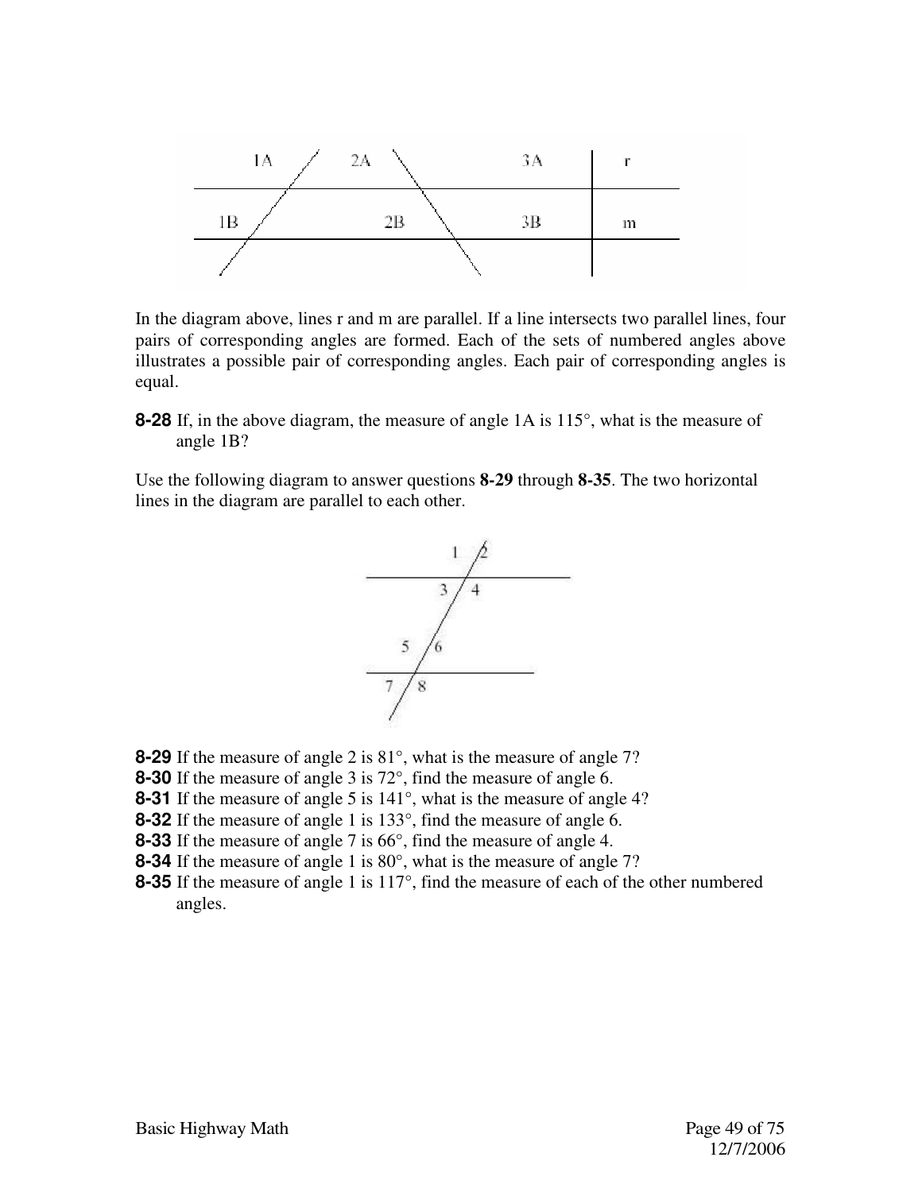In the diagram above, lines r and m are parallel. If a line intersects two parallel lines, four pairs of corresponding angles are formed. Each of the sets of numbered angles above illustrates a possible pair of corresponding angles. Each pair of corresponding angles is equal.

**8-28** If, in the above diagram, the measure of angle 1A is 115°, what is the measure of angle 1B?

Use the following diagram to answer questions **8-29** through **8-35**. The two horizontal lines in the diagram are parallel to each other.

**8-29** If the measure of angle 2 is 81°, what is the measure of angle 7?

**8-30** If the measure of angle 3 is 72°, find the measure of angle 6.

**8-31** If the measure of angle 5 is 141°, what is the measure of angle 4?

**8-32** If the measure of angle 1 is 133°, find the measure of angle 6.

**8-33** If the measure of angle 7 is 66°, find the measure of angle 4.

**8-34** If the measure of angle 1 is 80°, what is the measure of angle 7?

**8-35** If the measure of angle 1 is 117°, find the measure of each of the other numbered angles.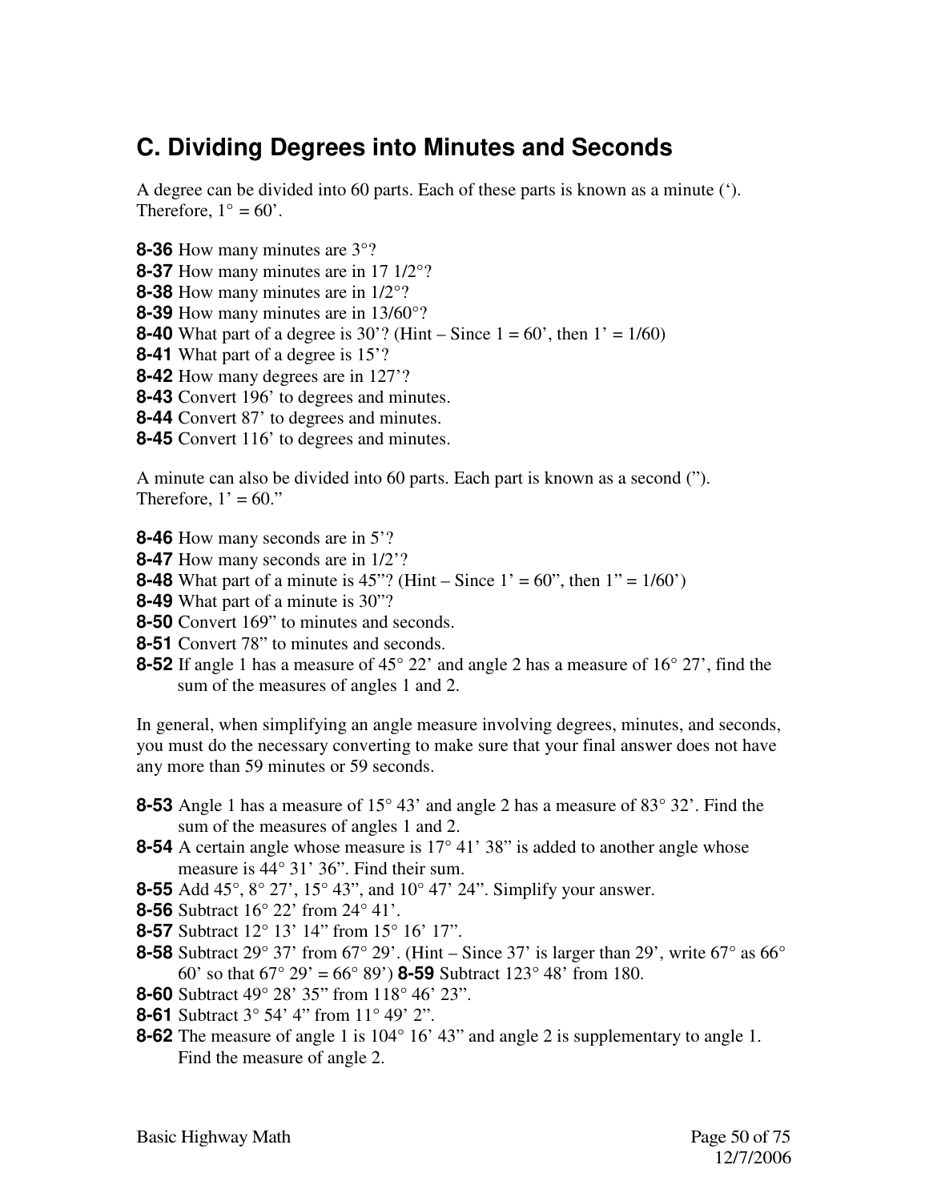## C. Dividing Degrees into Minutes and Seconds

A degree can be divided into 60 parts. Each of these parts is known as a minute (‘). Therefore, 1° = 60’.

**8-36** How many minutes are 3°?
**8-37** How many minutes are in 17 1/2°?
**8-38** How many minutes are in 1/2°?
**8-39** How many minutes are in 13/60°?
**8-40** What part of a degree is 30’? (Hint – Since 1 = 60’, then 1’ = 1/60)
**8-41** What part of a degree is 15’?
**8-42** How many degrees are in 127’?
**8-43** Convert 196’ to degrees and minutes.
**8-44** Convert 87’ to degrees and minutes.
**8-45** Convert 116’ to degrees and minutes.

A minute can also be divided into 60 parts. Each part is known as a second (”). Therefore, 1’ = 60.”

**8-46** How many seconds are in 5’?
**8-47** How many seconds are in 1/2’?
**8-48** What part of a minute is 45”? (Hint – Since 1’ = 60”, then 1” = 1/60’)
**8-49** What part of a minute is 30”?
**8-50** Convert 169” to minutes and seconds.
**8-51** Convert 78” to minutes and seconds.
**8-52** If angle 1 has a measure of 45° 22’ and angle 2 has a measure of 16° 27’, find the sum of the measures of angles 1 and 2.

In general, when simplifying an angle measure involving degrees, minutes, and seconds, you must do the necessary converting to make sure that your final answer does not have any more than 59 minutes or 59 seconds.

**8-53** Angle 1 has a measure of 15° 43’ and angle 2 has a measure of 83° 32’. Find the sum of the measures of angles 1 and 2.
**8-54** A certain angle whose measure is 17° 41’ 38” is added to another angle whose measure is 44° 31’ 36”. Find their sum.
**8-55** Add 45°, 8° 27’, 15° 43”, and 10° 47’ 24”. Simplify your answer.
**8-56** Subtract 16° 22’ from 24° 41’.
**8-57** Subtract 12° 13’ 14” from 15° 16’ 17”.
**8-58** Subtract 29° 37’ from 67° 29’. (Hint – Since 37’ is larger than 29’, write 67° as 66° 60’ so that 67° 29’ = 66° 89’) **8-59** Subtract 123° 48’ from 180.
**8-60** Subtract 49° 28’ 35” from 118° 46’ 23”.
**8-61** Subtract 3° 54’ 4” from 11° 49’ 2”.
**8-62** The measure of angle 1 is 104° 16’ 43” and angle 2 is supplementary to angle 1. Find the measure of angle 2.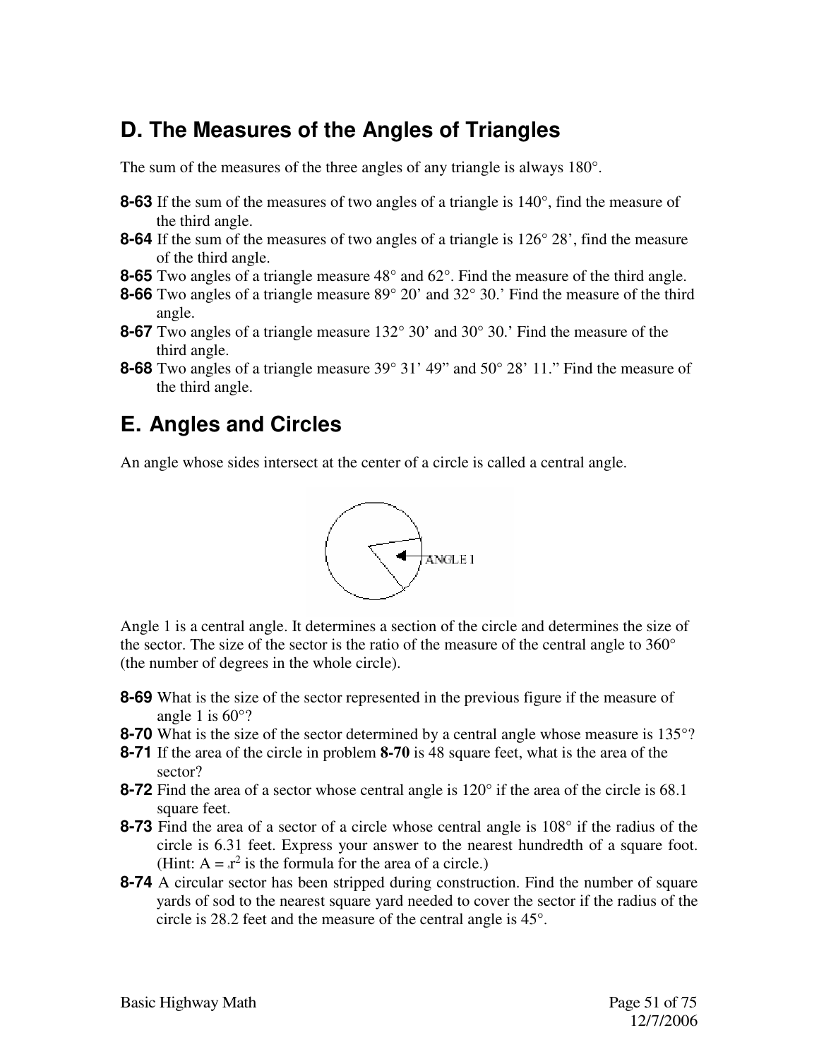## D. The Measures of the Angles of Triangles

The sum of the measures of the three angles of any triangle is always 180°.

**8-63** If the sum of the measures of two angles of a triangle is 140°, find the measure of the third angle.

**8-64** If the sum of the measures of two angles of a triangle is 126° 28', find the measure of the third angle.

**8-65** Two angles of a triangle measure 48° and 62°. Find the measure of the third angle.

**8-66** Two angles of a triangle measure 89° 20' and 32° 30.' Find the measure of the third angle.

**8-67** Two angles of a triangle measure 132° 30' and 30° 30.' Find the measure of the third angle.

**8-68** Two angles of a triangle measure 39° 31' 49" and 50° 28' 11." Find the measure of the third angle.

## E. Angles and Circles

An angle whose sides intersect at the center of a circle is called a central angle.

ANGLE 1

Angle 1 is a central angle. It determines a section of the circle and determines the size of the sector. The size of the sector is the ratio of the measure of the central angle to 360° (the number of degrees in the whole circle).

**8-69** What is the size of the sector represented in the previous figure if the measure of angle 1 is 60°?

**8-70** What is the size of the sector determined by a central angle whose measure is 135°?

**8-71** If the area of the circle in problem **8-70** is 48 square feet, what is the area of the sector?

**8-72** Find the area of a sector whose central angle is 120° if the area of the circle is 68.1 square feet.

**8-73** Find the area of a sector of a circle whose central angle is 108° if the radius of the circle is 6.31 feet. Express your answer to the nearest hundredth of a square foot. (Hint: $A = \pi r^2$ is the formula for the area of a circle.)

**8-74** A circular sector has been stripped during construction. Find the number of square yards of sod to the nearest square yard needed to cover the sector if the radius of the circle is 28.2 feet and the measure of the central angle is 45°.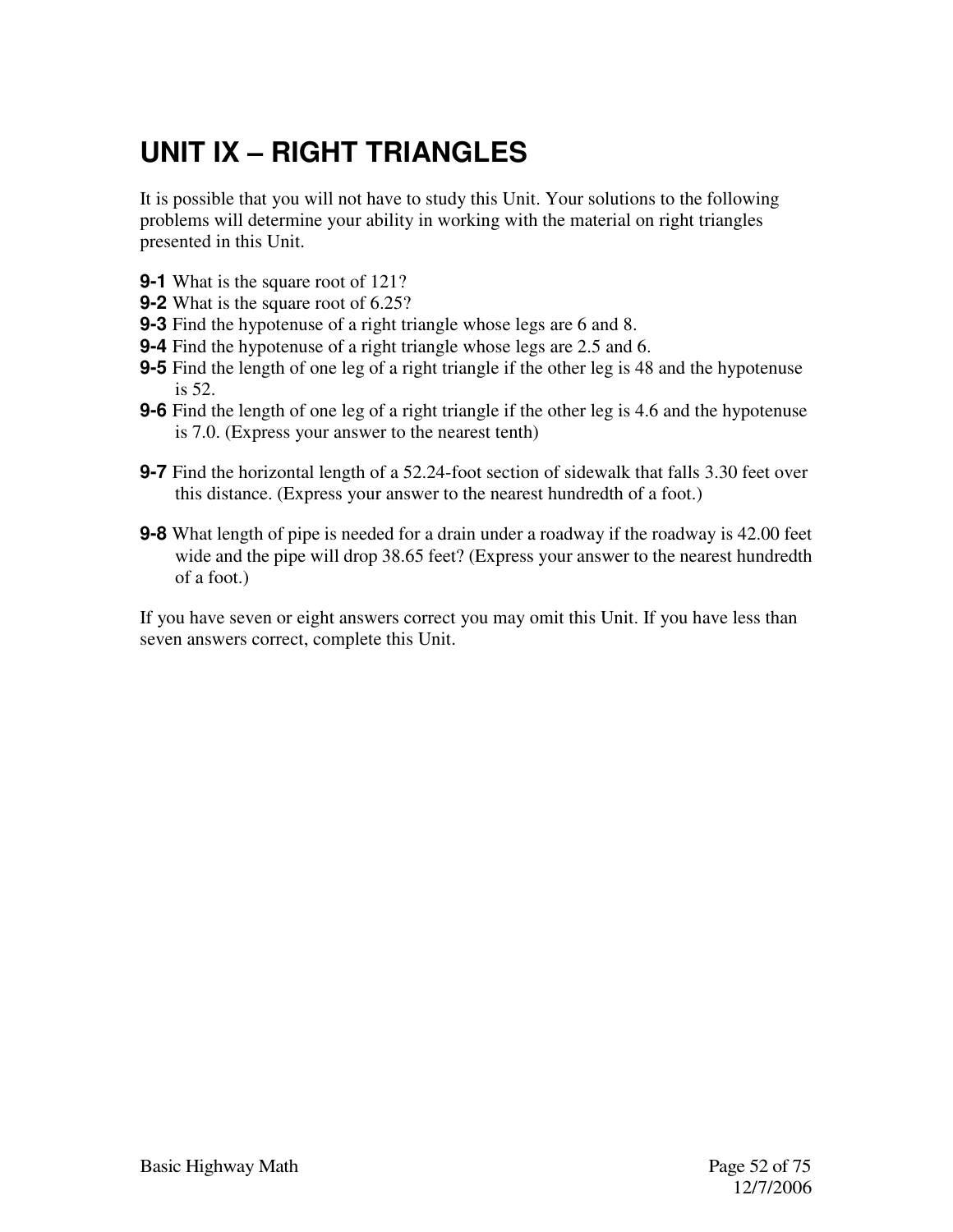# UNIT IX – RIGHT TRIANGLES

It is possible that you will not have to study this Unit. Your solutions to the following problems will determine your ability in working with the material on right triangles presented in this Unit.

**9-1** What is the square root of 121?
**9-2** What is the square root of 6.25?
**9-3** Find the hypotenuse of a right triangle whose legs are 6 and 8.
**9-4** Find the hypotenuse of a right triangle whose legs are 2.5 and 6.
**9-5** Find the length of one leg of a right triangle if the other leg is 48 and the hypotenuse is 52.
**9-6** Find the length of one leg of a right triangle if the other leg is 4.6 and the hypotenuse is 7.0. (Express your answer to the nearest tenth)

**9-7** Find the horizontal length of a 52.24-foot section of sidewalk that falls 3.30 feet over this distance. (Express your answer to the nearest hundredth of a foot.)

**9-8** What length of pipe is needed for a drain under a roadway if the roadway is 42.00 feet wide and the pipe will drop 38.65 feet? (Express your answer to the nearest hundredth of a foot.)

If you have seven or eight answers correct you may omit this Unit. If you have less than seven answers correct, complete this Unit.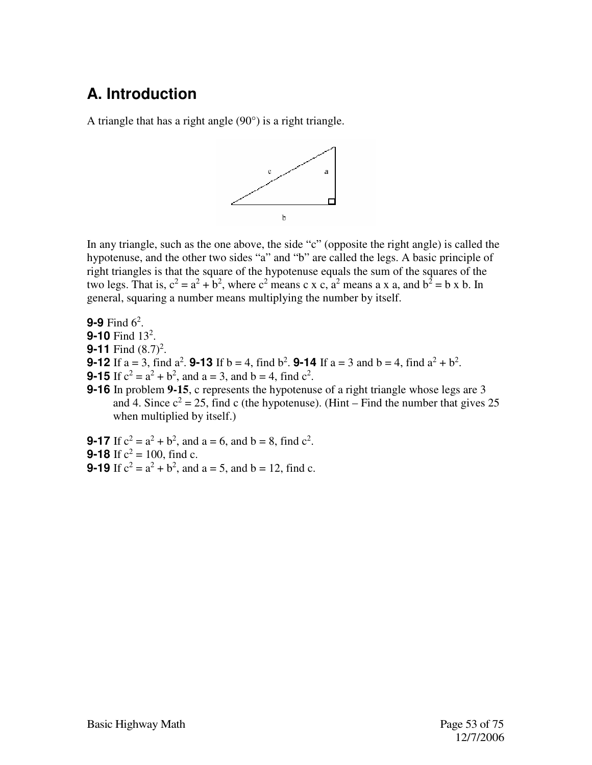## A. Introduction

A triangle that has a right angle (90°) is a right triangle.

In any triangle, such as the one above, the side "c" (opposite the right angle) is called the hypotenuse, and the other two sides "a" and "b" are called the legs. A basic principle of right triangles is that the square of the hypotenuse equals the sum of the squares of the two legs. That is, $c^2 = a^2 + b^2$, where $c^2$ means c x c, $a^2$ means a x a, and $b^2$ = b x b. In general, squaring a number means multiplying the number by itself.

**9-9** Find $6^2$.
**9-10** Find $13^2$.
**9-11** Find $(8.7)^2$.
**9-12** If a = 3, find $a^2$. **9-13** If b = 4, find $b^2$. **9-14** If a = 3 and b = 4, find $a^2 + b^2$.
**9-15** If $c^2 = a^2 + b^2$, and a = 3, and b = 4, find $c^2$.
**9-16** In problem **9-15**, c represents the hypotenuse of a right triangle whose legs are 3 and 4. Since $c^2 = 25$, find c (the hypotenuse). (Hint – Find the number that gives 25 when multiplied by itself.)

**9-17** If $c^2 = a^2 + b^2$, and a = 6, and b = 8, find $c^2$.
**9-18** If $c^2 = 100$, find c.
**9-19** If $c^2 = a^2 + b^2$, and a = 5, and b = 12, find c.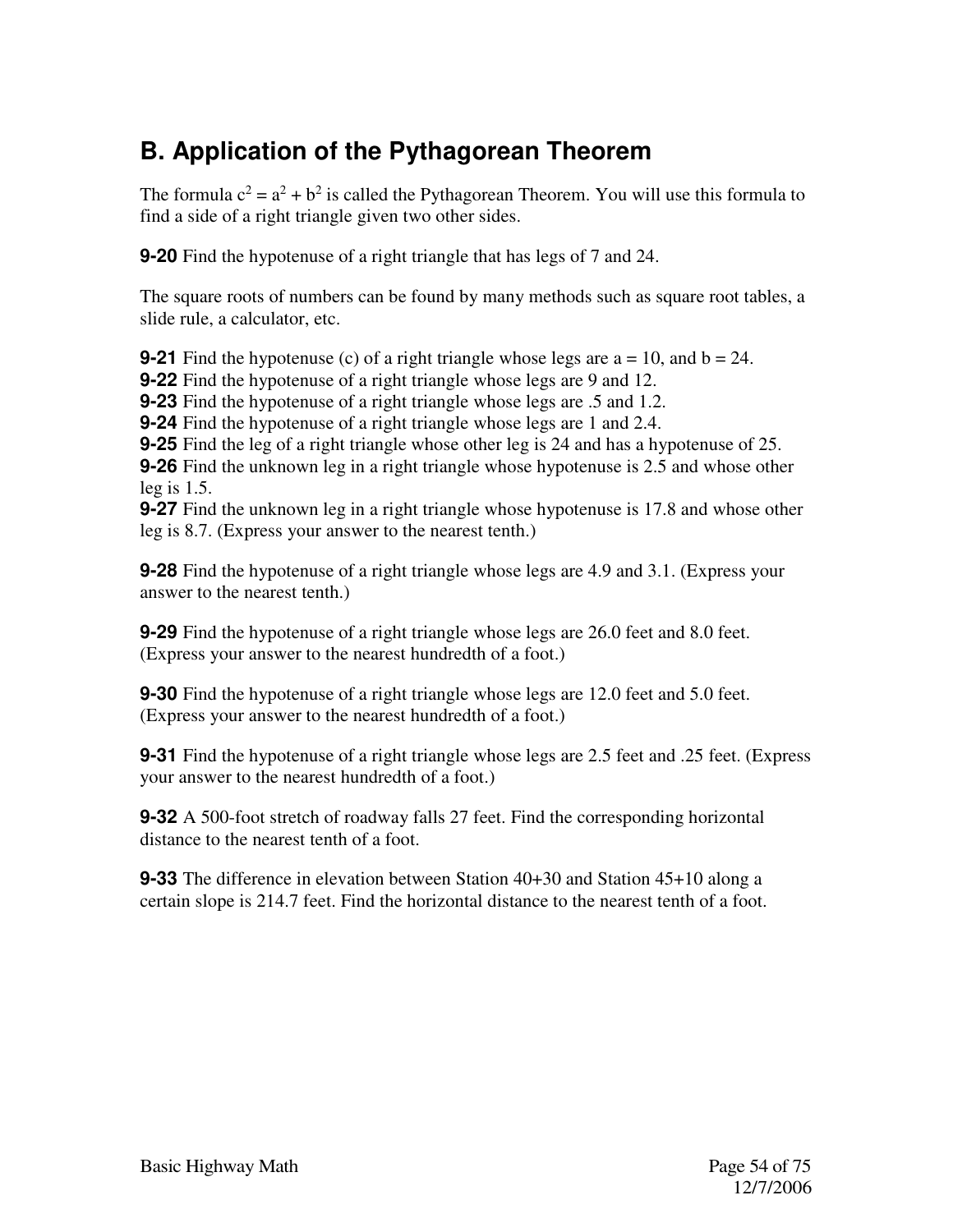## B. Application of the Pythagorean Theorem

The formula $c^2 = a^2 + b^2$ is called the Pythagorean Theorem. You will use this formula to find a side of a right triangle given two other sides.

**9-20** Find the hypotenuse of a right triangle that has legs of 7 and 24.

The square roots of numbers can be found by many methods such as square root tables, a slide rule, a calculator, etc.

**9-21** Find the hypotenuse (c) of a right triangle whose legs are a = 10, and b = 24.
**9-22** Find the hypotenuse of a right triangle whose legs are 9 and 12.
**9-23** Find the hypotenuse of a right triangle whose legs are .5 and 1.2.
**9-24** Find the hypotenuse of a right triangle whose legs are 1 and 2.4.
**9-25** Find the leg of a right triangle whose other leg is 24 and has a hypotenuse of 25.
**9-26** Find the unknown leg in a right triangle whose hypotenuse is 2.5 and whose other leg is 1.5.
**9-27** Find the unknown leg in a right triangle whose hypotenuse is 17.8 and whose other leg is 8.7. (Express your answer to the nearest tenth.)

**9-28** Find the hypotenuse of a right triangle whose legs are 4.9 and 3.1. (Express your answer to the nearest tenth.)

**9-29** Find the hypotenuse of a right triangle whose legs are 26.0 feet and 8.0 feet. (Express your answer to the nearest hundredth of a foot.)

**9-30** Find the hypotenuse of a right triangle whose legs are 12.0 feet and 5.0 feet. (Express your answer to the nearest hundredth of a foot.)

**9-31** Find the hypotenuse of a right triangle whose legs are 2.5 feet and .25 feet. (Express your answer to the nearest hundredth of a foot.)

**9-32** A 500-foot stretch of roadway falls 27 feet. Find the corresponding horizontal distance to the nearest tenth of a foot.

**9-33** The difference in elevation between Station 40+30 and Station 45+10 along a certain slope is 214.7 feet. Find the horizontal distance to the nearest tenth of a foot.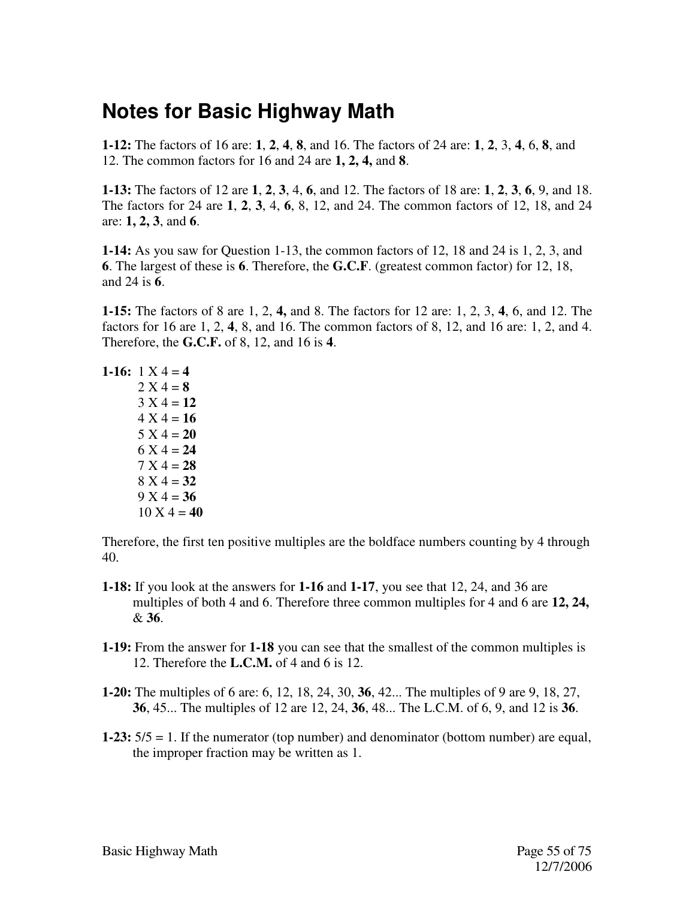# Notes for Basic Highway Math

**1-12:** The factors of 16 are: **1**, **2**, **4**, **8**, and 16. The factors of 24 are: **1**, **2**, 3, **4**, 6, **8**, and 12. The common factors for 16 and 24 are **1, 2, 4,** and **8**.

**1-13:** The factors of 12 are **1**, **2**, **3**, 4, **6**, and 12. The factors of 18 are: **1**, **2**, **3**, **6**, 9, and 18. The factors for 24 are **1**, **2**, **3**, 4, **6**, 8, 12, and 24. The common factors of 12, 18, and 24 are: **1, 2, 3**, and **6**.

**1-14:** As you saw for Question 1-13, the common factors of 12, 18 and 24 is 1, 2, 3, and **6**. The largest of these is **6**. Therefore, the **G.C.F**. (greatest common factor) for 12, 18, and 24 is **6**.

**1-15:** The factors of 8 are 1, 2, **4,** and 8. The factors for 12 are: 1, 2, 3, **4**, 6, and 12. The factors for 16 are 1, 2, **4**, 8, and 16. The common factors of 8, 12, and 16 are: 1, 2, and 4. Therefore, the **G.C.F.** of 8, 12, and 16 is **4**.

**1-16:** 1 X 4 = **4**
2 X 4 = **8**
3 X 4 = **12**
4 X 4 = **16**
5 X 4 = **20**
6 X 4 = **24**
7 X 4 = **28**
8 X 4 = **32**
9 X 4 = **36**
10 X 4 = **40**

Therefore, the first ten positive multiples are the boldface numbers counting by 4 through 40.

**1-18:** If you look at the answers for **1-16** and **1-17**, you see that 12, 24, and 36 are multiples of both 4 and 6. Therefore three common multiples for 4 and 6 are **12, 24,** & **36**.

**1-19:** From the answer for **1-18** you can see that the smallest of the common multiples is 12. Therefore the **L.C.M.** of 4 and 6 is 12.

**1-20:** The multiples of 6 are: 6, 12, 18, 24, 30, **36**, 42... The multiples of 9 are 9, 18, 27, **36**, 45... The multiples of 12 are 12, 24, **36**, 48... The L.C.M. of 6, 9, and 12 is **36**.

**1-23:** 5/5 = 1. If the numerator (top number) and denominator (bottom number) are equal, the improper fraction may be written as 1.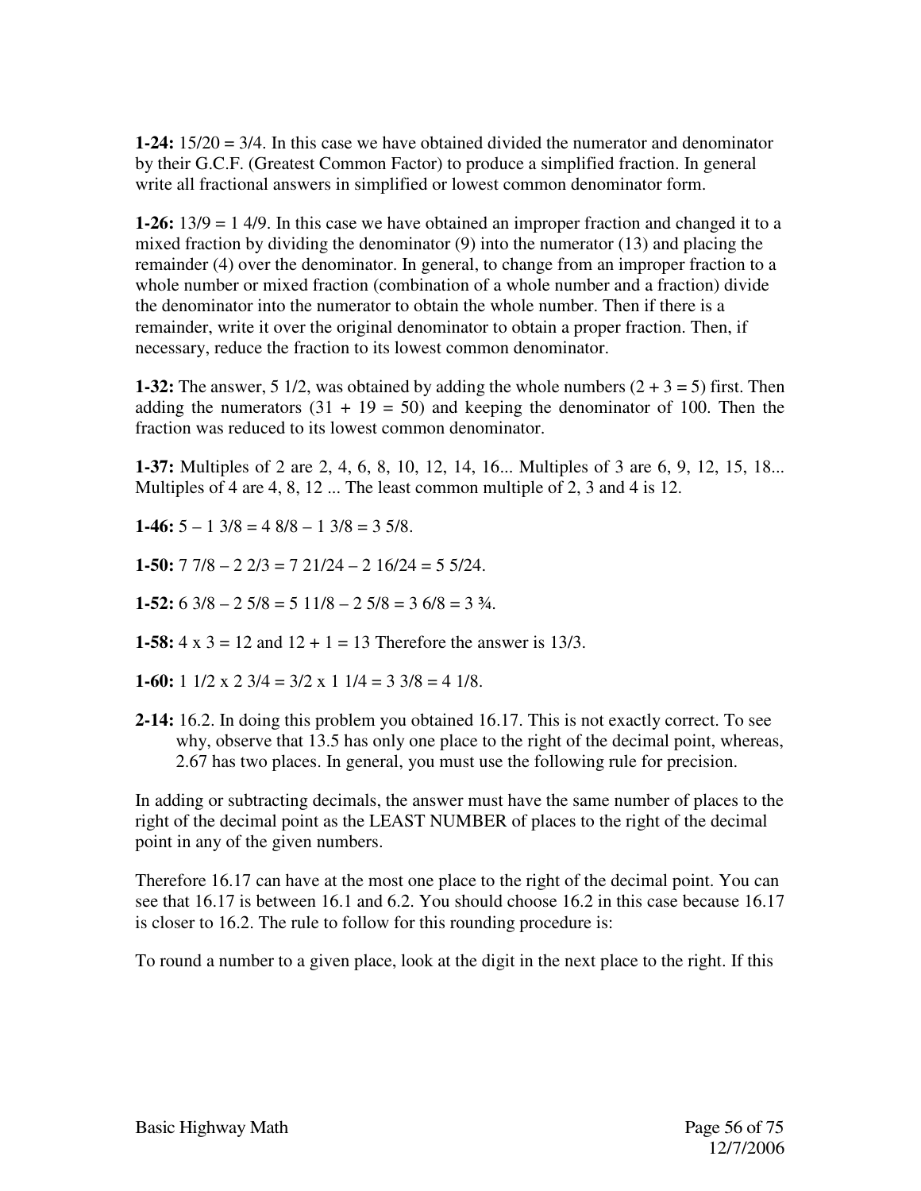**1-24:** 15/20 = 3/4. In this case we have obtained divided the numerator and denominator by their G.C.F. (Greatest Common Factor) to produce a simplified fraction. In general write all fractional answers in simplified or lowest common denominator form.

**1-26:** 13/9 = 1 4/9. In this case we have obtained an improper fraction and changed it to a mixed fraction by dividing the denominator (9) into the numerator (13) and placing the remainder (4) over the denominator. In general, to change from an improper fraction to a whole number or mixed fraction (combination of a whole number and a fraction) divide the denominator into the numerator to obtain the whole number. Then if there is a remainder, write it over the original denominator to obtain a proper fraction. Then, if necessary, reduce the fraction to its lowest common denominator.

**1-32:** The answer, 5 1/2, was obtained by adding the whole numbers (2 + 3 = 5) first. Then adding the numerators (31 + 19 = 50) and keeping the denominator of 100. Then the fraction was reduced to its lowest common denominator.

**1-37:** Multiples of 2 are 2, 4, 6, 8, 10, 12, 14, 16... Multiples of 3 are 6, 9, 12, 15, 18... Multiples of 4 are 4, 8, 12 ... The least common multiple of 2, 3 and 4 is 12.

**1-46:** 5 – 1 3/8 = 4 8/8 – 1 3/8 = 3 5/8.

**1-50:** 7 7/8 – 2 2/3 = 7 21/24 – 2 16/24 = 5 5/24.

**1-52:** 6 3/8 – 2 5/8 = 5 11/8 – 2 5/8 = 3 6/8 = 3 ¾.

**1-58:** 4 x 3 = 12 and 12 + 1 = 13 Therefore the answer is 13/3.

**1-60:** 1 1/2 x 2 3/4 = 3/2 x 1 1/4 = 3 3/8 = 4 1/8.

**2-14:** 16.2. In doing this problem you obtained 16.17. This is not exactly correct. To see why, observe that 13.5 has only one place to the right of the decimal point, whereas, 2.67 has two places. In general, you must use the following rule for precision.

In adding or subtracting decimals, the answer must have the same number of places to the right of the decimal point as the LEAST NUMBER of places to the right of the decimal point in any of the given numbers.

Therefore 16.17 can have at the most one place to the right of the decimal point. You can see that 16.17 is between 16.1 and 6.2. You should choose 16.2 in this case because 16.17 is closer to 16.2. The rule to follow for this rounding procedure is:

To round a number to a given place, look at the digit in the next place to the right. If this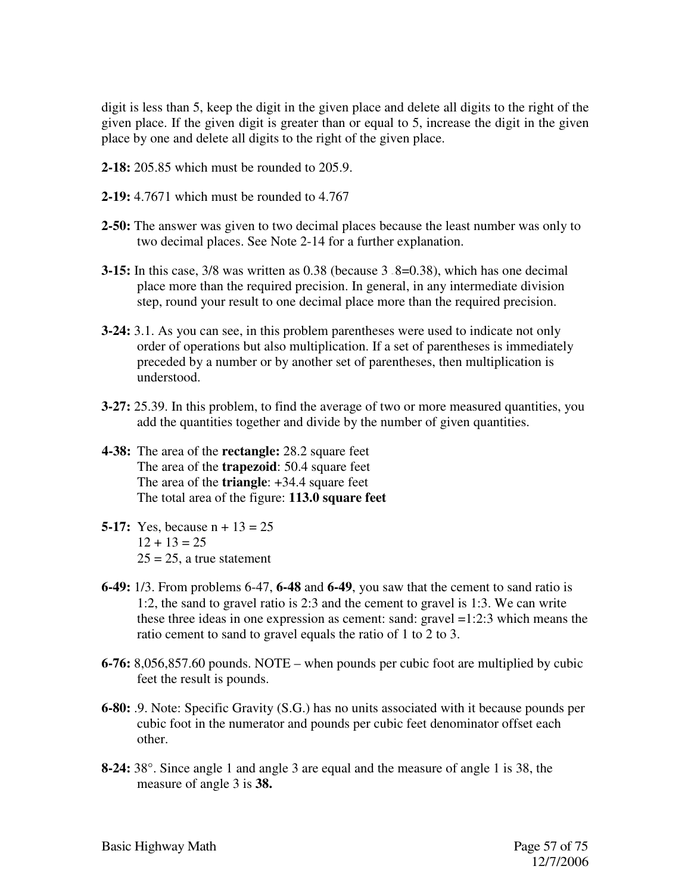digit is less than 5, keep the digit in the given place and delete all digits to the right of the given place. If the given digit is greater than or equal to 5, increase the digit in the given place by one and delete all digits to the right of the given place.

**2-18:** 205.85 which must be rounded to 205.9.

**2-19:** 4.7671 which must be rounded to 4.767

**2-50:** The answer was given to two decimal places because the least number was only to two decimal places. See Note 2-14 for a further explanation.

**3-15:** In this case, 3/8 was written as 0.38 (because 3 . 8=0.38), which has one decimal place more than the required precision. In general, in any intermediate division step, round your result to one decimal place more than the required precision.

**3-24:** 3.1. As you can see, in this problem parentheses were used to indicate not only order of operations but also multiplication. If a set of parentheses is immediately preceded by a number or by another set of parentheses, then multiplication is understood.

**3-27:** 25.39. In this problem, to find the average of two or more measured quantities, you add the quantities together and divide by the number of given quantities.

**4-38:** The area of the **rectangle:** 28.2 square feet
The area of the **trapezoid**: 50.4 square feet
The area of the **triangle**: +34.4 square feet
The total area of the figure: **113.0 square feet**

**5-17:** Yes, because n + 13 = 25
12 + 13 = 25
25 = 25, a true statement

**6-49:** 1/3. From problems 6-47, **6-48** and **6-49**, you saw that the cement to sand ratio is 1:2, the sand to gravel ratio is 2:3 and the cement to gravel is 1:3. We can write these three ideas in one expression as cement: sand: gravel =1:2:3 which means the ratio cement to sand to gravel equals the ratio of 1 to 2 to 3.

**6-76:** 8,056,857.60 pounds. NOTE – when pounds per cubic foot are multiplied by cubic feet the result is pounds.

**6-80:** .9. Note: Specific Gravity (S.G.) has no units associated with it because pounds per cubic foot in the numerator and pounds per cubic feet denominator offset each other.

**8-24:** 38°. Since angle 1 and angle 3 are equal and the measure of angle 1 is 38, the measure of angle 3 is **38.**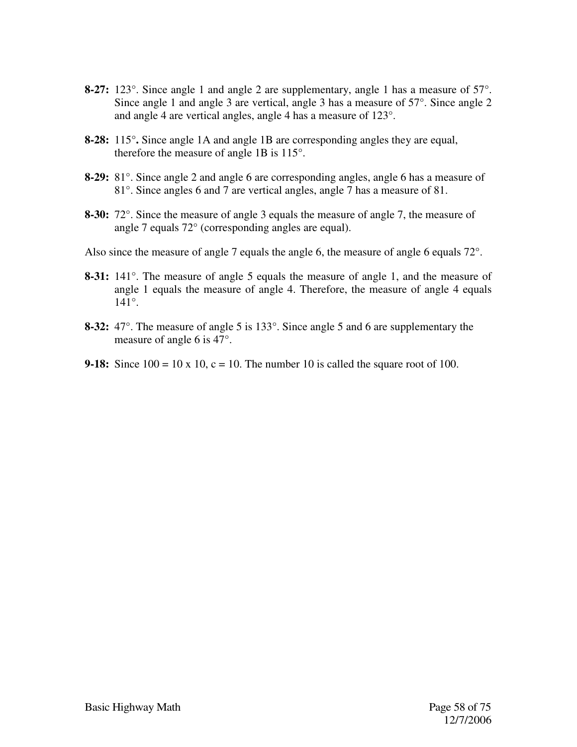**8-27:** 123°. Since angle 1 and angle 2 are supplementary, angle 1 has a measure of 57°. Since angle 1 and angle 3 are vertical, angle 3 has a measure of 57°. Since angle 2 and angle 4 are vertical angles, angle 4 has a measure of 123°.

**8-28:** 115°**.** Since angle 1A and angle 1B are corresponding angles they are equal, therefore the measure of angle 1B is 115°.

**8-29:** 81°. Since angle 2 and angle 6 are corresponding angles, angle 6 has a measure of 81°. Since angles 6 and 7 are vertical angles, angle 7 has a measure of 81.

**8-30:** 72°. Since the measure of angle 3 equals the measure of angle 7, the measure of angle 7 equals 72° (corresponding angles are equal).

Also since the measure of angle 7 equals the angle 6, the measure of angle 6 equals 72°.

**8-31:** 141°. The measure of angle 5 equals the measure of angle 1, and the measure of angle 1 equals the measure of angle 4. Therefore, the measure of angle 4 equals 141°.

**8-32:** 47°. The measure of angle 5 is 133°. Since angle 5 and 6 are supplementary the measure of angle 6 is 47°.

**9-18:** Since 100 = 10 x 10, c = 10. The number 10 is called the square root of 100.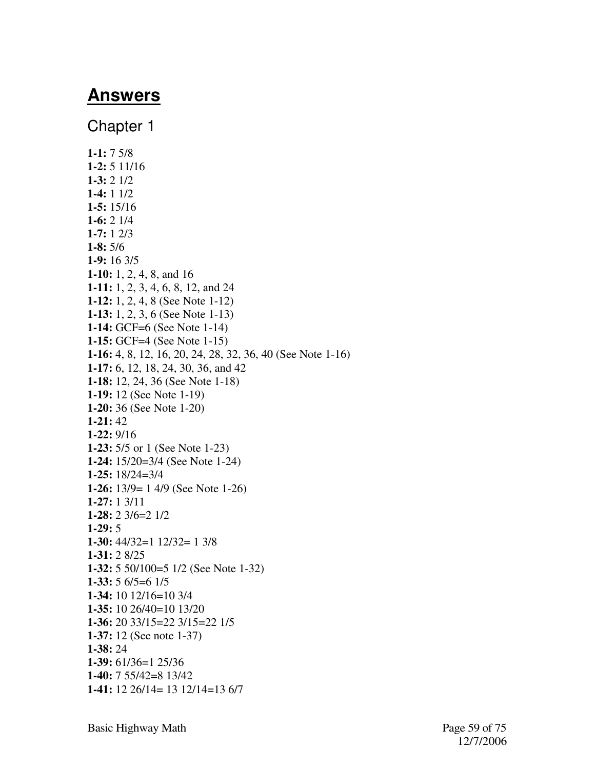# Answers

## Chapter 1

**1-1:** 7 5/8
**1-2:** 5 11/16
**1-3:** 2 1/2
**1-4:** 1 1/2
**1-5:** 15/16
**1-6:** 2 1/4
**1-7:** 1 2/3
**1-8:** 5/6
**1-9:** 16 3/5
**1-10:** 1, 2, 4, 8, and 16
**1-11:** 1, 2, 3, 4, 6, 8, 12, and 24
**1-12:** 1, 2, 4, 8 (See Note 1-12)
**1-13:** 1, 2, 3, 6 (See Note 1-13)
**1-14:** GCF=6 (See Note 1-14)
**1-15:** GCF=4 (See Note 1-15)
**1-16:** 4, 8, 12, 16, 20, 24, 28, 32, 36, 40 (See Note 1-16)
**1-17:** 6, 12, 18, 24, 30, 36, and 42
**1-18:** 12, 24, 36 (See Note 1-18)
**1-19:** 12 (See Note 1-19)
**1-20:** 36 (See Note 1-20)
**1-21:** 42
**1-22:** 9/16
**1-23:** 5/5 or 1 (See Note 1-23)
**1-24:** 15/20=3/4 (See Note 1-24)
**1-25:** 18/24=3/4
**1-26:** 13/9= 1 4/9 (See Note 1-26)
**1-27:** 1 3/11
**1-28:** 2 3/6=2 1/2
**1-29:** 5
**1-30:** 44/32=1 12/32= 1 3/8
**1-31:** 2 8/25
**1-32:** 5 50/100=5 1/2 (See Note 1-32)
**1-33:** 5 6/5=6 1/5
**1-34:** 10 12/16=10 3/4
**1-35:** 10 26/40=10 13/20
**1-36:** 20 33/15=22 3/15=22 1/5
**1-37:** 12 (See note 1-37)
**1-38:** 24
**1-39:** 61/36=1 25/36
**1-40:** 7 55/42=8 13/42
**1-41:** 12 26/14= 13 12/14=13 6/7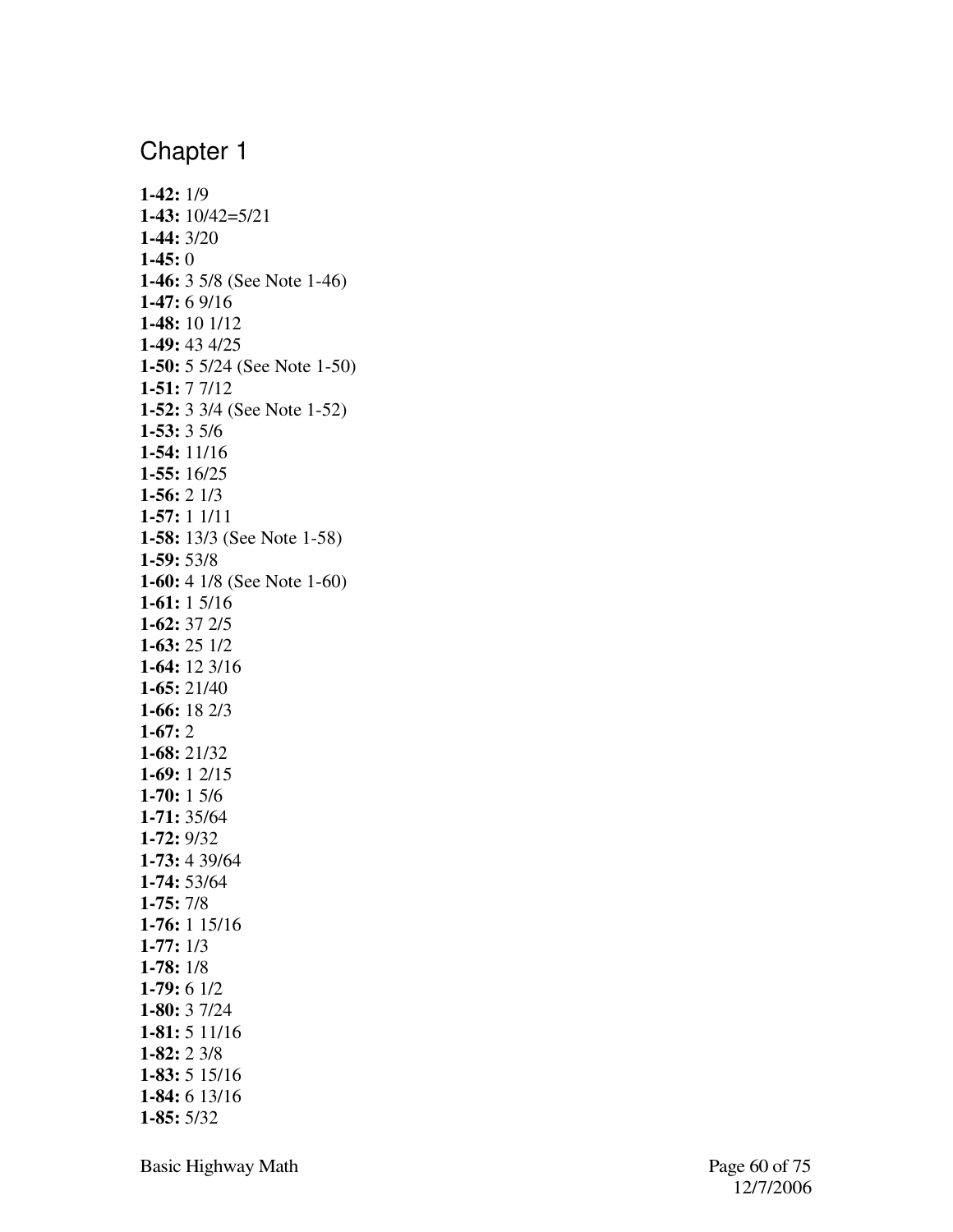# Chapter 1

**1-42:** 1/9
**1-43:** 10/42=5/21
**1-44:** 3/20
**1-45:** 0
**1-46:** 3 5/8 (See Note 1-46)
**1-47:** 6 9/16
**1-48:** 10 1/12
**1-49:** 43 4/25
**1-50:** 5 5/24 (See Note 1-50)
**1-51:** 7 7/12
**1-52:** 3 3/4 (See Note 1-52)
**1-53:** 3 5/6
**1-54:** 11/16
**1-55:** 16/25
**1-56:** 2 1/3
**1-57:** 1 1/11
**1-58:** 13/3 (See Note 1-58)
**1-59:** 53/8
**1-60:** 4 1/8 (See Note 1-60)
**1-61:** 1 5/16
**1-62:** 37 2/5
**1-63:** 25 1/2
**1-64:** 12 3/16
**1-65:** 21/40
**1-66:** 18 2/3
**1-67:** 2
**1-68:** 21/32
**1-69:** 1 2/15
**1-70:** 1 5/6
**1-71:** 35/64
**1-72:** 9/32
**1-73:** 4 39/64
**1-74:** 53/64
**1-75:** 7/8
**1-76:** 1 15/16
**1-77:** 1/3
**1-78:** 1/8
**1-79:** 6 1/2
**1-80:** 3 7/24
**1-81:** 5 11/16
**1-82:** 2 3/8
**1-83:** 5 15/16
**1-84:** 6 13/16
**1-85:** 5/32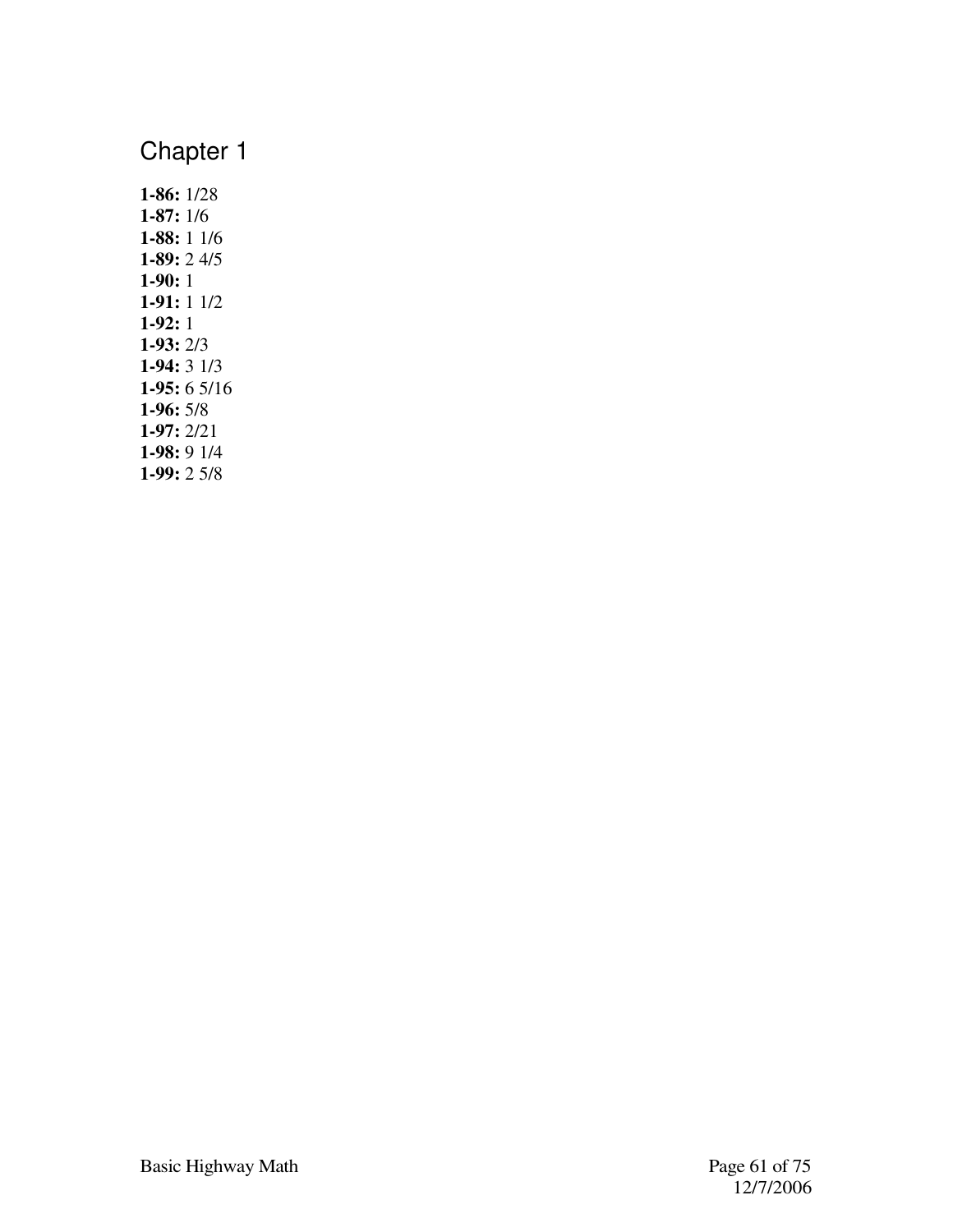# Chapter 1

**1-86:** 1/28
**1-87:** 1/6
**1-88:** 1 1/6
**1-89:** 2 4/5
**1-90:** 1
**1-91:** 1 1/2
**1-92:** 1
**1-93:** 2/3
**1-94:** 3 1/3
**1-95:** 6 5/16
**1-96:** 5/8
**1-97:** 2/21
**1-98:** 9 1/4
**1-99:** 2 5/8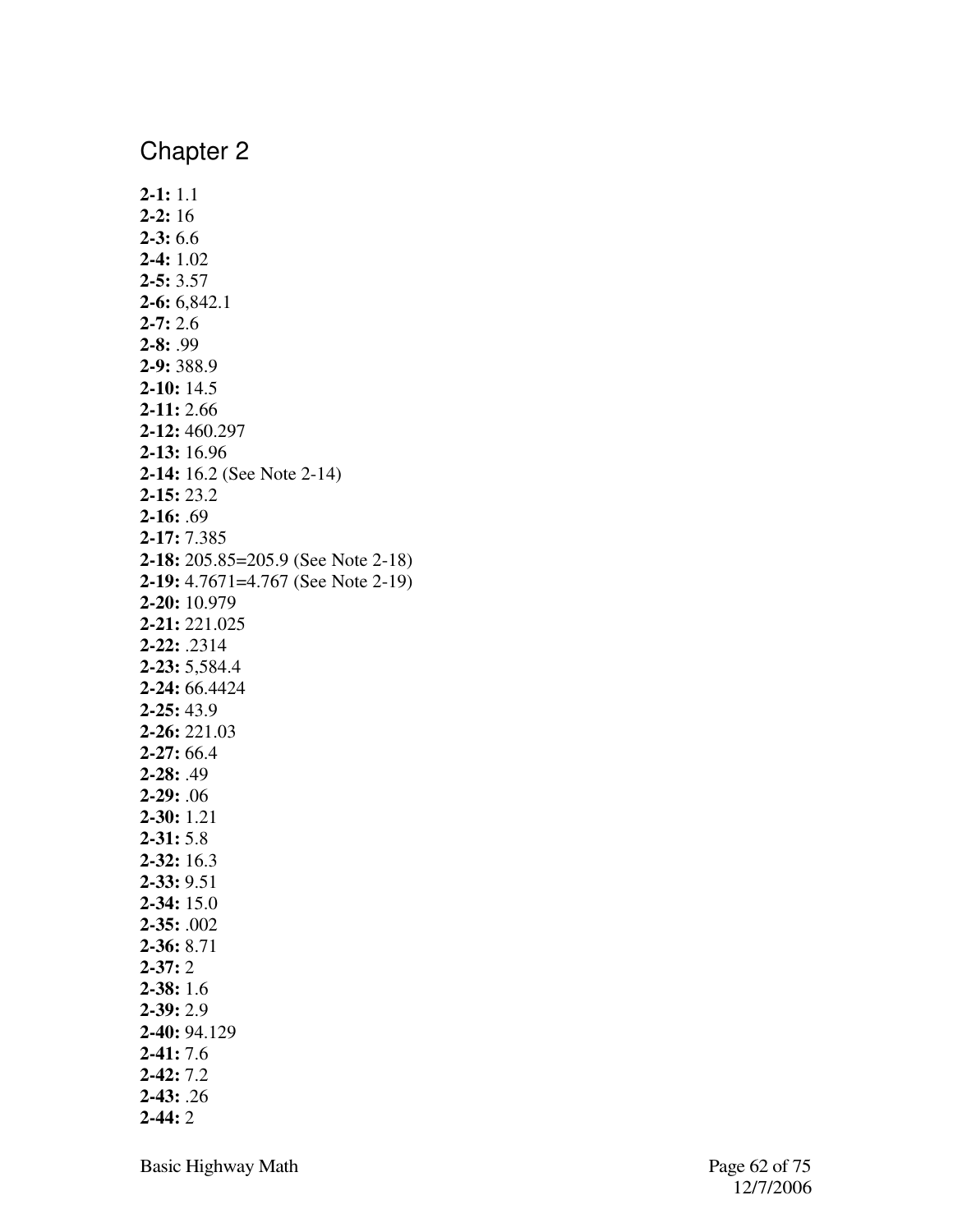# Chapter 2

**2-1:** 1.1
**2-2:** 16
**2-3:** 6.6
**2-4:** 1.02
**2-5:** 3.57
**2-6:** 6,842.1
**2-7:** 2.6
**2-8:** .99
**2-9:** 388.9
**2-10:** 14.5
**2-11:** 2.66
**2-12:** 460.297
**2-13:** 16.96
**2-14:** 16.2 (See Note 2-14)
**2-15:** 23.2
**2-16:** .69
**2-17:** 7.385
**2-18:** 205.85=205.9 (See Note 2-18)
**2-19:** 4.7671=4.767 (See Note 2-19)
**2-20:** 10.979
**2-21:** 221.025
**2-22:** .2314
**2-23:** 5,584.4
**2-24:** 66.4424
**2-25:** 43.9
**2-26:** 221.03
**2-27:** 66.4
**2-28:** .49
**2-29:** .06
**2-30:** 1.21
**2-31:** 5.8
**2-32:** 16.3
**2-33:** 9.51
**2-34:** 15.0
**2-35:** .002
**2-36:** 8.71
**2-37:** 2
**2-38:** 1.6
**2-39:** 2.9
**2-40:** 94.129
**2-41:** 7.6
**2-42:** 7.2
**2-43:** .26
**2-44:** 2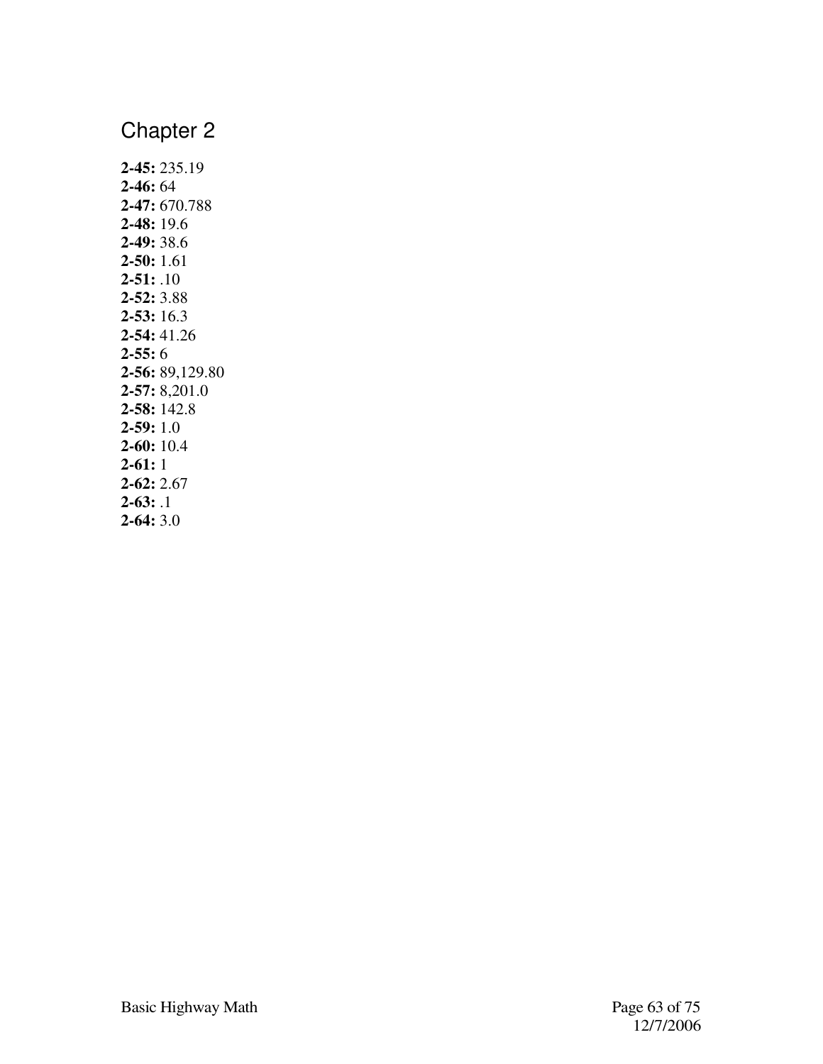## Chapter 2

**2-45:** 235.19  
**2-46:** 64  
**2-47:** 670.788  
**2-48:** 19.6  
**2-49:** 38.6  
**2-50:** 1.61  
**2-51:** .10  
**2-52:** 3.88  
**2-53:** 16.3  
**2-54:** 41.26  
**2-55:** 6  
**2-56:** 89,129.80  
**2-57:** 8,201.0  
**2-58:** 142.8  
**2-59:** 1.0  
**2-60:** 10.4  
**2-61:** 1  
**2-62:** 2.67  
**2-63:** .1  
**2-64:** 3.0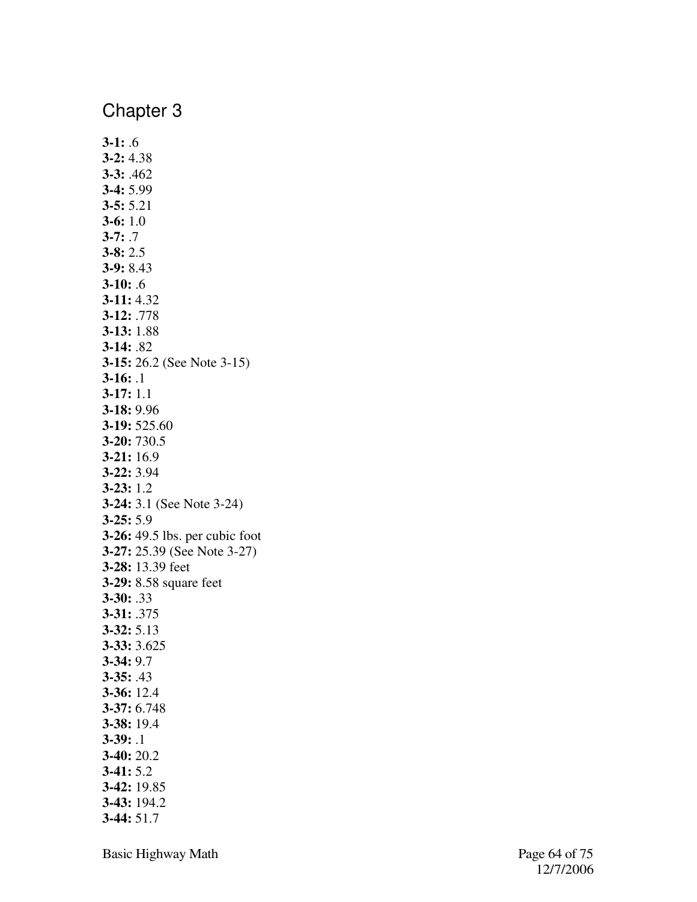# Chapter 3

**3-1:** .6  
**3-2:** 4.38  
**3-3:** .462  
**3-4:** 5.99  
**3-5:** 5.21  
**3-6:** 1.0  
**3-7:** .7  
**3-8:** 2.5  
**3-9:** 8.43  
**3-10:** .6  
**3-11:** 4.32  
**3-12:** .778  
**3-13:** 1.88  
**3-14:** .82  
**3-15:** 26.2 (See Note 3-15)  
**3-16:** .1  
**3-17:** 1.1  
**3-18:** 9.96  
**3-19:** 525.60  
**3-20:** 730.5  
**3-21:** 16.9  
**3-22:** 3.94  
**3-23:** 1.2  
**3-24:** 3.1 (See Note 3-24)  
**3-25:** 5.9  
**3-26:** 49.5 lbs. per cubic foot  
**3-27:** 25.39 (See Note 3-27)  
**3-28:** 13.39 feet  
**3-29:** 8.58 square feet  
**3-30:** .33  
**3-31:** .375  
**3-32:** 5.13  
**3-33:** 3.625  
**3-34:** 9.7  
**3-35:** .43  
**3-36:** 12.4  
**3-37:** 6.748  
**3-38:** 19.4  
**3-39:** .1  
**3-40:** 20.2  
**3-41:** 5.2  
**3-42:** 19.85  
**3-43:** 194.2  
**3-44:** 51.7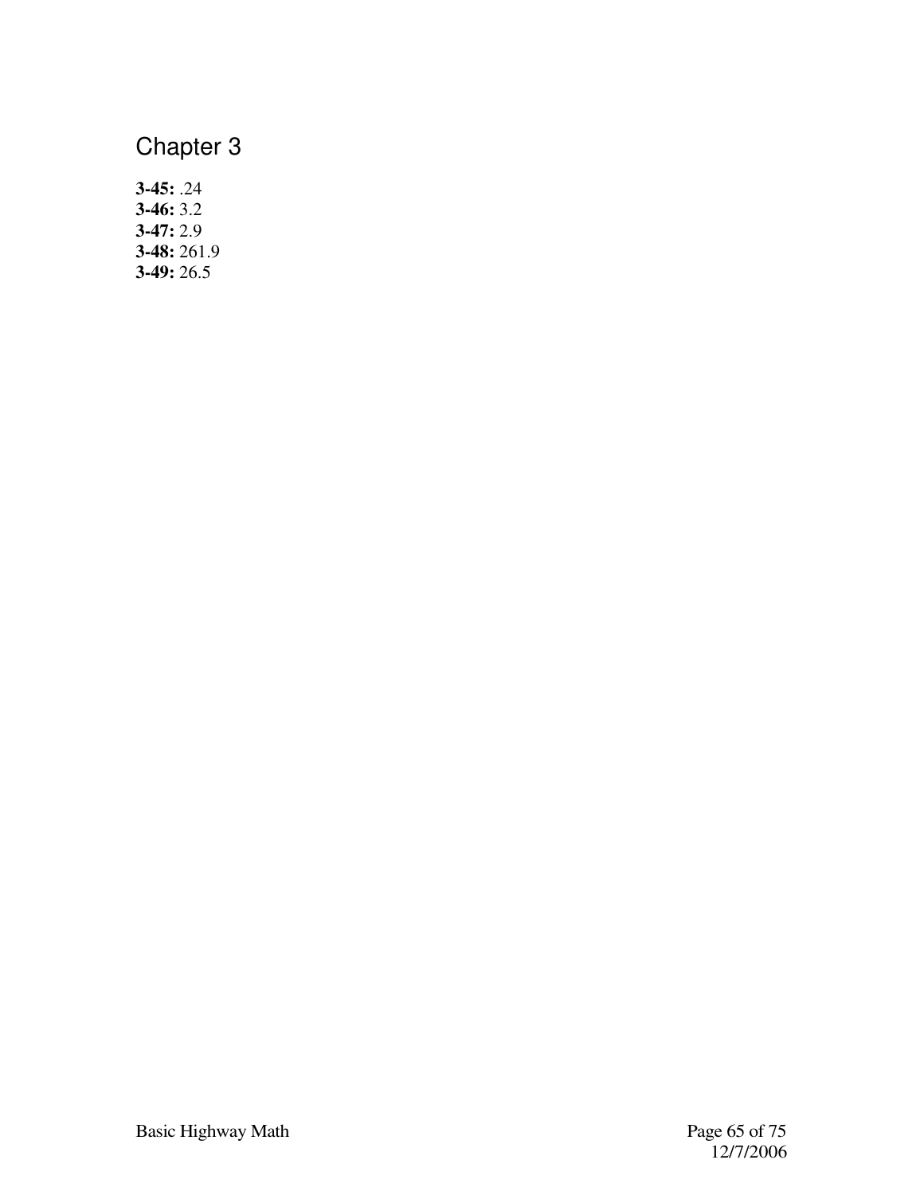# Chapter 3

**3-45:** .24
**3-46:** 3.2
**3-47:** 2.9
**3-48:** 261.9
**3-49:** 26.5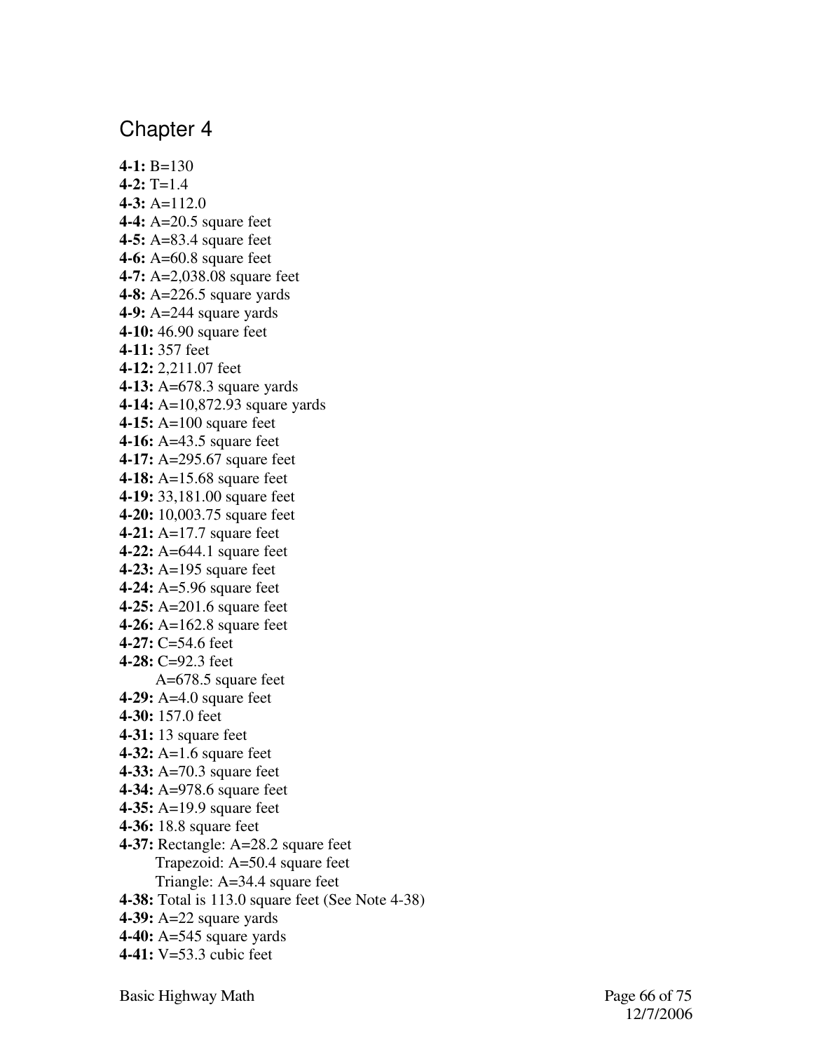# Chapter 4

**4-1:** B=130  
**4-2:** T=1.4  
**4-3:** A=112.0  
**4-4:** A=20.5 square feet  
**4-5:** A=83.4 square feet  
**4-6:** A=60.8 square feet  
**4-7:** A=2,038.08 square feet  
**4-8:** A=226.5 square yards  
**4-9:** A=244 square yards  
**4-10:** 46.90 square feet  
**4-11:** 357 feet  
**4-12:** 2,211.07 feet  
**4-13:** A=678.3 square yards  
**4-14:** A=10,872.93 square yards  
**4-15:** A=100 square feet  
**4-16:** A=43.5 square feet  
**4-17:** A=295.67 square feet  
**4-18:** A=15.68 square feet  
**4-19:** 33,181.00 square feet  
**4-20:** 10,003.75 square feet  
**4-21:** A=17.7 square feet  
**4-22:** A=644.1 square feet  
**4-23:** A=195 square feet  
**4-24:** A=5.96 square feet  
**4-25:** A=201.6 square feet  
**4-26:** A=162.8 square feet  
**4-27:** C=54.6 feet  
**4-28:** C=92.3 feet  
A=678.5 square feet  
**4-29:** A=4.0 square feet  
**4-30:** 157.0 feet  
**4-31:** 13 square feet  
**4-32:** A=1.6 square feet  
**4-33:** A=70.3 square feet  
**4-34:** A=978.6 square feet  
**4-35:** A=19.9 square feet  
**4-36:** 18.8 square feet  
**4-37:** Rectangle: A=28.2 square feet  
Trapezoid: A=50.4 square feet  
Triangle: A=34.4 square feet  
**4-38:** Total is 113.0 square feet (See Note 4-38)  
**4-39:** A=22 square yards  
**4-40:** A=545 square yards  
**4-41:** V=53.3 cubic feet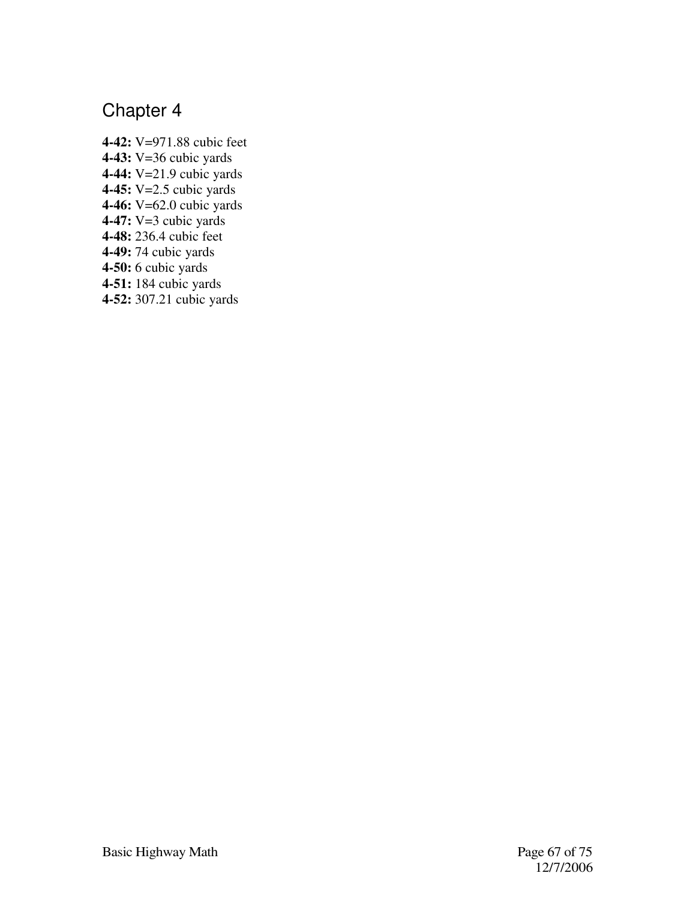# Chapter 4

**4-42:** V=971.88 cubic feet
**4-43:** V=36 cubic yards
**4-44:** V=21.9 cubic yards
**4-45:** V=2.5 cubic yards
**4-46:** V=62.0 cubic yards
**4-47:** V=3 cubic yards
**4-48:** 236.4 cubic feet
**4-49:** 74 cubic yards
**4-50:** 6 cubic yards
**4-51:** 184 cubic yards
**4-52:** 307.21 cubic yards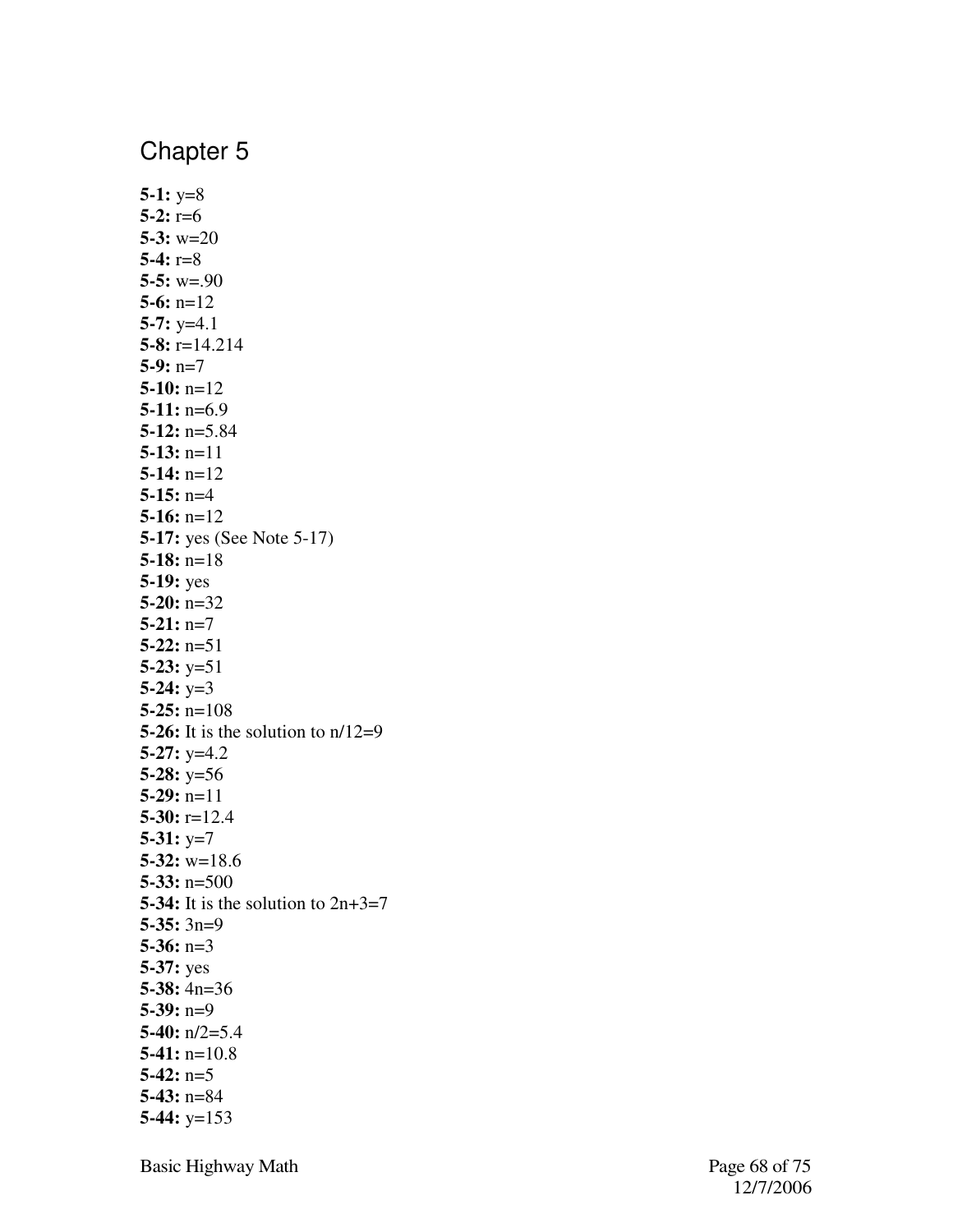# Chapter 5

**5-1:** $y=8$
**5-2:** $r=6$
**5-3:** $w=20$
**5-4:** $r=8$
**5-5:** $w=.90$
**5-6:** $n=12$
**5-7:** $y=4.1$
**5-8:** $r=14.214$
**5-9:** $n=7$
**5-10:** $n=12$
**5-11:** $n=6.9$
**5-12:** $n=5.84$
**5-13:** $n=11$
**5-14:** $n=12$
**5-15:** $n=4$
**5-16:** $n=12$
**5-17:** yes (See Note 5-17)
**5-18:** $n=18$
**5-19:** yes
**5-20:** $n=32$
**5-21:** $n=7$
**5-22:** $n=51$
**5-23:** $y=51$
**5-24:** $y=3$
**5-25:** $n=108$
**5-26:** It is the solution to $n/12=9$
**5-27:** $y=4.2$
**5-28:** $y=56$
**5-29:** $n=11$
**5-30:** $r=12.4$
**5-31:** $y=7$
**5-32:** $w=18.6$
**5-33:** $n=500$
**5-34:** It is the solution to $2n+3=7$
**5-35:** $3n=9$
**5-36:** $n=3$
**5-37:** yes
**5-38:** $4n=36$
**5-39:** $n=9$
**5-40:** $n/2=5.4$
**5-41:** $n=10.8$
**5-42:** $n=5$
**5-43:** $n=84$
**5-44:** $y=153$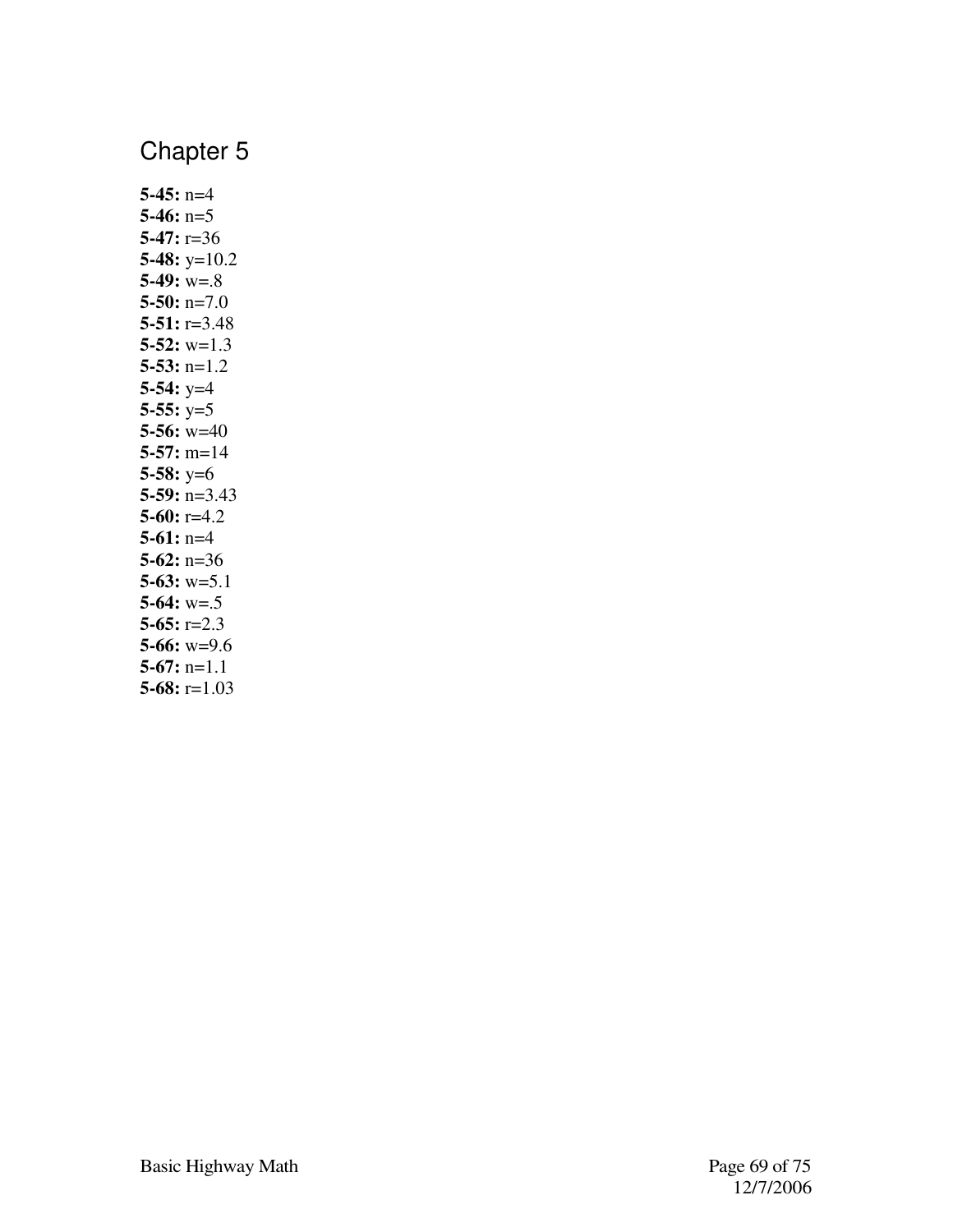# Chapter 5

**5-45:** $n=4$
**5-46:** $n=5$
**5-47:** $r=36$
**5-48:** $y=10.2$
**5-49:** $w=.8$
**5-50:** $n=7.0$
**5-51:** $r=3.48$
**5-52:** $w=1.3$
**5-53:** $n=1.2$
**5-54:** $y=4$
**5-55:** $y=5$
**5-56:** $w=40$
**5-57:** $m=14$
**5-58:** $y=6$
**5-59:** $n=3.43$
**5-60:** $r=4.2$
**5-61:** $n=4$
**5-62:** $n=36$
**5-63:** $w=5.1$
**5-64:** $w=.5$
**5-65:** $r=2.3$
**5-66:** $w=9.6$
**5-67:** $n=1.1$
**5-68:** $r=1.03$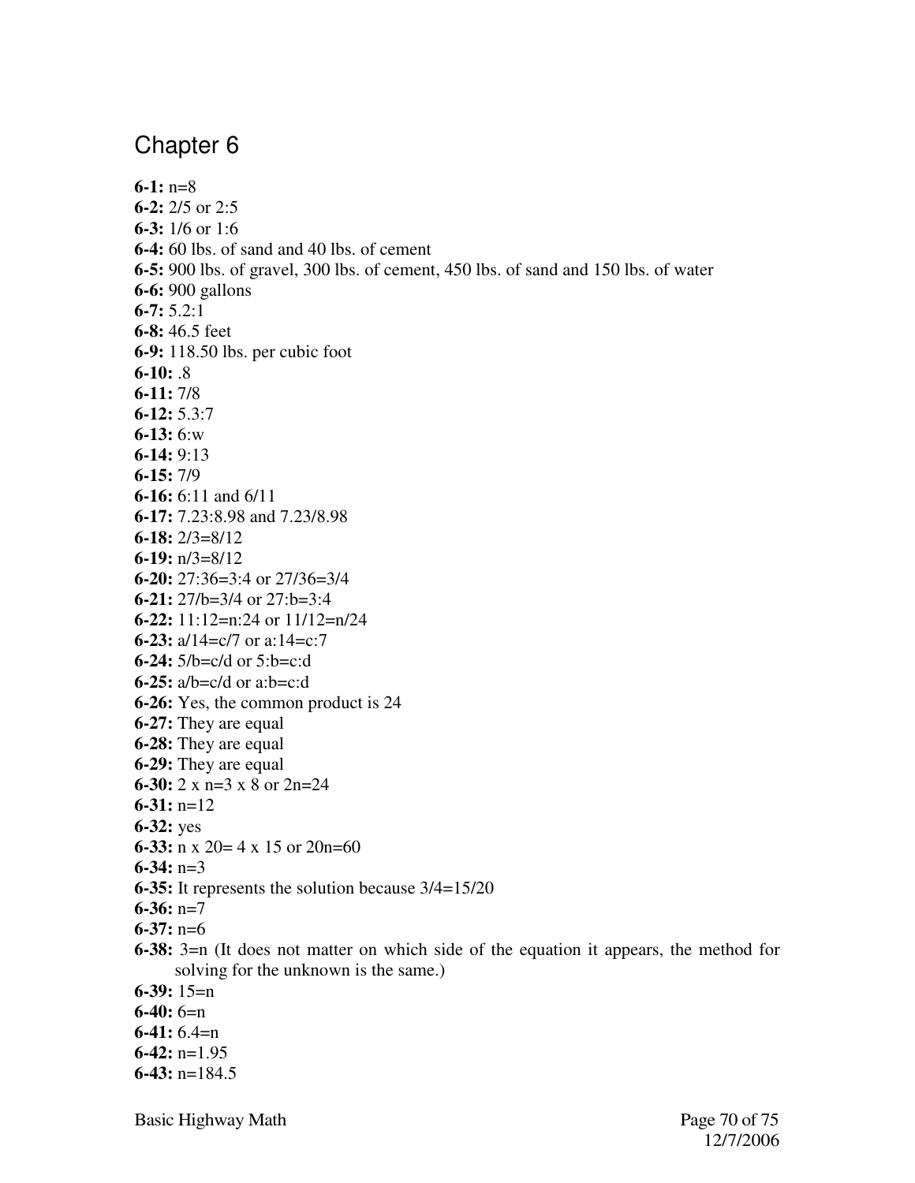# Chapter 6

**6-1:** $n=8$
**6-2:** 2/5 or 2:5
**6-3:** 1/6 or 1:6
**6-4:** 60 lbs. of sand and 40 lbs. of cement
**6-5:** 900 lbs. of gravel, 300 lbs. of cement, 450 lbs. of sand and 150 lbs. of water
**6-6:** 900 gallons
**6-7:** 5.2:1
**6-8:** 46.5 feet
**6-9:** 118.50 lbs. per cubic foot
**6-10:** .8
**6-11:** 7/8
**6-12:** 5.3:7
**6-13:** 6:w
**6-14:** 9:13
**6-15:** 7/9
**6-16:** 6:11 and 6/11
**6-17:** 7.23:8.98 and 7.23/8.98
**6-18:** $2/3=8/12$
**6-19:** $n/3=8/12$
**6-20:** $27:36=3:4$ or $27/36=3/4$
**6-21:** $27/b=3/4$ or $27:b=3:4$
**6-22:** $11:12=n:24$ or $11/12=n/24$
**6-23:** $a/14=c/7$ or $a:14=c:7$
**6-24:** $5/b=c/d$ or $5:b=c:d$
**6-25:** $a/b=c/d$ or $a:b=c:d$
**6-26:** Yes, the common product is 24
**6-27:** They are equal
**6-28:** They are equal
**6-29:** They are equal
**6-30:** $2 \times n=3 \times 8$ or $2n=24$
**6-31:** $n=12$
**6-32:** yes
**6-33:** $n \times 20= 4 \times 15$ or $20n=60$
**6-34:** $n=3$
**6-35:** It represents the solution because $3/4=15/20$
**6-36:** $n=7$
**6-37:** $n=6$
**6-38:** $3=n$ (It does not matter on which side of the equation it appears, the method for solving for the unknown is the same.)
**6-39:** $15=n$
**6-40:** $6=n$
**6-41:** $6.4=n$
**6-42:** $n=1.95$
**6-43:** $n=184.5$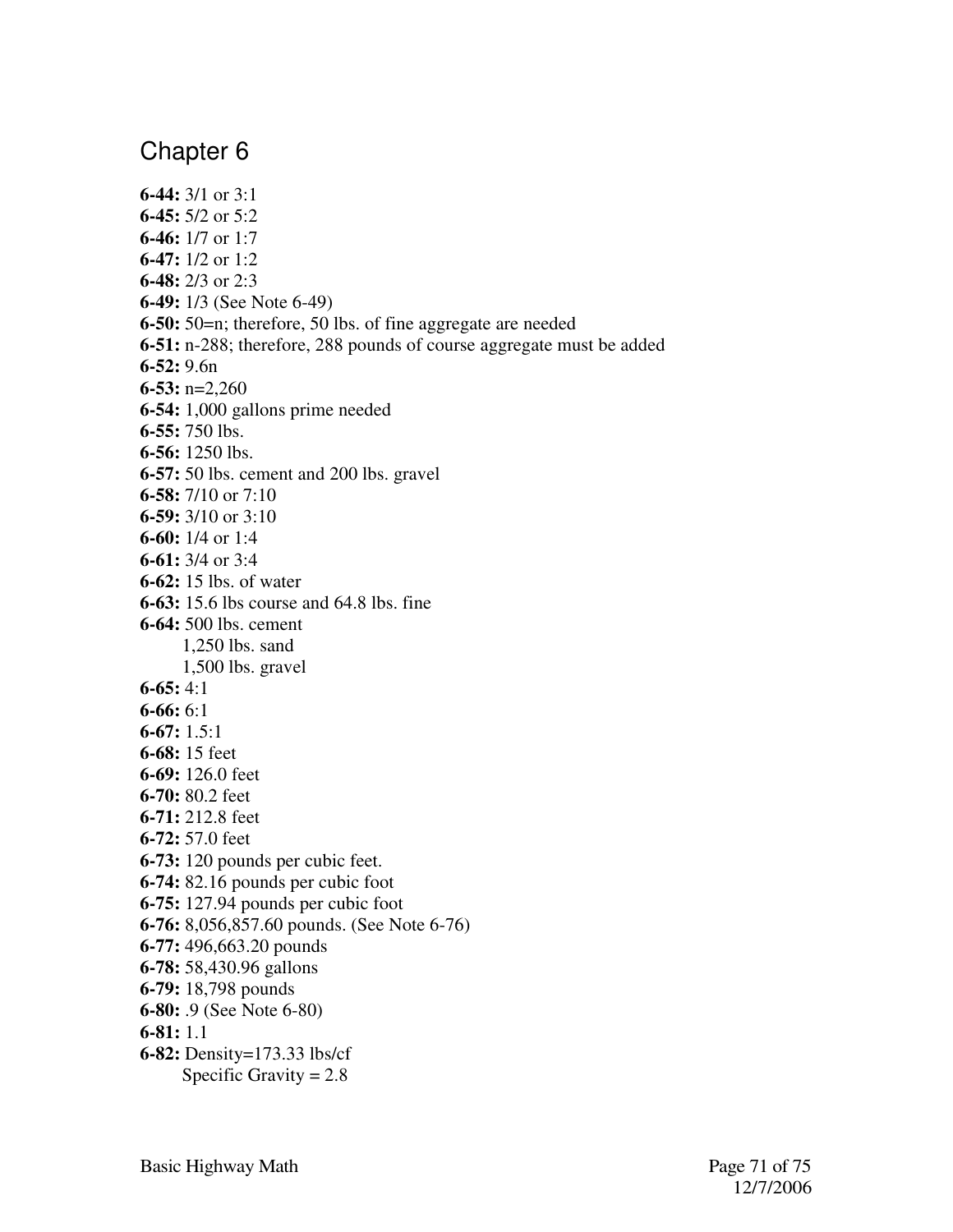# Chapter 6

**6-44:** 3/1 or 3:1
**6-45:** 5/2 or 5:2
**6-46:** 1/7 or 1:7
**6-47:** 1/2 or 1:2
**6-48:** 2/3 or 2:3
**6-49:** 1/3 (See Note 6-49)
**6-50:** 50=n; therefore, 50 lbs. of fine aggregate are needed
**6-51:** n-288; therefore, 288 pounds of course aggregate must be added
**6-52:** 9.6n
**6-53:** n=2,260
**6-54:** 1,000 gallons prime needed
**6-55:** 750 lbs.
**6-56:** 1250 lbs.
**6-57:** 50 lbs. cement and 200 lbs. gravel
**6-58:** 7/10 or 7:10
**6-59:** 3/10 or 3:10
**6-60:** 1/4 or 1:4
**6-61:** 3/4 or 3:4
**6-62:** 15 lbs. of water
**6-63:** 15.6 lbs course and 64.8 lbs. fine
**6-64:** 500 lbs. cement
1,250 lbs. sand
1,500 lbs. gravel
**6-65:** 4:1
**6-66:** 6:1
**6-67:** 1.5:1
**6-68:** 15 feet
**6-69:** 126.0 feet
**6-70:** 80.2 feet
**6-71:** 212.8 feet
**6-72:** 57.0 feet
**6-73:** 120 pounds per cubic feet.
**6-74:** 82.16 pounds per cubic foot
**6-75:** 127.94 pounds per cubic foot
**6-76:** 8,056,857.60 pounds. (See Note 6-76)
**6-77:** 496,663.20 pounds
**6-78:** 58,430.96 gallons
**6-79:** 18,798 pounds
**6-80:** .9 (See Note 6-80)
**6-81:** 1.1
**6-82:** Density=173.33 lbs/cf
Specific Gravity = 2.8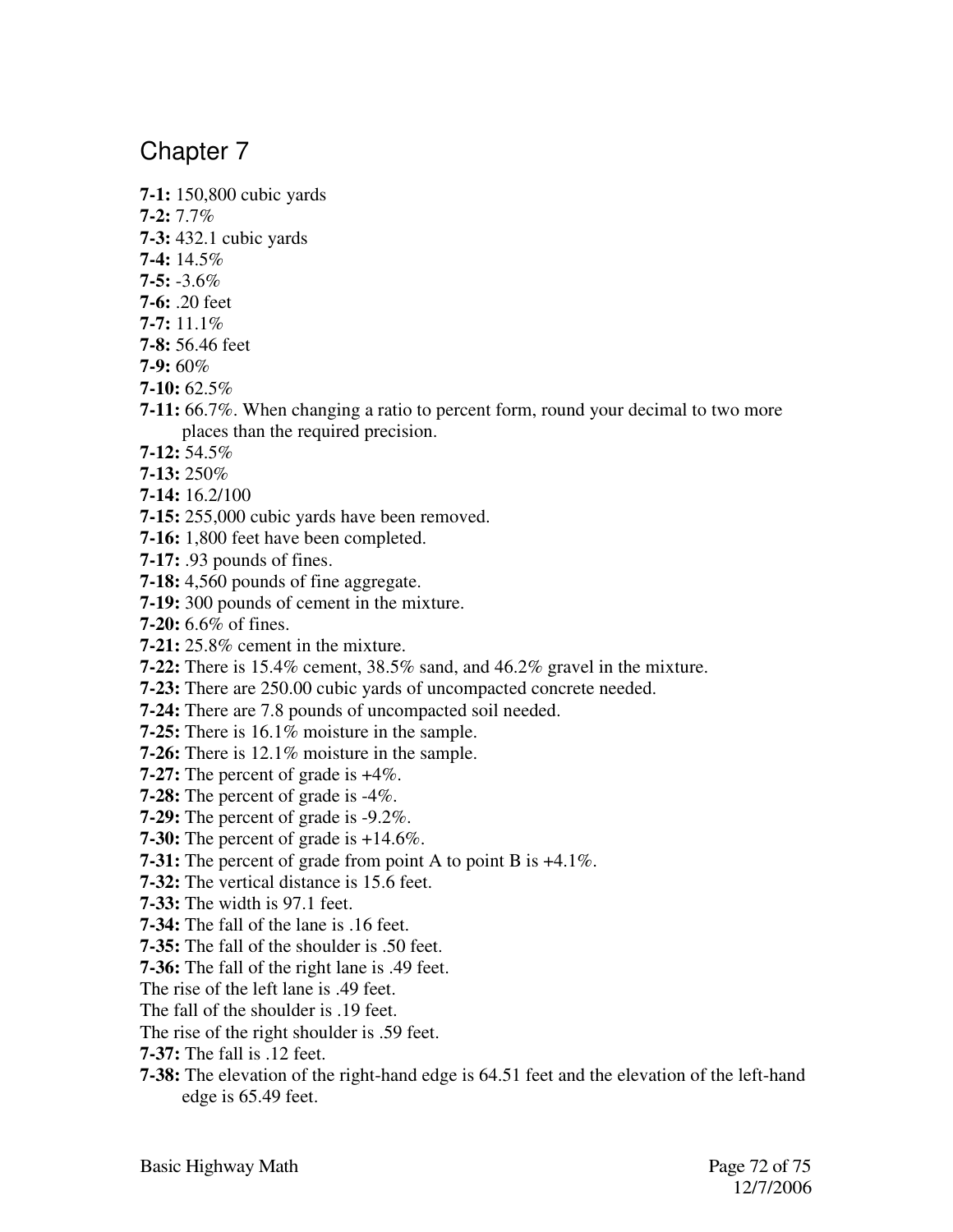# Chapter 7

**7-1:** 150,800 cubic yards
**7-2:** 7.7%
**7-3:** 432.1 cubic yards
**7-4:** 14.5%
**7-5:** -3.6%
**7-6:** .20 feet
**7-7:** 11.1%
**7-8:** 56.46 feet
**7-9:** 60%
**7-10:** 62.5%
**7-11:** 66.7%. When changing a ratio to percent form, round your decimal to two more places than the required precision.
**7-12:** 54.5%
**7-13:** 250%
**7-14:** 16.2/100
**7-15:** 255,000 cubic yards have been removed.
**7-16:** 1,800 feet have been completed.
**7-17:** .93 pounds of fines.
**7-18:** 4,560 pounds of fine aggregate.
**7-19:** 300 pounds of cement in the mixture.
**7-20:** 6.6% of fines.
**7-21:** 25.8% cement in the mixture.
**7-22:** There is 15.4% cement, 38.5% sand, and 46.2% gravel in the mixture.
**7-23:** There are 250.00 cubic yards of uncompacted concrete needed.
**7-24:** There are 7.8 pounds of uncompacted soil needed.
**7-25:** There is 16.1% moisture in the sample.
**7-26:** There is 12.1% moisture in the sample.
**7-27:** The percent of grade is +4%.
**7-28:** The percent of grade is -4%.
**7-29:** The percent of grade is -9.2%.
**7-30:** The percent of grade is +14.6%.
**7-31:** The percent of grade from point A to point B is +4.1%.
**7-32:** The vertical distance is 15.6 feet.
**7-33:** The width is 97.1 feet.
**7-34:** The fall of the lane is .16 feet.
**7-35:** The fall of the shoulder is .50 feet.
**7-36:** The fall of the right lane is .49 feet.
The rise of the left lane is .49 feet.
The fall of the shoulder is .19 feet.
The rise of the right shoulder is .59 feet.
**7-37:** The fall is .12 feet.
**7-38:** The elevation of the right-hand edge is 64.51 feet and the elevation of the left-hand edge is 65.49 feet.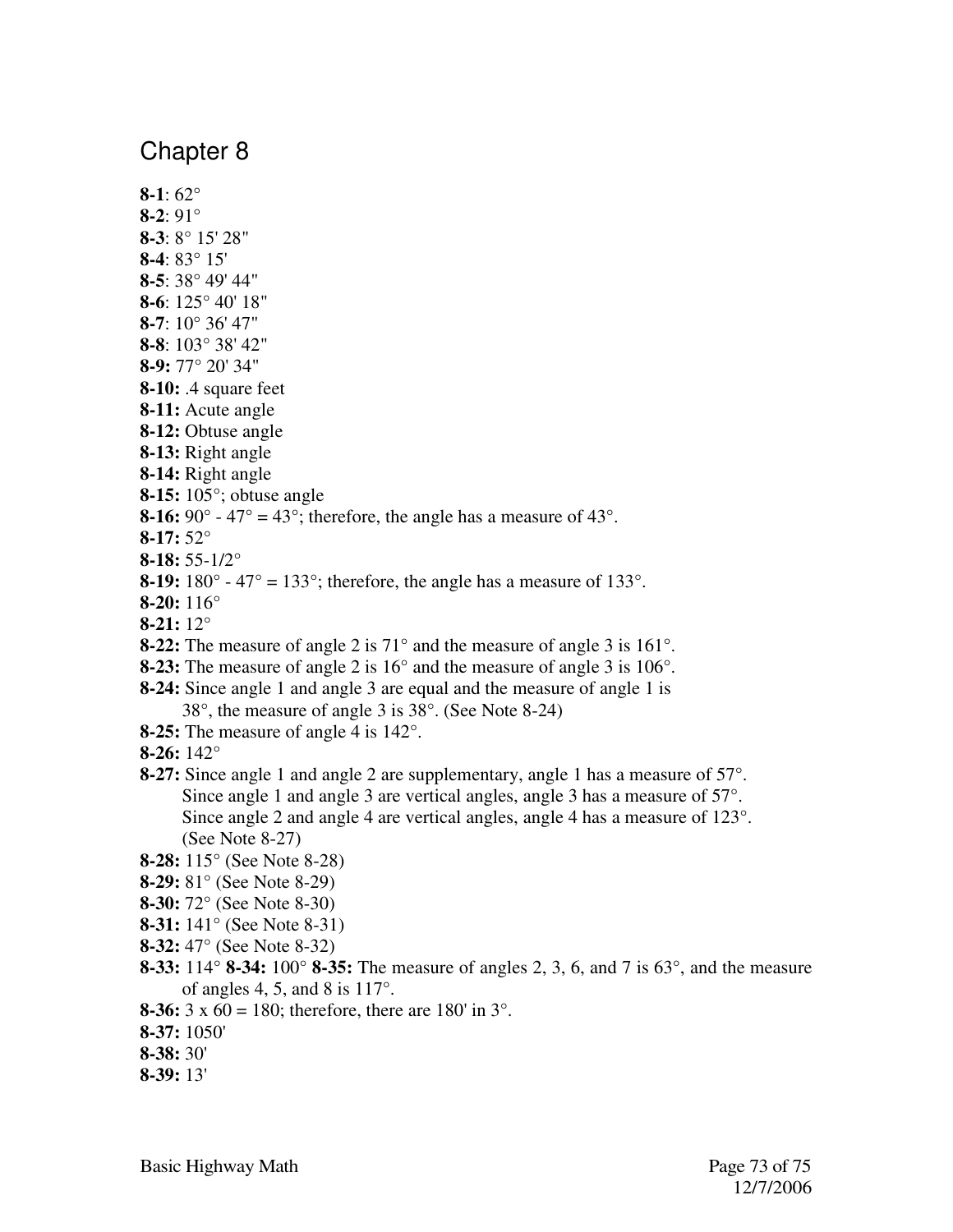# Chapter 8

**8-1**: 62°
**8-2**: 91°
**8-3**: 8° 15' 28"
**8-4**: 83° 15'
**8-5**: 38° 49' 44"
**8-6**: 125° 40' 18"
**8-7**: 10° 36' 47"
**8-8**: 103° 38' 42"
**8-9:** 77° 20' 34"
**8-10:** .4 square feet
**8-11:** Acute angle
**8-12:** Obtuse angle
**8-13:** Right angle
**8-14:** Right angle
**8-15:** 105°; obtuse angle
**8-16:** 90° - 47° = 43°; therefore, the angle has a measure of 43°.
**8-17:** 52°
**8-18:** 55-1/2°
**8-19:** 180° - 47° = 133°; therefore, the angle has a measure of 133°.
**8-20:** 116°
**8-21:** 12°
**8-22:** The measure of angle 2 is 71° and the measure of angle 3 is 161°.
**8-23:** The measure of angle 2 is 16° and the measure of angle 3 is 106°.
**8-24:** Since angle 1 and angle 3 are equal and the measure of angle 1 is 38°, the measure of angle 3 is 38°. (See Note 8-24)
**8-25:** The measure of angle 4 is 142°.
**8-26:** 142°
**8-27:** Since angle 1 and angle 2 are supplementary, angle 1 has a measure of 57°. Since angle 1 and angle 3 are vertical angles, angle 3 has a measure of 57°. Since angle 2 and angle 4 are vertical angles, angle 4 has a measure of 123°. (See Note 8-27)
**8-28:** 115° (See Note 8-28)
**8-29:** 81° (See Note 8-29)
**8-30:** 72° (See Note 8-30)
**8-31:** 141° (See Note 8-31)
**8-32:** 47° (See Note 8-32)
**8-33:** 114° **8-34:** 100° **8-35:** The measure of angles 2, 3, 6, and 7 is 63°, and the measure of angles 4, 5, and 8 is 117°.
**8-36:** 3 x 60 = 180; therefore, there are 180' in 3°.
**8-37:** 1050'
**8-38:** 30'
**8-39:** 13'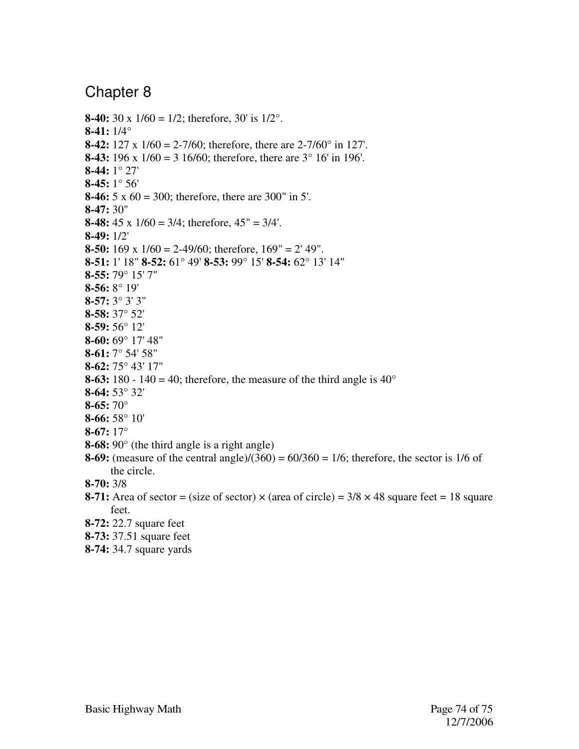# Chapter 8

**8-40:** 30 x 1/60 = 1/2; therefore, 30' is 1/2°.
**8-41:** 1/4°
**8-42:** 127 x 1/60 = 2-7/60; therefore, there are 2-7/60° in 127'.
**8-43:** 196 x 1/60 = 3 16/60; therefore, there are 3° 16' in 196'.
**8-44:** 1° 27'
**8-45:** 1° 56'
**8-46:** 5 x 60 = 300; therefore, there are 300" in 5'.
**8-47:** 30"
**8-48:** 45 x 1/60 = 3/4; therefore, 45" = 3/4'.
**8-49:** 1/2'
**8-50:** 169 x 1/60 = 2-49/60; therefore, 169" = 2' 49".
**8-51:** 1' 18" **8-52:** 61° 49' **8-53:** 99° 15' **8-54:** 62° 13' 14"
**8-55:** 79° 15' 7"
**8-56:** 8° 19'
**8-57:** 3° 3' 3"
**8-58:** 37° 52'
**8-59:** 56° 12'
**8-60:** 69° 17' 48"
**8-61:** 7° 54' 58"
**8-62:** 75° 43' 17"
**8-63:** 180 - 140 = 40; therefore, the measure of the third angle is 40°
**8-64:** 53° 32'
**8-65:** 70°
**8-66:** 58° 10'
**8-67:** 17°
**8-68:** 90° (the third angle is a right angle)
**8-69:** (measure of the central angle)/(360) = 60/360 = 1/6; therefore, the sector is 1/6 of the circle.
**8-70:** 3/8
**8-71:** Area of sector = (size of sector) × (area of circle) = 3/8 × 48 square feet = 18 square feet.
**8-72:** 22.7 square feet
**8-73:** 37.51 square feet
**8-74:** 34.7 square yards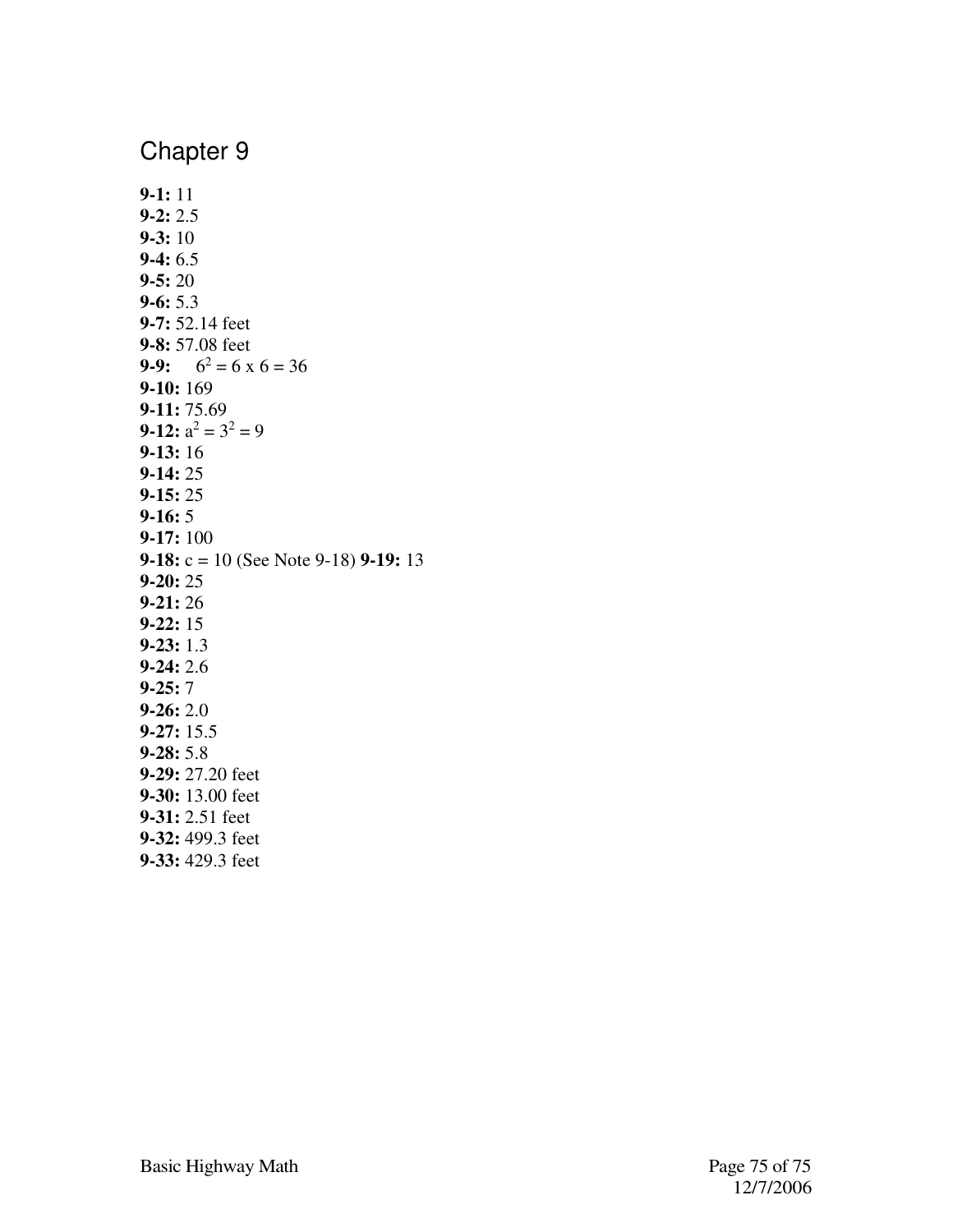## Chapter 9

**9-1:** 11
**9-2:** 2.5
**9-3:** 10
**9-4:** 6.5
**9-5:** 20
**9-6:** 5.3
**9-7:** 52.14 feet
**9-8:** 57.08 feet
**9-9:** $6^2 = 6 \times 6 = 36$
**9-10:** 169
**9-11:** 75.69
**9-12:** $a^2 = 3^2 = 9$
**9-13:** 16
**9-14:** 25
**9-15:** 25
**9-16:** 5
**9-17:** 100
**9-18:** c = 10 (See Note 9-18) **9-19:** 13
**9-20:** 25
**9-21:** 26
**9-22:** 15
**9-23:** 1.3
**9-24:** 2.6
**9-25:** 7
**9-26:** 2.0
**9-27:** 15.5
**9-28:** 5.8
**9-29:** 27.20 feet
**9-30:** 13.00 feet
**9-31:** 2.51 feet
**9-32:** 499.3 feet
**9-33:** 429.3 feet